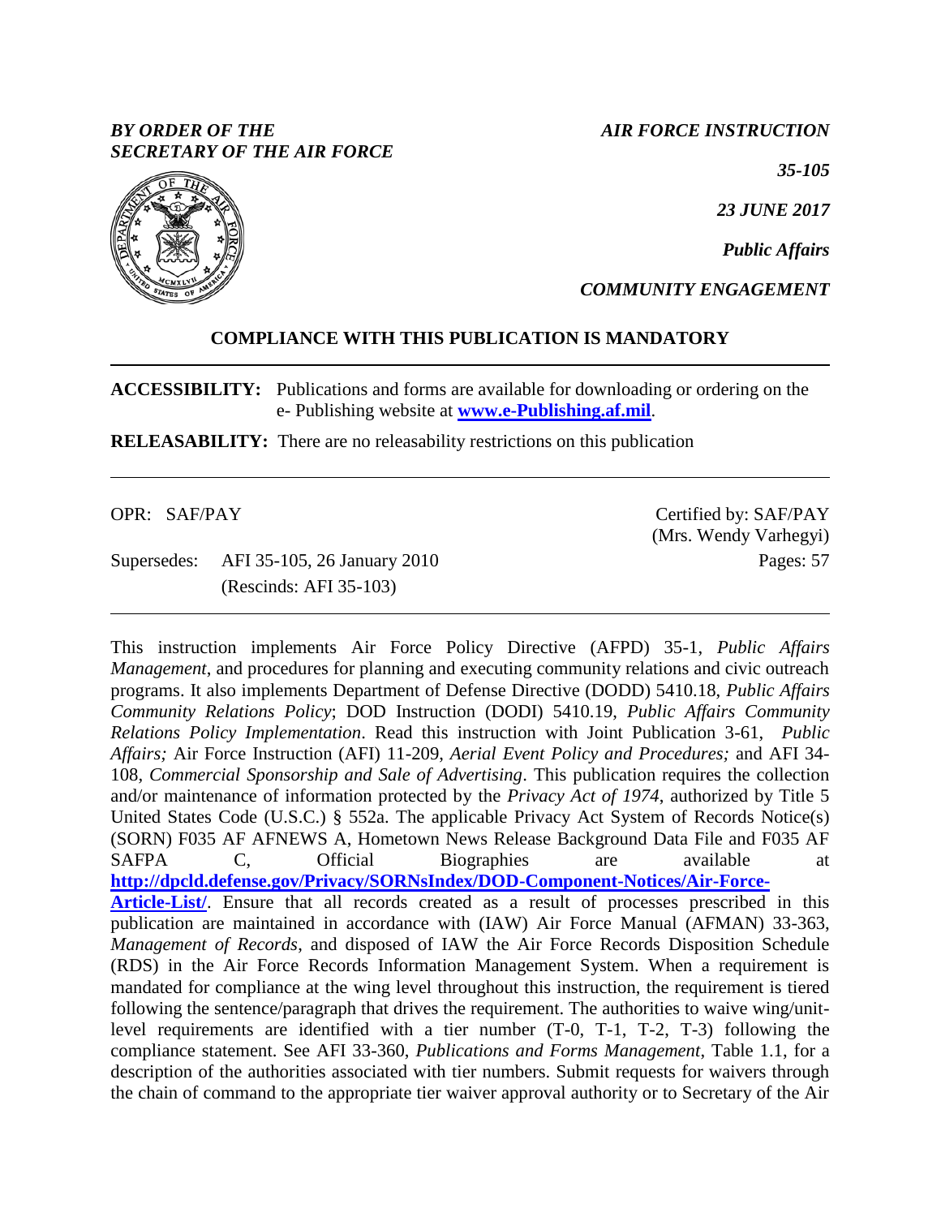*BY ORDER OF THE SECRETARY OF THE AIR FORCE*

*AIR FORCE INSTRUCTION 35-105*

*23 JUNE 2017*

*Public Affairs*

*COMMUNITY ENGAGEMENT*

**COMPLIANCE WITH THIS PUBLICATION IS MANDATORY**

**ACCESSIBILITY:** Publications and forms are available for downloading or ordering on the e- Publishing website at **[www.e-Publishing.af.mil](http://www.e-Publishing.af.mil)**.

**RELEASABILITY:** There are no releasability restrictions on this publication

OPR: SAF/PAY

Certified by: SAF/PAY (Mrs. Wendy Varhegyi)

Supersedes: AFI 35-105, 26 January 2010 (Rescinds: AFI 35-103)

Pages: 57

This instruction implements Air Force Policy Directive (AFPD) 35-1, *Public Affairs Management*, and procedures for planning and executing community relations and civic outreach programs. It also implements Department of Defense Directive (DODD) 5410.18, *Public Affairs Community Relations Policy*; DOD Instruction (DODI) 5410.19, *Public Affairs Community Relations Policy Implementation*. Read this instruction with Joint Publication 3-61, *Public Affairs;* Air Force Instruction (AFI) 11-209, *Aerial Event Policy and Procedures;* and AFI 34-108, *Commercial Sponsorship and Sale of Advertising*. This publication requires the collection and/or maintenance of information protected by the *Privacy Act of 1974*, authorized by Title 5 United States Code (U.S.C.) § 552a. The applicable Privacy Act System of Records Notice(s) (SORN) F035 AF AFNEWS A, Hometown News Release Background Data File and F035 AF SAFPA C, Official Biographies are available at **[http://dpcld.defense.gov/Privacy/SORNsIndex/DOD-Component-Notices/Air-Force-Article-List/](http://dpcld.defense.gov/Privacy/SORNsIndex/DOD-Component-Notices/Air-Force-Article-List/)**. Ensure that all records created as a result of processes prescribed in this publication are maintained in accordance with (IAW) Air Force Manual (AFMAN) 33-363, *Management of Records*, and disposed of IAW the Air Force Records Disposition Schedule (RDS) in the Air Force Records Information Management System. When a requirement is mandated for compliance at the wing level throughout this instruction, the requirement is tiered following the sentence/paragraph that drives the requirement. The authorities to waive wing/unit-level requirements are identified with a tier number (T-0, T-1, T-2, T-3) following the compliance statement. See AFI 33-360, *Publications and Forms Management*, Table 1.1, for a description of the authorities associated with tier numbers. Submit requests for waivers through the chain of command to the appropriate tier waiver approval authority or to Secretary of the Air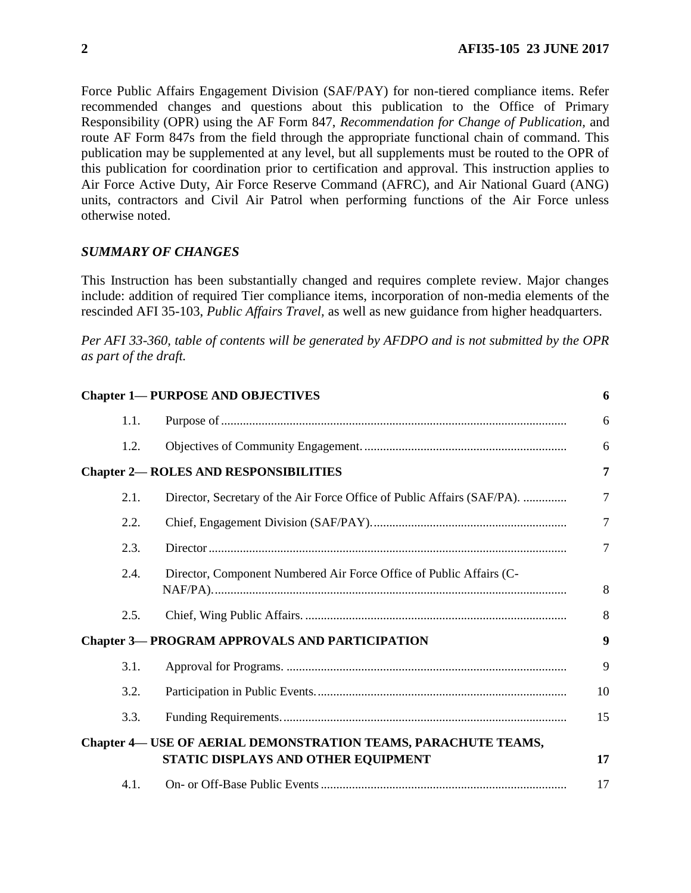Force Public Affairs Engagement Division (SAF/PAY) for non-tiered compliance items. Refer recommended changes and questions about this publication to the Office of Primary Responsibility (OPR) using the AF Form 847, *Recommendation for Change of Publication*, and route AF Form 847s from the field through the appropriate functional chain of command. This publication may be supplemented at any level, but all supplements must be routed to the OPR of this publication for coordination prior to certification and approval. This instruction applies to Air Force Active Duty, Air Force Reserve Command (AFRC), and Air National Guard (ANG) units, contractors and Civil Air Patrol when performing functions of the Air Force unless otherwise noted.

## *SUMMARY OF CHANGES*

This Instruction has been substantially changed and requires complete review. Major changes include: addition of required Tier compliance items, incorporation of non-media elements of the rescinded AFI 35-103, *Public Affairs Travel*, as well as new guidance from higher headquarters.

*Per AFI 33-360, table of contents will be generated by AFDPO and is not submitted by the OPR as part of the draft.*

| | | |
|---|---|---|
| **Chapter 1— PURPOSE AND OBJECTIVES** | | **6** |
| 1.1. | Purpose of | 6 |
| 1.2. | Objectives of Community Engagement. | 6 |
| **Chapter 2— ROLES AND RESPONSIBILITIES** | | **7** |
| 2.1. | Director, Secretary of the Air Force Office of Public Affairs (SAF/PA). | 7 |
| 2.2. | Chief, Engagement Division (SAF/PAY). | 7 |
| 2.3. | Director | 7 |
| 2.4. | Director, Component Numbered Air Force Office of Public Affairs (C-NAF/PA). | 8 |
| 2.5. | Chief, Wing Public Affairs. | 8 |
| **Chapter 3— PROGRAM APPROVALS AND PARTICIPATION** | | **9** |
| 3.1. | Approval for Programs. | 9 |
| 3.2. | Participation in Public Events. | 10 |
| 3.3. | Funding Requirements. | 15 |
| **Chapter 4— USE OF AERIAL DEMONSTRATION TEAMS, PARACHUTE TEAMS, STATIC DISPLAYS AND OTHER EQUIPMENT** | | **17** |
| 4.1. | On- or Off-Base Public Events | 17 |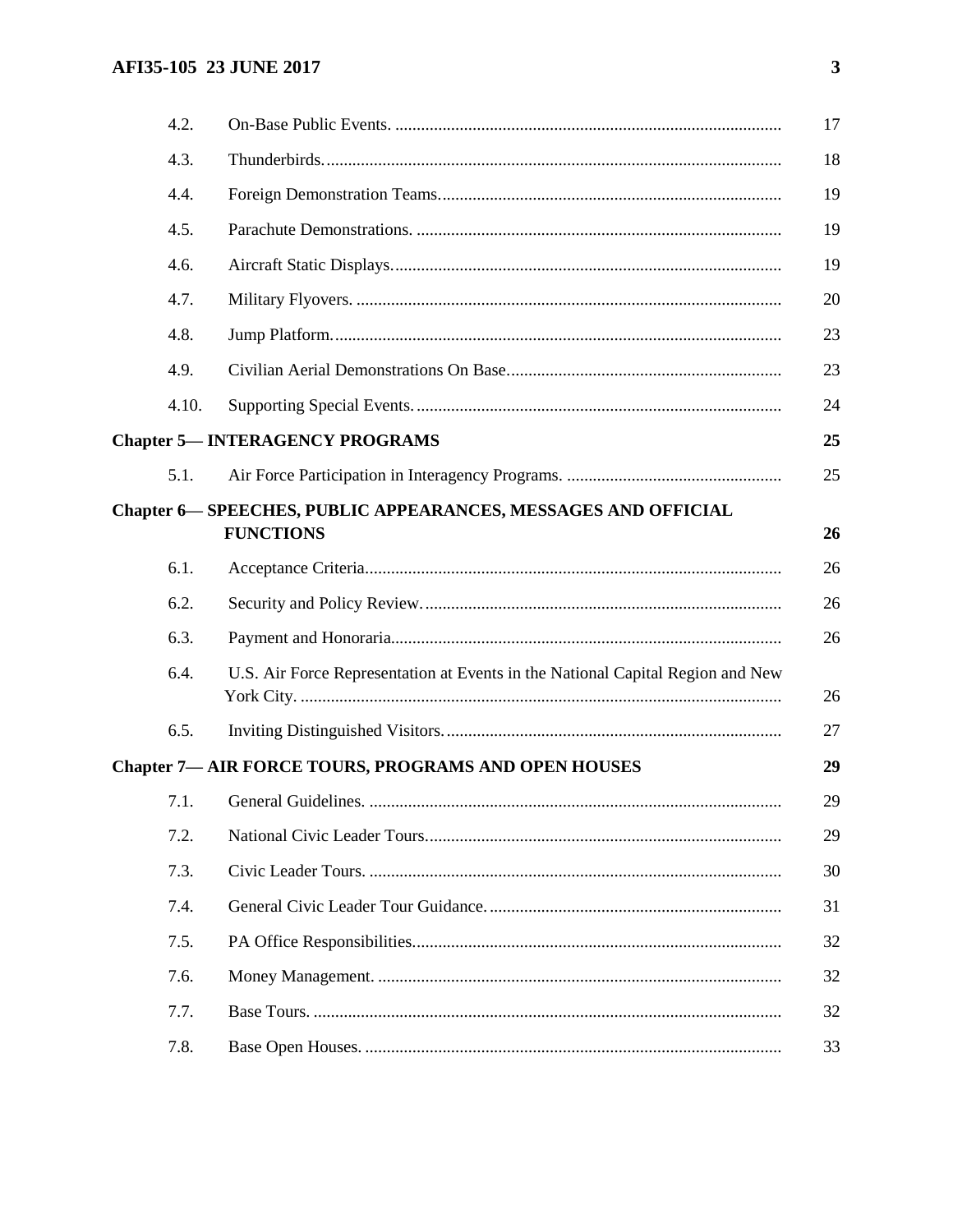| | | |
|---|---|---|
| 4.2. | On-Base Public Events. | 17 |
| 4.3. | Thunderbirds. | 18 |
| 4.4. | Foreign Demonstration Teams. | 19 |
| 4.5. | Parachute Demonstrations. | 19 |
| 4.6. | Aircraft Static Displays. | 19 |
| 4.7. | Military Flyovers. | 20 |
| 4.8. | Jump Platform. | 23 |
| 4.9. | Civilian Aerial Demonstrations On Base. | 23 |
| 4.10. | Supporting Special Events. | 24 |
| **Chapter 5— INTERAGENCY PROGRAMS** | | **25** |
| 5.1. | Air Force Participation in Interagency Programs. | 25 |
| **Chapter 6— SPEECHES, PUBLIC APPEARANCES, MESSAGES AND OFFICIAL FUNCTIONS** | | **26** |
| 6.1. | Acceptance Criteria. | 26 |
| 6.2. | Security and Policy Review. | 26 |
| 6.3. | Payment and Honoraria. | 26 |
| 6.4. | U.S. Air Force Representation at Events in the National Capital Region and New York City. | 26 |
| 6.5. | Inviting Distinguished Visitors. | 27 |
| **Chapter 7— AIR FORCE TOURS, PROGRAMS AND OPEN HOUSES** | | **29** |
| 7.1. | General Guidelines. | 29 |
| 7.2. | National Civic Leader Tours. | 29 |
| 7.3. | Civic Leader Tours. | 30 |
| 7.4. | General Civic Leader Tour Guidance. | 31 |
| 7.5. | PA Office Responsibilities. | 32 |
| 7.6. | Money Management. | 32 |
| 7.7. | Base Tours. | 32 |
| 7.8. | Base Open Houses. | 33 |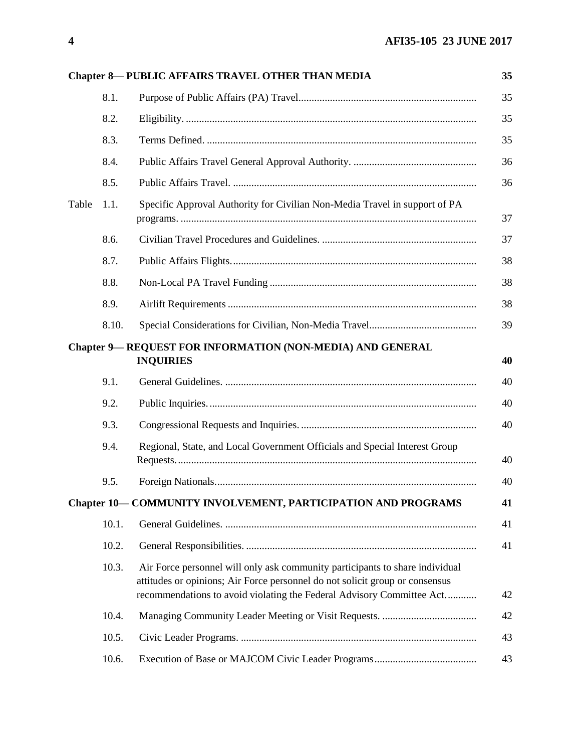| | | | |
|---|---|---|---|
| **Chapter 8— PUBLIC AFFAIRS TRAVEL OTHER THAN MEDIA** | | | **35** |
| | 8.1. | Purpose of Public Affairs (PA) Travel | 35 |
| | 8.2. | Eligibility. | 35 |
| | 8.3. | Terms Defined. | 35 |
| | 8.4. | Public Affairs Travel General Approval Authority. | 36 |
| | 8.5. | Public Affairs Travel. | 36 |
| Table | 1.1. | Specific Approval Authority for Civilian Non-Media Travel in support of PA programs. | 37 |
| | 8.6. | Civilian Travel Procedures and Guidelines. | 37 |
| | 8.7. | Public Affairs Flights. | 38 |
| | 8.8. | Non-Local PA Travel Funding | 38 |
| | 8.9. | Airlift Requirements | 38 |
| | 8.10. | Special Considerations for Civilian, Non-Media Travel | 39 |
| **Chapter 9— REQUEST FOR INFORMATION (NON-MEDIA) AND GENERAL INQUIRIES** | | | **40** |
| | 9.1. | General Guidelines. | 40 |
| | 9.2. | Public Inquiries. | 40 |
| | 9.3. | Congressional Requests and Inquiries. | 40 |
| | 9.4. | Regional, State, and Local Government Officials and Special Interest Group Requests. | 40 |
| | 9.5. | Foreign Nationals. | 40 |
| **Chapter 10— COMMUNITY INVOLVEMENT, PARTICIPATION AND PROGRAMS** | | | **41** |
| | 10.1. | General Guidelines. | 41 |
| | 10.2. | General Responsibilities. | 41 |
| | 10.3. | Air Force personnel will only ask community participants to share individual attitudes or opinions; Air Force personnel do not solicit group or consensus recommendations to avoid violating the Federal Advisory Committee Act. | 42 |
| | 10.4. | Managing Community Leader Meeting or Visit Requests. | 42 |
| | 10.5. | Civic Leader Programs. | 43 |
| | 10.6. | Execution of Base or MAJCOM Civic Leader Programs | 43 |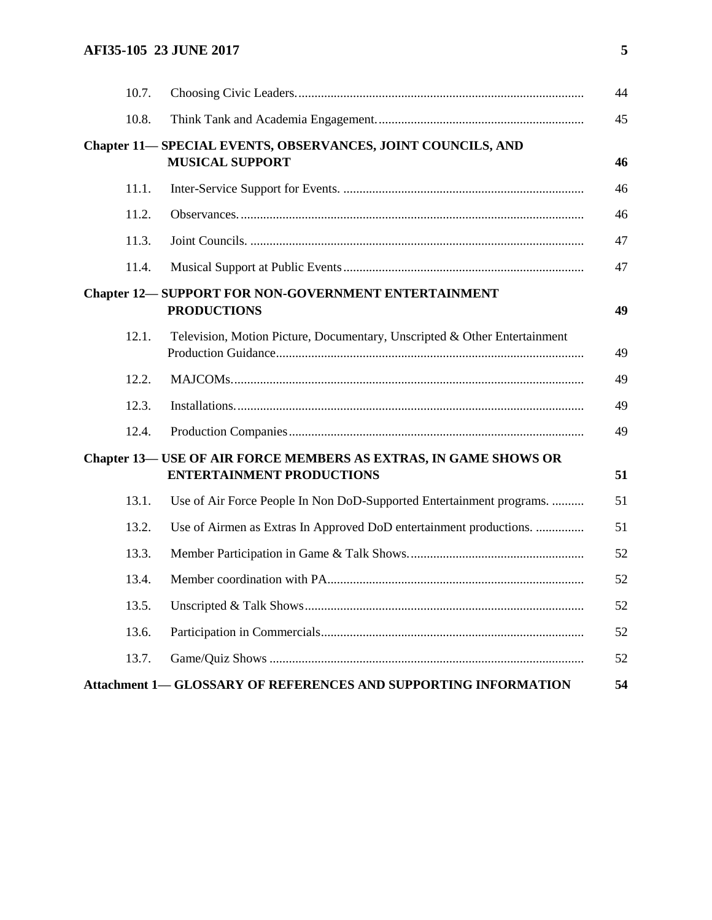| | | |
|---|---|---|
| 10.7. | Choosing Civic Leaders. | 44 |
| 10.8. | Think Tank and Academia Engagement. | 45 |
| **Chapter 11— SPECIAL EVENTS, OBSERVANCES, JOINT COUNCILS, AND MUSICAL SUPPORT** | | **46** |
| 11.1. | Inter-Service Support for Events. | 46 |
| 11.2. | Observances. | 46 |
| 11.3. | Joint Councils. | 47 |
| 11.4. | Musical Support at Public Events | 47 |
| **Chapter 12— SUPPORT FOR NON-GOVERNMENT ENTERTAINMENT PRODUCTIONS** | | **49** |
| 12.1. | Television, Motion Picture, Documentary, Unscripted & Other Entertainment Production Guidance | 49 |
| 12.2. | MAJCOMs. | 49 |
| 12.3. | Installations. | 49 |
| 12.4. | Production Companies | 49 |
| **Chapter 13— USE OF AIR FORCE MEMBERS AS EXTRAS, IN GAME SHOWS OR ENTERTAINMENT PRODUCTIONS** | | **51** |
| 13.1. | Use of Air Force People In Non DoD-Supported Entertainment programs. | 51 |
| 13.2. | Use of Airmen as Extras In Approved DoD entertainment productions. | 51 |
| 13.3. | Member Participation in Game & Talk Shows. | 52 |
| 13.4. | Member coordination with PA | 52 |
| 13.5. | Unscripted & Talk Shows | 52 |
| 13.6. | Participation in Commercials | 52 |
| 13.7. | Game/Quiz Shows | 52 |
| **Attachment 1— GLOSSARY OF REFERENCES AND SUPPORTING INFORMATION** | | **54** |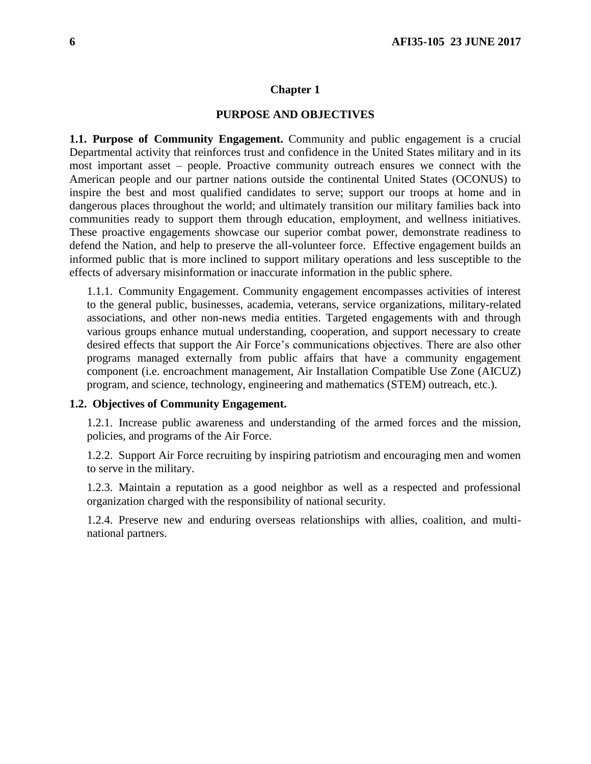# Chapter 1

## PURPOSE AND OBJECTIVES

**1.1. Purpose of Community Engagement.** Community and public engagement is a crucial Departmental activity that reinforces trust and confidence in the United States military and in its most important asset – people. Proactive community outreach ensures we connect with the American people and our partner nations outside the continental United States (OCONUS) to inspire the best and most qualified candidates to serve; support our troops at home and in dangerous places throughout the world; and ultimately transition our military families back into communities ready to support them through education, employment, and wellness initiatives. These proactive engagements showcase our superior combat power, demonstrate readiness to defend the Nation, and help to preserve the all-volunteer force. Effective engagement builds an informed public that is more inclined to support military operations and less susceptible to the effects of adversary misinformation or inaccurate information in the public sphere.

1.1.1. Community Engagement. Community engagement encompasses activities of interest to the general public, businesses, academia, veterans, service organizations, military-related associations, and other non-news media entities. Targeted engagements with and through various groups enhance mutual understanding, cooperation, and support necessary to create desired effects that support the Air Force's communications objectives. There are also other programs managed externally from public affairs that have a community engagement component (i.e. encroachment management, Air Installation Compatible Use Zone (AICUZ) program, and science, technology, engineering and mathematics (STEM) outreach, etc.).

**1.2. Objectives of Community Engagement.**

1.2.1. Increase public awareness and understanding of the armed forces and the mission, policies, and programs of the Air Force.

1.2.2. Support Air Force recruiting by inspiring patriotism and encouraging men and women to serve in the military.

1.2.3. Maintain a reputation as a good neighbor as well as a respected and professional organization charged with the responsibility of national security.

1.2.4. Preserve new and enduring overseas relationships with allies, coalition, and multi-national partners.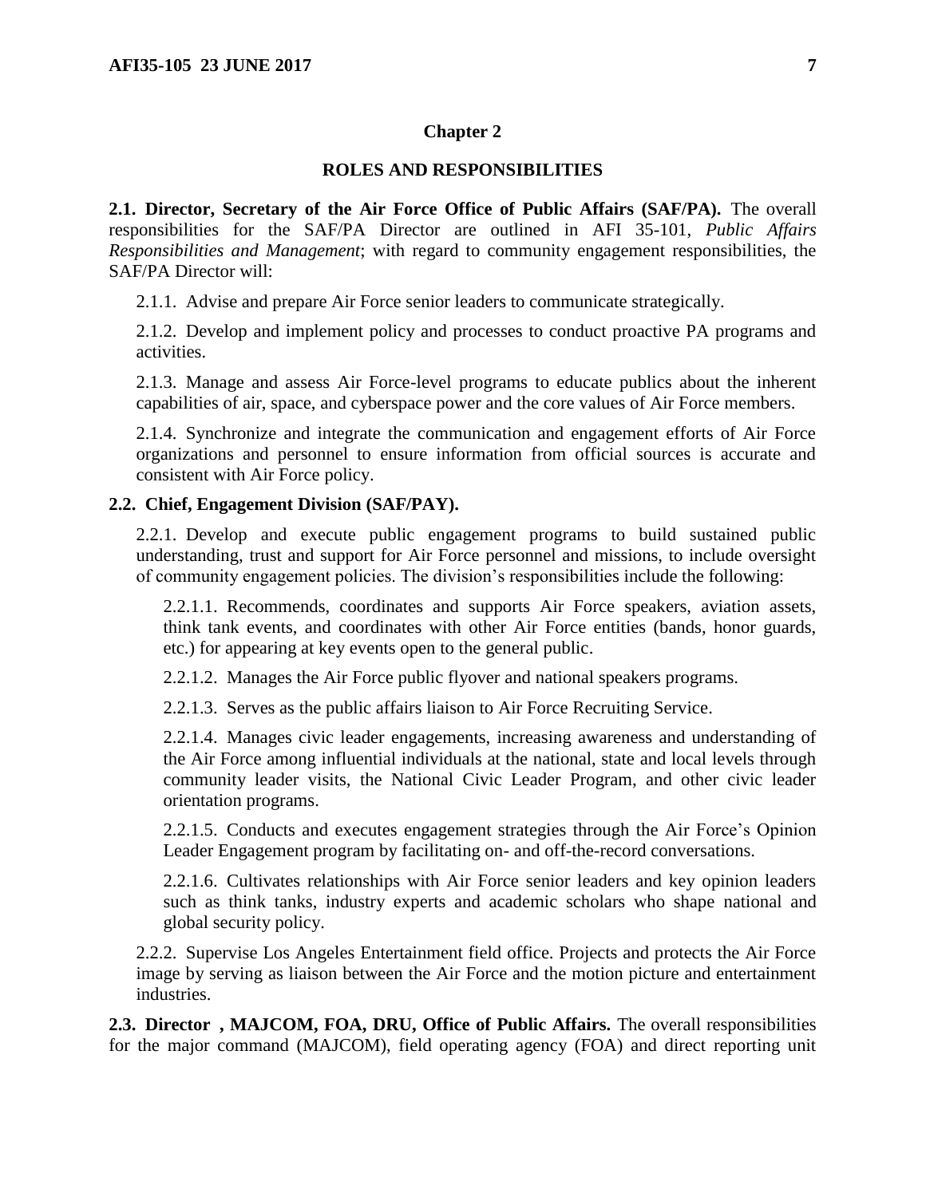# Chapter 2

## ROLES AND RESPONSIBILITIES

**2.1. Director, Secretary of the Air Force Office of Public Affairs (SAF/PA).** The overall responsibilities for the SAF/PA Director are outlined in AFI 35-101, *Public Affairs Responsibilities and Management*; with regard to community engagement responsibilities, the SAF/PA Director will:

2.1.1. Advise and prepare Air Force senior leaders to communicate strategically.

2.1.2. Develop and implement policy and processes to conduct proactive PA programs and activities.

2.1.3. Manage and assess Air Force-level programs to educate publics about the inherent capabilities of air, space, and cyberspace power and the core values of Air Force members.

2.1.4. Synchronize and integrate the communication and engagement efforts of Air Force organizations and personnel to ensure information from official sources is accurate and consistent with Air Force policy.

**2.2. Chief, Engagement Division (SAF/PAY).**

2.2.1. Develop and execute public engagement programs to build sustained public understanding, trust and support for Air Force personnel and missions, to include oversight of community engagement policies. The division's responsibilities include the following:

2.2.1.1. Recommends, coordinates and supports Air Force speakers, aviation assets, think tank events, and coordinates with other Air Force entities (bands, honor guards, etc.) for appearing at key events open to the general public.

2.2.1.2. Manages the Air Force public flyover and national speakers programs.

2.2.1.3. Serves as the public affairs liaison to Air Force Recruiting Service.

2.2.1.4. Manages civic leader engagements, increasing awareness and understanding of the Air Force among influential individuals at the national, state and local levels through community leader visits, the National Civic Leader Program, and other civic leader orientation programs.

2.2.1.5. Conducts and executes engagement strategies through the Air Force's Opinion Leader Engagement program by facilitating on- and off-the-record conversations.

2.2.1.6. Cultivates relationships with Air Force senior leaders and key opinion leaders such as think tanks, industry experts and academic scholars who shape national and global security policy.

2.2.2. Supervise Los Angeles Entertainment field office. Projects and protects the Air Force image by serving as liaison between the Air Force and the motion picture and entertainment industries.

**2.3. Director , MAJCOM, FOA, DRU, Office of Public Affairs.** The overall responsibilities for the major command (MAJCOM), field operating agency (FOA) and direct reporting unit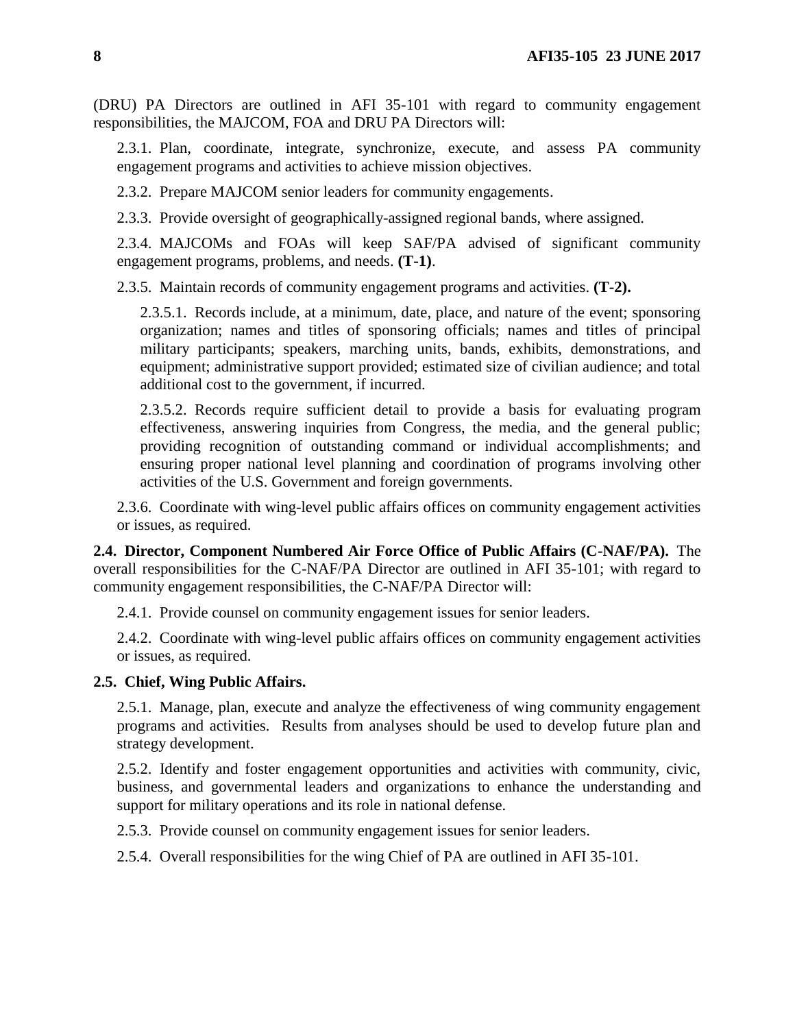(DRU) PA Directors are outlined in AFI 35-101 with regard to community engagement responsibilities, the MAJCOM, FOA and DRU PA Directors will:

2.3.1. Plan, coordinate, integrate, synchronize, execute, and assess PA community engagement programs and activities to achieve mission objectives.

2.3.2. Prepare MAJCOM senior leaders for community engagements.

2.3.3. Provide oversight of geographically-assigned regional bands, where assigned.

2.3.4. MAJCOMs and FOAs will keep SAF/PA advised of significant community engagement programs, problems, and needs. **(T-1)**.

2.3.5. Maintain records of community engagement programs and activities. **(T-2).**

2.3.5.1. Records include, at a minimum, date, place, and nature of the event; sponsoring organization; names and titles of sponsoring officials; names and titles of principal military participants; speakers, marching units, bands, exhibits, demonstrations, and equipment; administrative support provided; estimated size of civilian audience; and total additional cost to the government, if incurred.

2.3.5.2. Records require sufficient detail to provide a basis for evaluating program effectiveness, answering inquiries from Congress, the media, and the general public; providing recognition of outstanding command or individual accomplishments; and ensuring proper national level planning and coordination of programs involving other activities of the U.S. Government and foreign governments.

2.3.6. Coordinate with wing-level public affairs offices on community engagement activities or issues, as required.

**2.4. Director, Component Numbered Air Force Office of Public Affairs (C-NAF/PA).** The overall responsibilities for the C-NAF/PA Director are outlined in AFI 35-101; with regard to community engagement responsibilities, the C-NAF/PA Director will:

2.4.1. Provide counsel on community engagement issues for senior leaders.

2.4.2. Coordinate with wing-level public affairs offices on community engagement activities or issues, as required.

**2.5. Chief, Wing Public Affairs.**

2.5.1. Manage, plan, execute and analyze the effectiveness of wing community engagement programs and activities. Results from analyses should be used to develop future plan and strategy development.

2.5.2. Identify and foster engagement opportunities and activities with community, civic, business, and governmental leaders and organizations to enhance the understanding and support for military operations and its role in national defense.

2.5.3. Provide counsel on community engagement issues for senior leaders.

2.5.4. Overall responsibilities for the wing Chief of PA are outlined in AFI 35-101.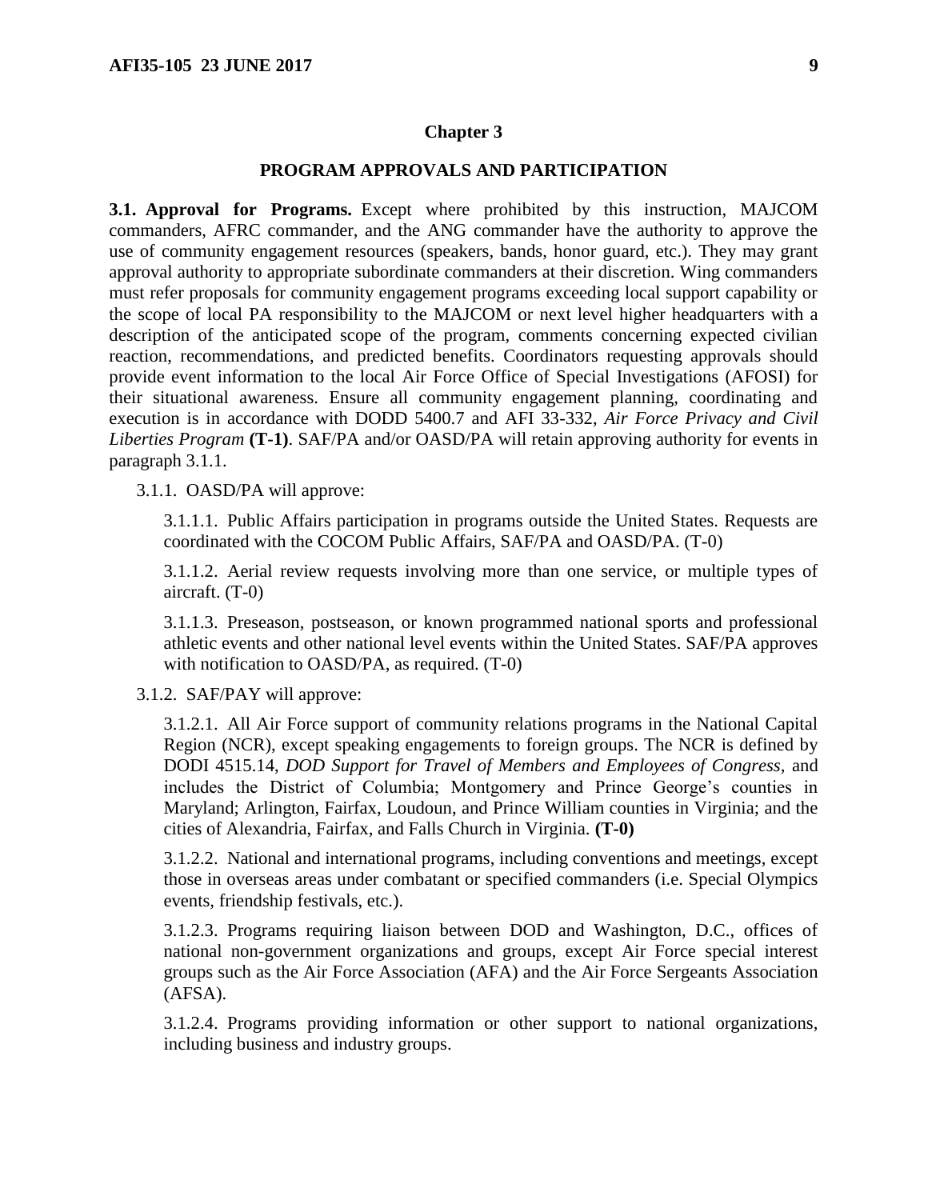## Chapter 3

## PROGRAM APPROVALS AND PARTICIPATION

**3.1. Approval for Programs.** Except where prohibited by this instruction, MAJCOM commanders, AFRC commander, and the ANG commander have the authority to approve the use of community engagement resources (speakers, bands, honor guard, etc.). They may grant approval authority to appropriate subordinate commanders at their discretion. Wing commanders must refer proposals for community engagement programs exceeding local support capability or the scope of local PA responsibility to the MAJCOM or next level higher headquarters with a description of the anticipated scope of the program, comments concerning expected civilian reaction, recommendations, and predicted benefits. Coordinators requesting approvals should provide event information to the local Air Force Office of Special Investigations (AFOSI) for their situational awareness. Ensure all community engagement planning, coordinating and execution is in accordance with DODD 5400.7 and AFI 33-332, *Air Force Privacy and Civil Liberties Program* **(T-1)**. SAF/PA and/or OASD/PA will retain approving authority for events in paragraph 3.1.1.

3.1.1. OASD/PA will approve:

3.1.1.1. Public Affairs participation in programs outside the United States. Requests are coordinated with the COCOM Public Affairs, SAF/PA and OASD/PA. (T-0)

3.1.1.2. Aerial review requests involving more than one service, or multiple types of aircraft. (T-0)

3.1.1.3. Preseason, postseason, or known programmed national sports and professional athletic events and other national level events within the United States. SAF/PA approves with notification to OASD/PA, as required. (T-0)

3.1.2. SAF/PAY will approve:

3.1.2.1. All Air Force support of community relations programs in the National Capital Region (NCR), except speaking engagements to foreign groups. The NCR is defined by DODI 4515.14, *DOD Support for Travel of Members and Employees of Congress,* and includes the District of Columbia; Montgomery and Prince George's counties in Maryland; Arlington, Fairfax, Loudoun, and Prince William counties in Virginia; and the cities of Alexandria, Fairfax, and Falls Church in Virginia. **(T-0)**

3.1.2.2. National and international programs, including conventions and meetings, except those in overseas areas under combatant or specified commanders (i.e. Special Olympics events, friendship festivals, etc.).

3.1.2.3. Programs requiring liaison between DOD and Washington, D.C., offices of national non-government organizations and groups, except Air Force special interest groups such as the Air Force Association (AFA) and the Air Force Sergeants Association (AFSA).

3.1.2.4. Programs providing information or other support to national organizations, including business and industry groups.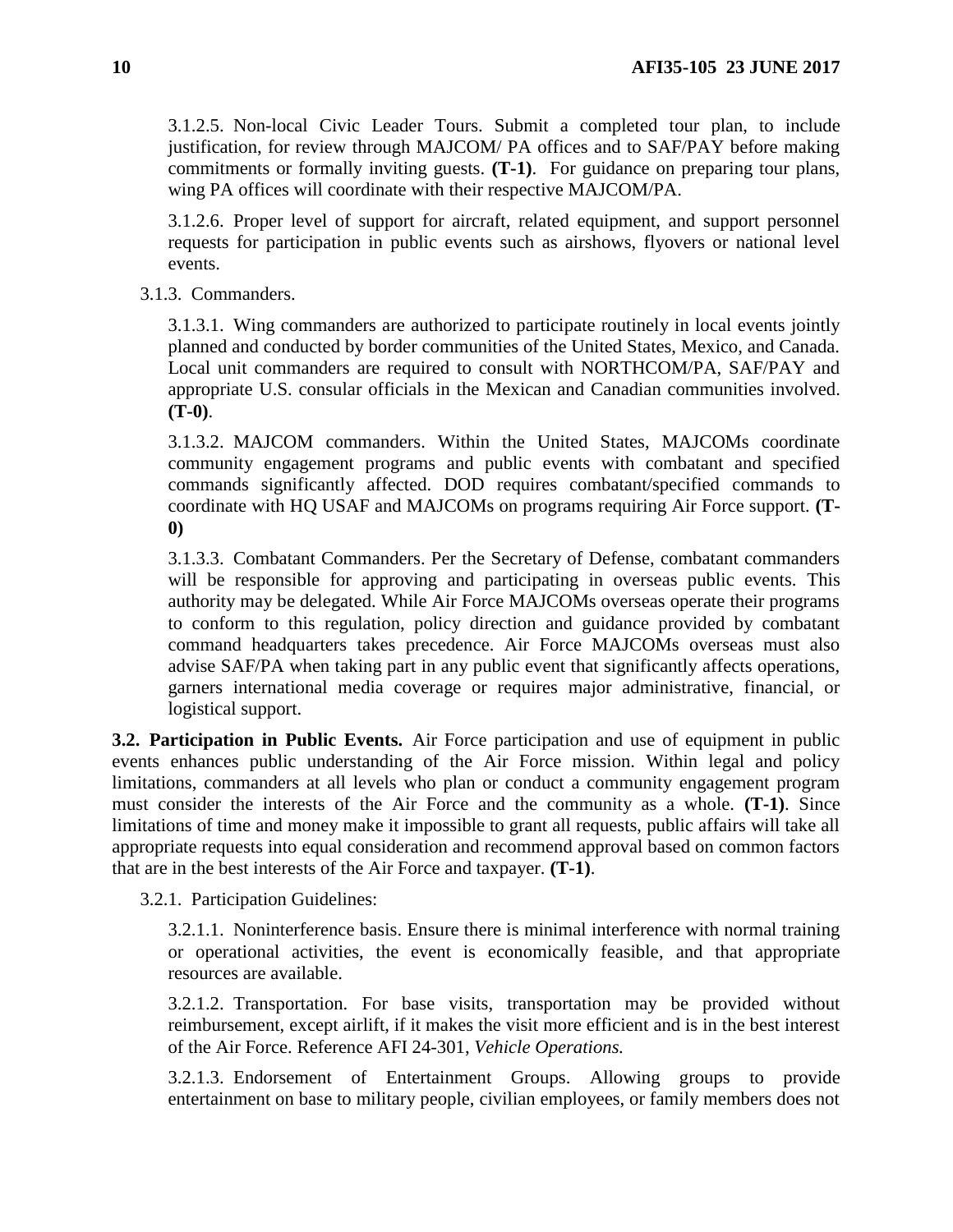3.1.2.5. Non-local Civic Leader Tours. Submit a completed tour plan, to include justification, for review through MAJCOM/ PA offices and to SAF/PAY before making commitments or formally inviting guests. **(T-1)**. For guidance on preparing tour plans, wing PA offices will coordinate with their respective MAJCOM/PA.

3.1.2.6. Proper level of support for aircraft, related equipment, and support personnel requests for participation in public events such as airshows, flyovers or national level events.

3.1.3. Commanders.

3.1.3.1. Wing commanders are authorized to participate routinely in local events jointly planned and conducted by border communities of the United States, Mexico, and Canada. Local unit commanders are required to consult with NORTHCOM/PA, SAF/PAY and appropriate U.S. consular officials in the Mexican and Canadian communities involved. **(T-0)**.

3.1.3.2. MAJCOM commanders. Within the United States, MAJCOMs coordinate community engagement programs and public events with combatant and specified commands significantly affected. DOD requires combatant/specified commands to coordinate with HQ USAF and MAJCOMs on programs requiring Air Force support. **(T-0)**

3.1.3.3. Combatant Commanders. Per the Secretary of Defense, combatant commanders will be responsible for approving and participating in overseas public events. This authority may be delegated. While Air Force MAJCOMs overseas operate their programs to conform to this regulation, policy direction and guidance provided by combatant command headquarters takes precedence. Air Force MAJCOMs overseas must also advise SAF/PA when taking part in any public event that significantly affects operations, garners international media coverage or requires major administrative, financial, or logistical support.

**3.2. Participation in Public Events.** Air Force participation and use of equipment in public events enhances public understanding of the Air Force mission. Within legal and policy limitations, commanders at all levels who plan or conduct a community engagement program must consider the interests of the Air Force and the community as a whole. **(T-1)**. Since limitations of time and money make it impossible to grant all requests, public affairs will take all appropriate requests into equal consideration and recommend approval based on common factors that are in the best interests of the Air Force and taxpayer. **(T-1)**.

3.2.1. Participation Guidelines:

3.2.1.1. Noninterference basis. Ensure there is minimal interference with normal training or operational activities, the event is economically feasible, and that appropriate resources are available.

3.2.1.2. Transportation. For base visits, transportation may be provided without reimbursement, except airlift, if it makes the visit more efficient and is in the best interest of the Air Force. Reference AFI 24-301, *Vehicle Operations.*

3.2.1.3. Endorsement of Entertainment Groups. Allowing groups to provide entertainment on base to military people, civilian employees, or family members does not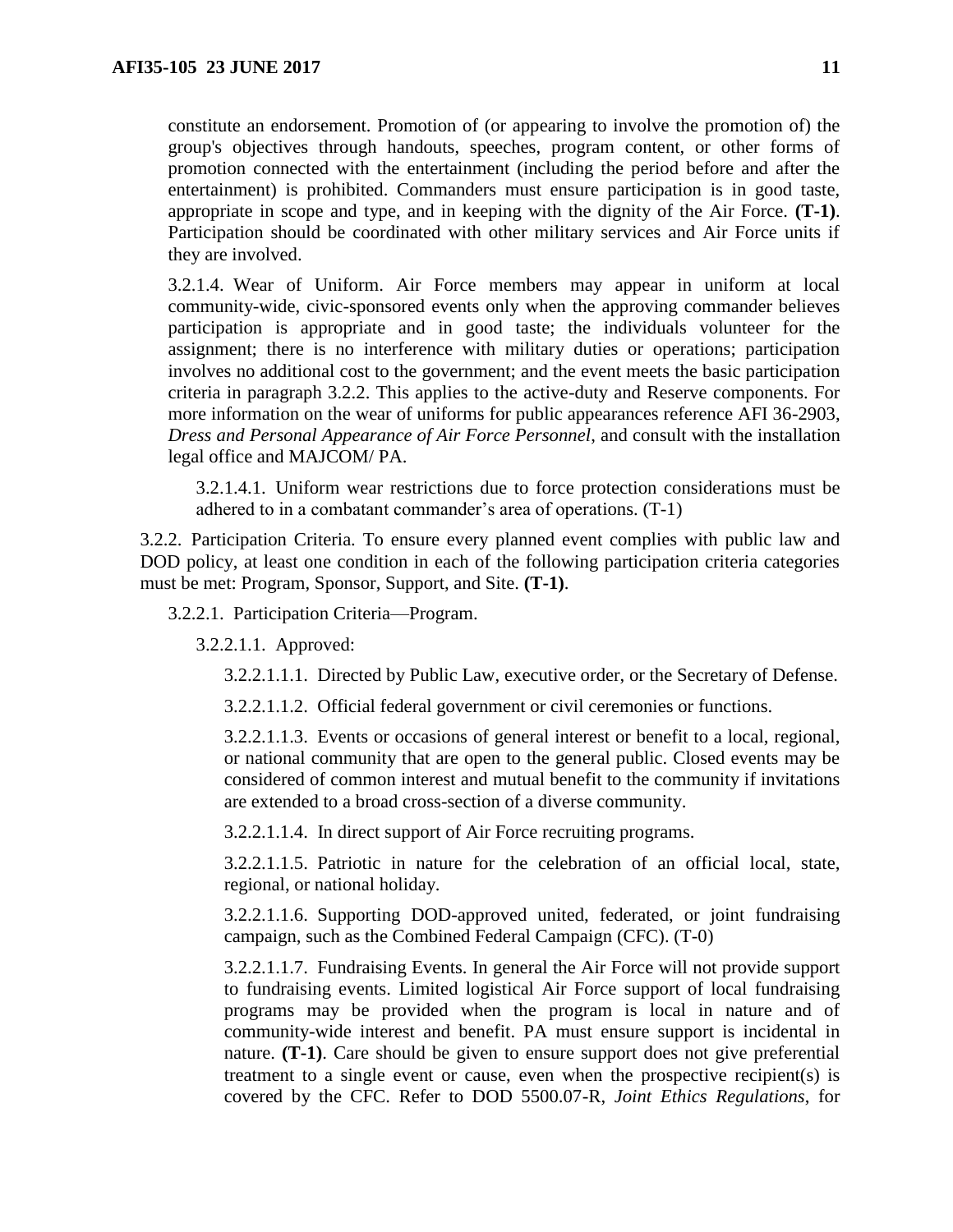constitute an endorsement. Promotion of (or appearing to involve the promotion of) the group's objectives through handouts, speeches, program content, or other forms of promotion connected with the entertainment (including the period before and after the entertainment) is prohibited. Commanders must ensure participation is in good taste, appropriate in scope and type, and in keeping with the dignity of the Air Force. **(T-1)**. Participation should be coordinated with other military services and Air Force units if they are involved.

3.2.1.4. Wear of Uniform. Air Force members may appear in uniform at local community-wide, civic-sponsored events only when the approving commander believes participation is appropriate and in good taste; the individuals volunteer for the assignment; there is no interference with military duties or operations; participation involves no additional cost to the government; and the event meets the basic participation criteria in paragraph 3.2.2. This applies to the active-duty and Reserve components. For more information on the wear of uniforms for public appearances reference AFI 36-2903, *Dress and Personal Appearance of Air Force Personnel*, and consult with the installation legal office and MAJCOM/ PA.

3.2.1.4.1. Uniform wear restrictions due to force protection considerations must be adhered to in a combatant commander's area of operations. (T-1)

3.2.2. Participation Criteria. To ensure every planned event complies with public law and DOD policy, at least one condition in each of the following participation criteria categories must be met: Program, Sponsor, Support, and Site. **(T-1)**.

3.2.2.1. Participation Criteria—Program.

3.2.2.1.1. Approved:

3.2.2.1.1.1. Directed by Public Law, executive order, or the Secretary of Defense.

3.2.2.1.1.2. Official federal government or civil ceremonies or functions.

3.2.2.1.1.3. Events or occasions of general interest or benefit to a local, regional, or national community that are open to the general public. Closed events may be considered of common interest and mutual benefit to the community if invitations are extended to a broad cross-section of a diverse community.

3.2.2.1.1.4. In direct support of Air Force recruiting programs.

3.2.2.1.1.5. Patriotic in nature for the celebration of an official local, state, regional, or national holiday.

3.2.2.1.1.6. Supporting DOD-approved united, federated, or joint fundraising campaign, such as the Combined Federal Campaign (CFC). (T-0)

3.2.2.1.1.7. Fundraising Events. In general the Air Force will not provide support to fundraising events. Limited logistical Air Force support of local fundraising programs may be provided when the program is local in nature and of community-wide interest and benefit. PA must ensure support is incidental in nature. **(T-1)**. Care should be given to ensure support does not give preferential treatment to a single event or cause, even when the prospective recipient(s) is covered by the CFC. Refer to DOD 5500.07-R, *Joint Ethics Regulations*, for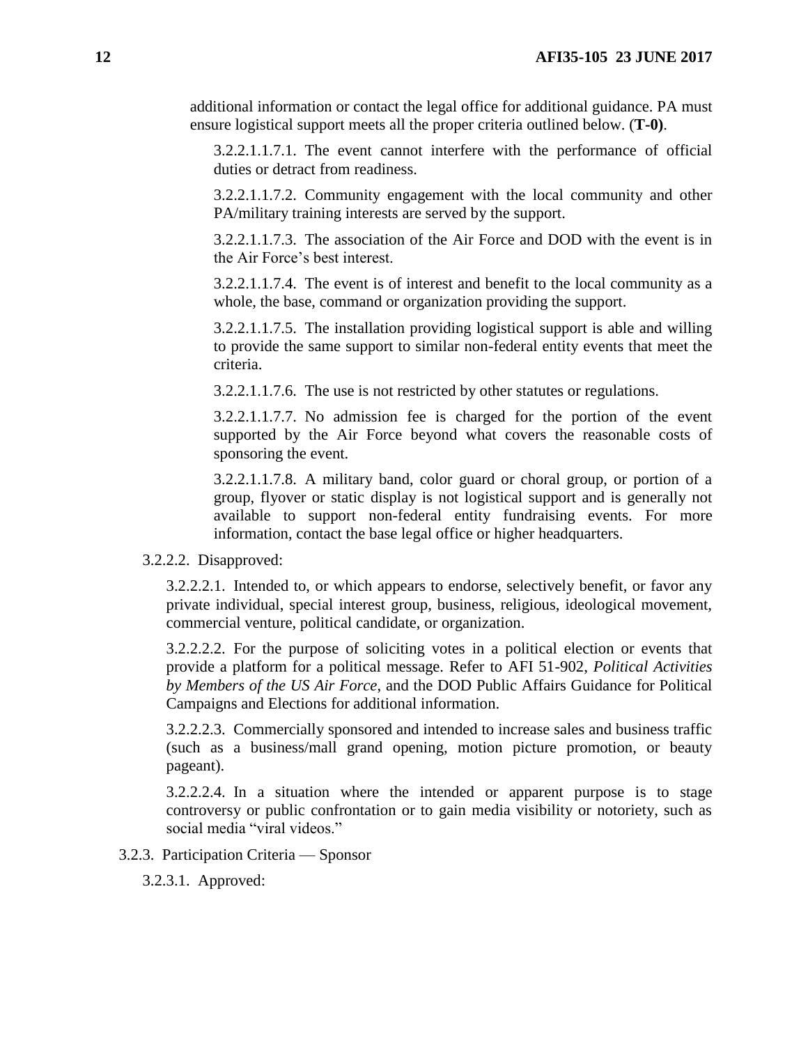additional information or contact the legal office for additional guidance. PA must ensure logistical support meets all the proper criteria outlined below. (**T-0)**.

3.2.2.1.1.7.1. The event cannot interfere with the performance of official duties or detract from readiness.

3.2.2.1.1.7.2. Community engagement with the local community and other PA/military training interests are served by the support.

3.2.2.1.1.7.3. The association of the Air Force and DOD with the event is in the Air Force's best interest.

3.2.2.1.1.7.4. The event is of interest and benefit to the local community as a whole, the base, command or organization providing the support.

3.2.2.1.1.7.5. The installation providing logistical support is able and willing to provide the same support to similar non-federal entity events that meet the criteria.

3.2.2.1.1.7.6. The use is not restricted by other statutes or regulations.

3.2.2.1.1.7.7. No admission fee is charged for the portion of the event supported by the Air Force beyond what covers the reasonable costs of sponsoring the event.

3.2.2.1.1.7.8. A military band, color guard or choral group, or portion of a group, flyover or static display is not logistical support and is generally not available to support non-federal entity fundraising events. For more information, contact the base legal office or higher headquarters.

3.2.2.2. Disapproved:

3.2.2.2.1. Intended to, or which appears to endorse, selectively benefit, or favor any private individual, special interest group, business, religious, ideological movement, commercial venture, political candidate, or organization.

3.2.2.2.2. For the purpose of soliciting votes in a political election or events that provide a platform for a political message. Refer to AFI 51-902, *Political Activities by Members of the US Air Force*, and the DOD Public Affairs Guidance for Political Campaigns and Elections for additional information.

3.2.2.2.3. Commercially sponsored and intended to increase sales and business traffic (such as a business/mall grand opening, motion picture promotion, or beauty pageant).

3.2.2.2.4. In a situation where the intended or apparent purpose is to stage controversy or public confrontation or to gain media visibility or notoriety, such as social media "viral videos."

3.2.3. Participation Criteria — Sponsor

3.2.3.1. Approved: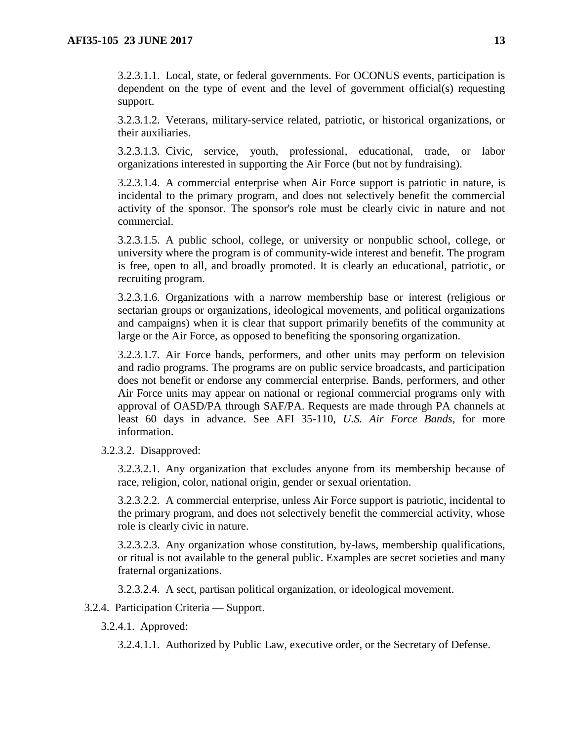3.2.3.1.1. Local, state, or federal governments. For OCONUS events, participation is dependent on the type of event and the level of government official(s) requesting support.

3.2.3.1.2. Veterans, military-service related, patriotic, or historical organizations, or their auxiliaries.

3.2.3.1.3. Civic, service, youth, professional, educational, trade, or labor organizations interested in supporting the Air Force (but not by fundraising).

3.2.3.1.4. A commercial enterprise when Air Force support is patriotic in nature, is incidental to the primary program, and does not selectively benefit the commercial activity of the sponsor. The sponsor's role must be clearly civic in nature and not commercial.

3.2.3.1.5. A public school, college, or university or nonpublic school, college, or university where the program is of community-wide interest and benefit. The program is free, open to all, and broadly promoted. It is clearly an educational, patriotic, or recruiting program.

3.2.3.1.6. Organizations with a narrow membership base or interest (religious or sectarian groups or organizations, ideological movements, and political organizations and campaigns) when it is clear that support primarily benefits of the community at large or the Air Force, as opposed to benefiting the sponsoring organization.

3.2.3.1.7. Air Force bands, performers, and other units may perform on television and radio programs. The programs are on public service broadcasts, and participation does not benefit or endorse any commercial enterprise. Bands, performers, and other Air Force units may appear on national or regional commercial programs only with approval of OASD/PA through SAF/PA. Requests are made through PA channels at least 60 days in advance. See AFI 35-110, *U.S. Air Force Bands*, for more information.

3.2.3.2. Disapproved:

3.2.3.2.1. Any organization that excludes anyone from its membership because of race, religion, color, national origin, gender or sexual orientation.

3.2.3.2.2. A commercial enterprise, unless Air Force support is patriotic, incidental to the primary program, and does not selectively benefit the commercial activity, whose role is clearly civic in nature.

3.2.3.2.3. Any organization whose constitution, by-laws, membership qualifications, or ritual is not available to the general public. Examples are secret societies and many fraternal organizations.

3.2.3.2.4. A sect, partisan political organization, or ideological movement.

3.2.4. Participation Criteria — Support.

3.2.4.1. Approved:

3.2.4.1.1. Authorized by Public Law, executive order, or the Secretary of Defense.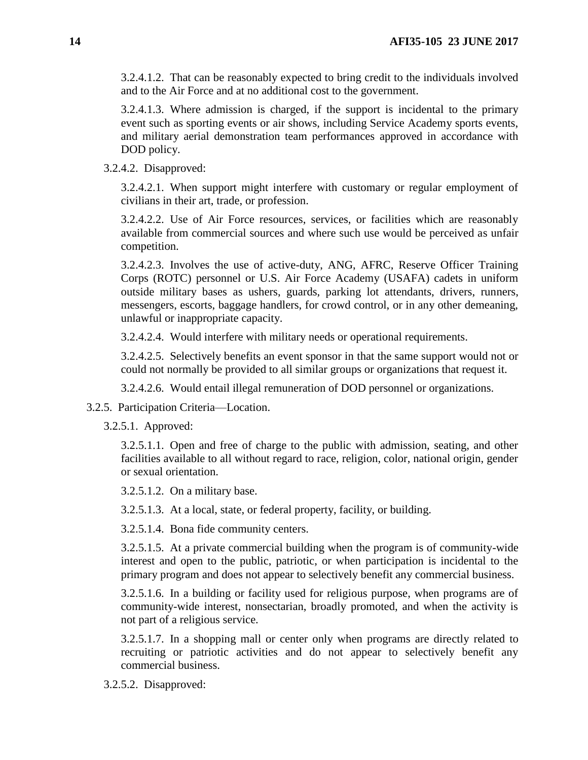3.2.4.1.2. That can be reasonably expected to bring credit to the individuals involved and to the Air Force and at no additional cost to the government.

3.2.4.1.3. Where admission is charged, if the support is incidental to the primary event such as sporting events or air shows, including Service Academy sports events, and military aerial demonstration team performances approved in accordance with DOD policy.

3.2.4.2. Disapproved:

3.2.4.2.1. When support might interfere with customary or regular employment of civilians in their art, trade, or profession.

3.2.4.2.2. Use of Air Force resources, services, or facilities which are reasonably available from commercial sources and where such use would be perceived as unfair competition.

3.2.4.2.3. Involves the use of active-duty, ANG, AFRC, Reserve Officer Training Corps (ROTC) personnel or U.S. Air Force Academy (USAFA) cadets in uniform outside military bases as ushers, guards, parking lot attendants, drivers, runners, messengers, escorts, baggage handlers, for crowd control, or in any other demeaning, unlawful or inappropriate capacity.

3.2.4.2.4. Would interfere with military needs or operational requirements.

3.2.4.2.5. Selectively benefits an event sponsor in that the same support would not or could not normally be provided to all similar groups or organizations that request it.

3.2.4.2.6. Would entail illegal remuneration of DOD personnel or organizations.

3.2.5. Participation Criteria—Location.

3.2.5.1. Approved:

3.2.5.1.1. Open and free of charge to the public with admission, seating, and other facilities available to all without regard to race, religion, color, national origin, gender or sexual orientation.

3.2.5.1.2. On a military base.

3.2.5.1.3. At a local, state, or federal property, facility, or building.

3.2.5.1.4. Bona fide community centers.

3.2.5.1.5. At a private commercial building when the program is of community-wide interest and open to the public, patriotic, or when participation is incidental to the primary program and does not appear to selectively benefit any commercial business.

3.2.5.1.6. In a building or facility used for religious purpose, when programs are of community-wide interest, nonsectarian, broadly promoted, and when the activity is not part of a religious service.

3.2.5.1.7. In a shopping mall or center only when programs are directly related to recruiting or patriotic activities and do not appear to selectively benefit any commercial business.

3.2.5.2. Disapproved: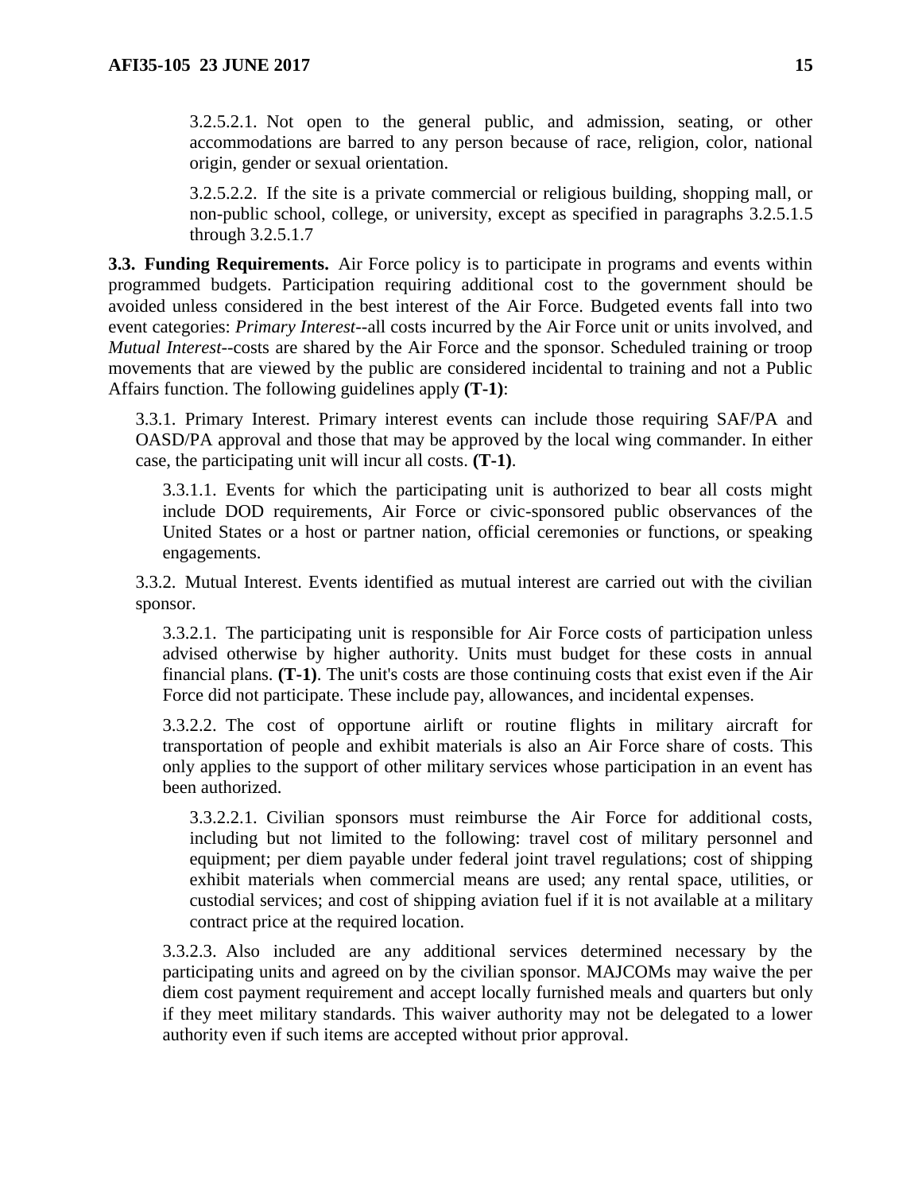3.2.5.2.1. Not open to the general public, and admission, seating, or other accommodations are barred to any person because of race, religion, color, national origin, gender or sexual orientation.

3.2.5.2.2. If the site is a private commercial or religious building, shopping mall, or non-public school, college, or university, except as specified in paragraphs 3.2.5.1.5 through 3.2.5.1.7

**3.3. Funding Requirements.** Air Force policy is to participate in programs and events within programmed budgets. Participation requiring additional cost to the government should be avoided unless considered in the best interest of the Air Force. Budgeted events fall into two event categories: *Primary Interest*--all costs incurred by the Air Force unit or units involved, and *Mutual Interest*--costs are shared by the Air Force and the sponsor. Scheduled training or troop movements that are viewed by the public are considered incidental to training and not a Public Affairs function. The following guidelines apply **(T-1)**:

3.3.1. Primary Interest. Primary interest events can include those requiring SAF/PA and OASD/PA approval and those that may be approved by the local wing commander. In either case, the participating unit will incur all costs. **(T-1)**.

3.3.1.1. Events for which the participating unit is authorized to bear all costs might include DOD requirements, Air Force or civic-sponsored public observances of the United States or a host or partner nation, official ceremonies or functions, or speaking engagements.

3.3.2. Mutual Interest. Events identified as mutual interest are carried out with the civilian sponsor.

3.3.2.1. The participating unit is responsible for Air Force costs of participation unless advised otherwise by higher authority. Units must budget for these costs in annual financial plans. **(T-1)**. The unit's costs are those continuing costs that exist even if the Air Force did not participate. These include pay, allowances, and incidental expenses.

3.3.2.2. The cost of opportune airlift or routine flights in military aircraft for transportation of people and exhibit materials is also an Air Force share of costs. This only applies to the support of other military services whose participation in an event has been authorized.

3.3.2.2.1. Civilian sponsors must reimburse the Air Force for additional costs, including but not limited to the following: travel cost of military personnel and equipment; per diem payable under federal joint travel regulations; cost of shipping exhibit materials when commercial means are used; any rental space, utilities, or custodial services; and cost of shipping aviation fuel if it is not available at a military contract price at the required location.

3.3.2.3. Also included are any additional services determined necessary by the participating units and agreed on by the civilian sponsor. MAJCOMs may waive the per diem cost payment requirement and accept locally furnished meals and quarters but only if they meet military standards. This waiver authority may not be delegated to a lower authority even if such items are accepted without prior approval.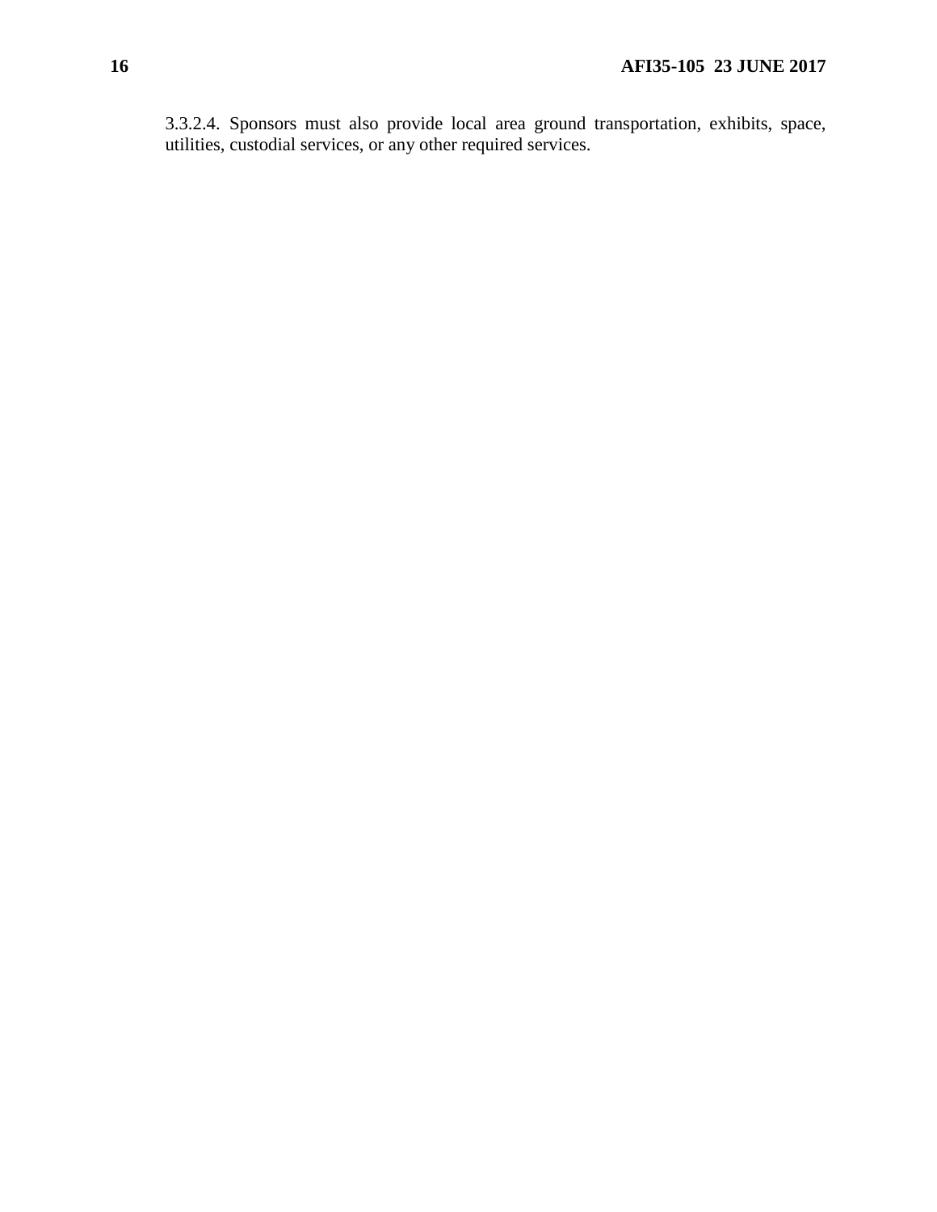3.3.2.4. Sponsors must also provide local area ground transportation, exhibits, space, utilities, custodial services, or any other required services.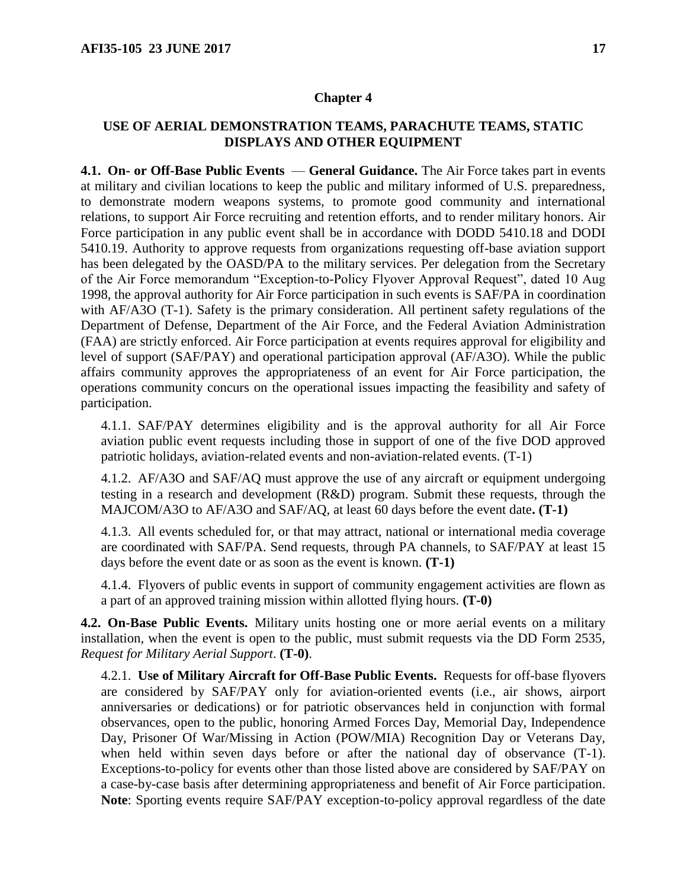## Chapter 4

### USE OF AERIAL DEMONSTRATION TEAMS, PARACHUTE TEAMS, STATIC DISPLAYS AND OTHER EQUIPMENT

**4.1. On- or Off-Base Public Events — General Guidance.** The Air Force takes part in events at military and civilian locations to keep the public and military informed of U.S. preparedness, to demonstrate modern weapons systems, to promote good community and international relations, to support Air Force recruiting and retention efforts, and to render military honors. Air Force participation in any public event shall be in accordance with DODD 5410.18 and DODI 5410.19. Authority to approve requests from organizations requesting off-base aviation support has been delegated by the OASD/PA to the military services. Per delegation from the Secretary of the Air Force memorandum "Exception-to-Policy Flyover Approval Request", dated 10 Aug 1998, the approval authority for Air Force participation in such events is SAF/PA in coordination with AF/A3O (T-1). Safety is the primary consideration. All pertinent safety regulations of the Department of Defense, Department of the Air Force, and the Federal Aviation Administration (FAA) are strictly enforced. Air Force participation at events requires approval for eligibility and level of support (SAF/PAY) and operational participation approval (AF/A3O). While the public affairs community approves the appropriateness of an event for Air Force participation, the operations community concurs on the operational issues impacting the feasibility and safety of participation.

4.1.1. SAF/PAY determines eligibility and is the approval authority for all Air Force aviation public event requests including those in support of one of the five DOD approved patriotic holidays, aviation-related events and non-aviation-related events. (T-1)

4.1.2. AF/A3O and SAF/AQ must approve the use of any aircraft or equipment undergoing testing in a research and development (R&D) program. Submit these requests, through the MAJCOM/A3O to AF/A3O and SAF/AQ, at least 60 days before the event date**. (T-1)**

4.1.3. All events scheduled for, or that may attract, national or international media coverage are coordinated with SAF/PA. Send requests, through PA channels, to SAF/PAY at least 15 days before the event date or as soon as the event is known. **(T-1)**

4.1.4. Flyovers of public events in support of community engagement activities are flown as a part of an approved training mission within allotted flying hours. **(T-0)**

**4.2. On-Base Public Events.** Military units hosting one or more aerial events on a military installation, when the event is open to the public, must submit requests via the DD Form 2535, *Request for Military Aerial Support*. **(T-0)**.

4.2.1. **Use of Military Aircraft for Off-Base Public Events.** Requests for off-base flyovers are considered by SAF/PAY only for aviation-oriented events (i.e., air shows, airport anniversaries or dedications) or for patriotic observances held in conjunction with formal observances, open to the public, honoring Armed Forces Day, Memorial Day, Independence Day, Prisoner Of War/Missing in Action (POW/MIA) Recognition Day or Veterans Day, when held within seven days before or after the national day of observance (T-1). Exceptions-to-policy for events other than those listed above are considered by SAF/PAY on a case-by-case basis after determining appropriateness and benefit of Air Force participation. **Note**: Sporting events require SAF/PAY exception-to-policy approval regardless of the date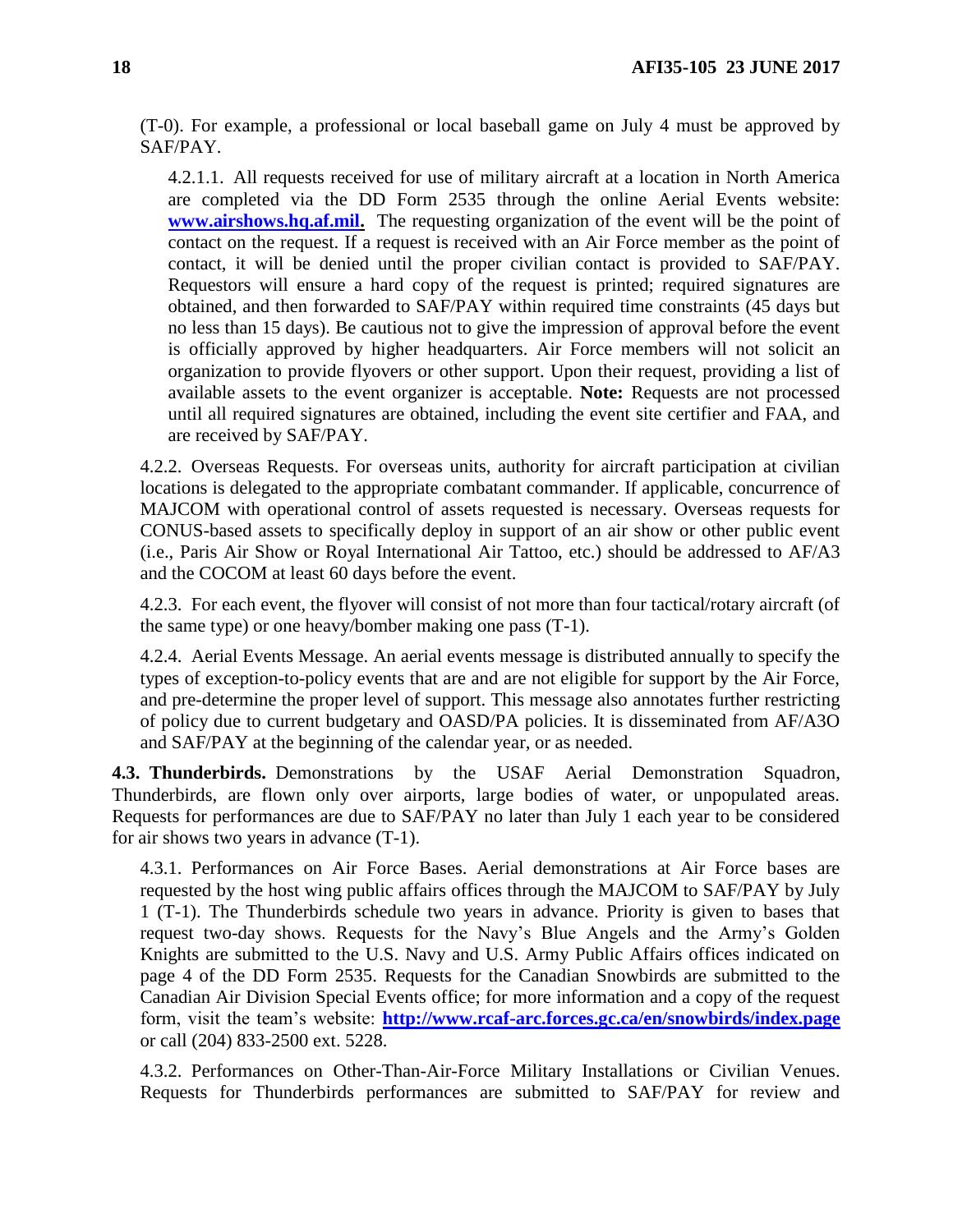(T-0). For example, a professional or local baseball game on July 4 must be approved by SAF/PAY.

4.2.1.1. All requests received for use of military aircraft at a location in North America are completed via the DD Form 2535 through the online Aerial Events website: **www.airshows.hq.af.mil.** The requesting organization of the event will be the point of contact on the request. If a request is received with an Air Force member as the point of contact, it will be denied until the proper civilian contact is provided to SAF/PAY. Requestors will ensure a hard copy of the request is printed; required signatures are obtained, and then forwarded to SAF/PAY within required time constraints (45 days but no less than 15 days). Be cautious not to give the impression of approval before the event is officially approved by higher headquarters. Air Force members will not solicit an organization to provide flyovers or other support. Upon their request, providing a list of available assets to the event organizer is acceptable. **Note:** Requests are not processed until all required signatures are obtained, including the event site certifier and FAA, and are received by SAF/PAY.

4.2.2. Overseas Requests. For overseas units, authority for aircraft participation at civilian locations is delegated to the appropriate combatant commander. If applicable, concurrence of MAJCOM with operational control of assets requested is necessary. Overseas requests for CONUS-based assets to specifically deploy in support of an air show or other public event (i.e., Paris Air Show or Royal International Air Tattoo, etc.) should be addressed to AF/A3 and the COCOM at least 60 days before the event.

4.2.3. For each event, the flyover will consist of not more than four tactical/rotary aircraft (of the same type) or one heavy/bomber making one pass (T-1).

4.2.4. Aerial Events Message. An aerial events message is distributed annually to specify the types of exception-to-policy events that are and are not eligible for support by the Air Force, and pre-determine the proper level of support. This message also annotates further restricting of policy due to current budgetary and OASD/PA policies. It is disseminated from AF/A3O and SAF/PAY at the beginning of the calendar year, or as needed.

**4.3. Thunderbirds.** Demonstrations by the USAF Aerial Demonstration Squadron, Thunderbirds, are flown only over airports, large bodies of water, or unpopulated areas. Requests for performances are due to SAF/PAY no later than July 1 each year to be considered for air shows two years in advance (T-1).

4.3.1. Performances on Air Force Bases. Aerial demonstrations at Air Force bases are requested by the host wing public affairs offices through the MAJCOM to SAF/PAY by July 1 (T-1). The Thunderbirds schedule two years in advance. Priority is given to bases that request two-day shows. Requests for the Navy's Blue Angels and the Army's Golden Knights are submitted to the U.S. Navy and U.S. Army Public Affairs offices indicated on page 4 of the DD Form 2535. Requests for the Canadian Snowbirds are submitted to the Canadian Air Division Special Events office; for more information and a copy of the request form, visit the team's website: **http://www.rcaf-arc.forces.gc.ca/en/snowbirds/index.page** or call (204) 833-2500 ext. 5228.

4.3.2. Performances on Other-Than-Air-Force Military Installations or Civilian Venues. Requests for Thunderbirds performances are submitted to SAF/PAY for review and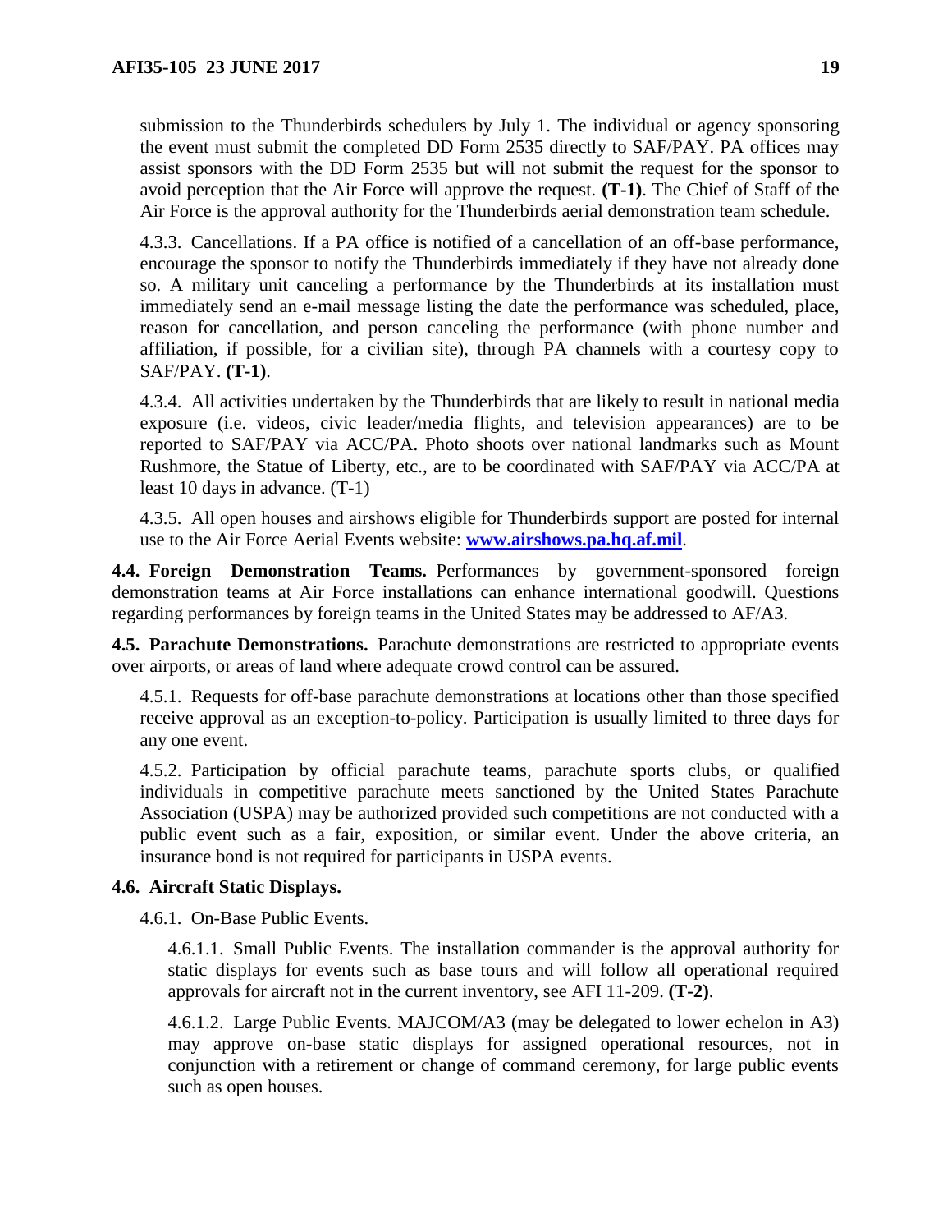submission to the Thunderbirds schedulers by July 1. The individual or agency sponsoring the event must submit the completed DD Form 2535 directly to SAF/PAY. PA offices may assist sponsors with the DD Form 2535 but will not submit the request for the sponsor to avoid perception that the Air Force will approve the request. **(T-1)**. The Chief of Staff of the Air Force is the approval authority for the Thunderbirds aerial demonstration team schedule.

4.3.3. Cancellations. If a PA office is notified of a cancellation of an off-base performance, encourage the sponsor to notify the Thunderbirds immediately if they have not already done so. A military unit canceling a performance by the Thunderbirds at its installation must immediately send an e-mail message listing the date the performance was scheduled, place, reason for cancellation, and person canceling the performance (with phone number and affiliation, if possible, for a civilian site), through PA channels with a courtesy copy to SAF/PAY. **(T-1)**.

4.3.4. All activities undertaken by the Thunderbirds that are likely to result in national media exposure (i.e. videos, civic leader/media flights, and television appearances) are to be reported to SAF/PAY via ACC/PA. Photo shoots over national landmarks such as Mount Rushmore, the Statue of Liberty, etc., are to be coordinated with SAF/PAY via ACC/PA at least 10 days in advance. (T-1)

4.3.5. All open houses and airshows eligible for Thunderbirds support are posted for internal use to the Air Force Aerial Events website: **www.airshows.pa.hq.af.mil**.

**4.4. Foreign Demonstration Teams.** Performances by government-sponsored foreign demonstration teams at Air Force installations can enhance international goodwill. Questions regarding performances by foreign teams in the United States may be addressed to AF/A3.

**4.5. Parachute Demonstrations.** Parachute demonstrations are restricted to appropriate events over airports, or areas of land where adequate crowd control can be assured.

4.5.1. Requests for off-base parachute demonstrations at locations other than those specified receive approval as an exception-to-policy. Participation is usually limited to three days for any one event.

4.5.2. Participation by official parachute teams, parachute sports clubs, or qualified individuals in competitive parachute meets sanctioned by the United States Parachute Association (USPA) may be authorized provided such competitions are not conducted with a public event such as a fair, exposition, or similar event. Under the above criteria, an insurance bond is not required for participants in USPA events.

**4.6. Aircraft Static Displays.**

4.6.1. On-Base Public Events.

4.6.1.1. Small Public Events. The installation commander is the approval authority for static displays for events such as base tours and will follow all operational required approvals for aircraft not in the current inventory, see AFI 11-209. **(T-2)**.

4.6.1.2. Large Public Events. MAJCOM/A3 (may be delegated to lower echelon in A3) may approve on-base static displays for assigned operational resources, not in conjunction with a retirement or change of command ceremony, for large public events such as open houses.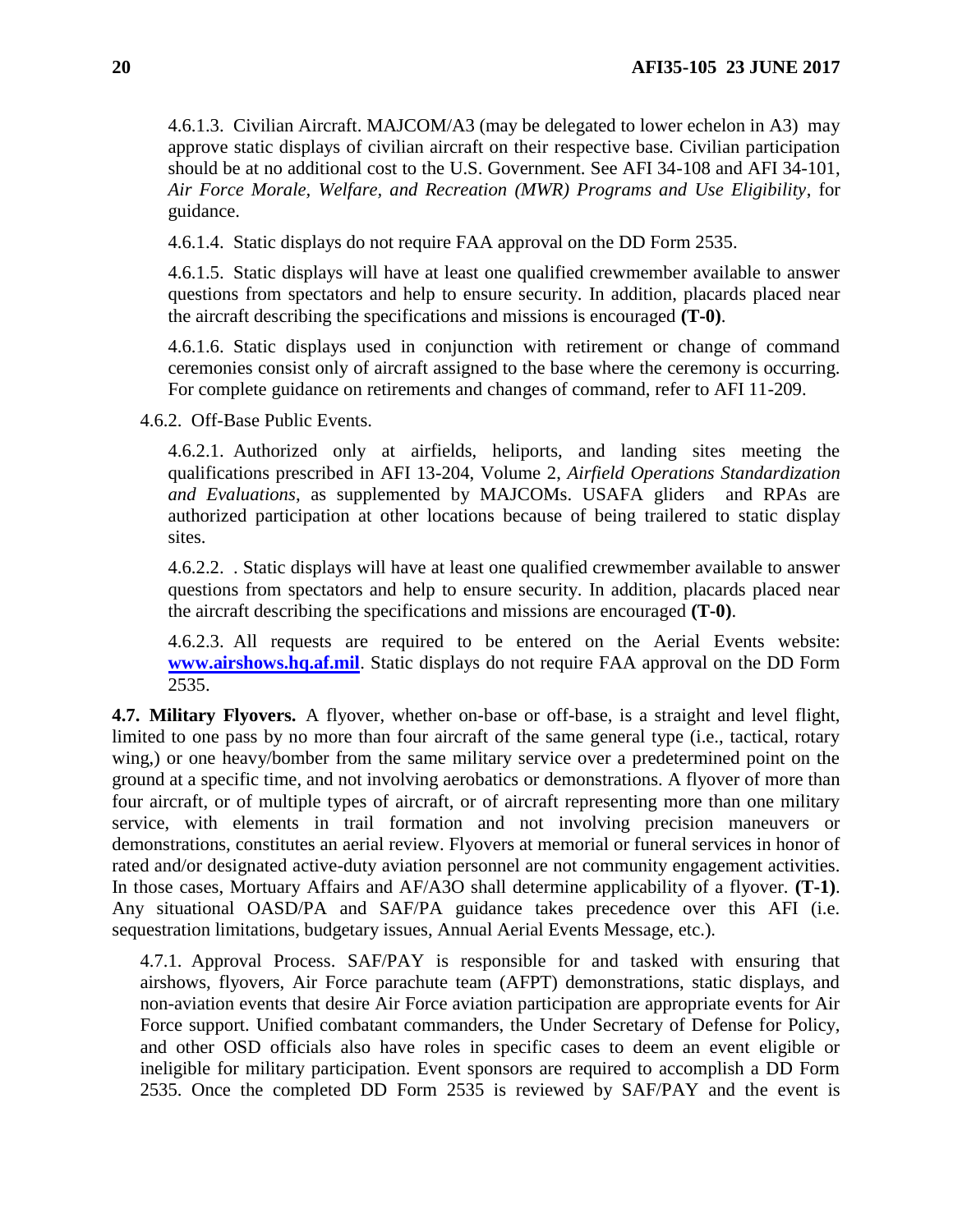4.6.1.3. Civilian Aircraft. MAJCOM/A3 (may be delegated to lower echelon in A3) may approve static displays of civilian aircraft on their respective base. Civilian participation should be at no additional cost to the U.S. Government. See AFI 34-108 and AFI 34-101, *Air Force Morale, Welfare, and Recreation (MWR) Programs and Use Eligibility*, for guidance.

4.6.1.4. Static displays do not require FAA approval on the DD Form 2535.

4.6.1.5. Static displays will have at least one qualified crewmember available to answer questions from spectators and help to ensure security. In addition, placards placed near the aircraft describing the specifications and missions is encouraged **(T-0)**.

4.6.1.6. Static displays used in conjunction with retirement or change of command ceremonies consist only of aircraft assigned to the base where the ceremony is occurring. For complete guidance on retirements and changes of command, refer to AFI 11-209.

4.6.2. Off-Base Public Events.

4.6.2.1. Authorized only at airfields, heliports, and landing sites meeting the qualifications prescribed in AFI 13-204, Volume 2, *Airfield Operations Standardization and Evaluations*, as supplemented by MAJCOMs. USAFA gliders and RPAs are authorized participation at other locations because of being trailered to static display sites.

4.6.2.2. . Static displays will have at least one qualified crewmember available to answer questions from spectators and help to ensure security. In addition, placards placed near the aircraft describing the specifications and missions are encouraged **(T-0)**.

4.6.2.3. All requests are required to be entered on the Aerial Events website: **www.airshows.hq.af.mil**. Static displays do not require FAA approval on the DD Form 2535.

**4.7. Military Flyovers.** A flyover, whether on-base or off-base, is a straight and level flight, limited to one pass by no more than four aircraft of the same general type (i.e., tactical, rotary wing,) or one heavy/bomber from the same military service over a predetermined point on the ground at a specific time, and not involving aerobatics or demonstrations. A flyover of more than four aircraft, or of multiple types of aircraft, or of aircraft representing more than one military service, with elements in trail formation and not involving precision maneuvers or demonstrations, constitutes an aerial review. Flyovers at memorial or funeral services in honor of rated and/or designated active-duty aviation personnel are not community engagement activities. In those cases, Mortuary Affairs and AF/A3O shall determine applicability of a flyover. **(T-1)**. Any situational OASD/PA and SAF/PA guidance takes precedence over this AFI (i.e. sequestration limitations, budgetary issues, Annual Aerial Events Message, etc.).

4.7.1. Approval Process. SAF/PAY is responsible for and tasked with ensuring that airshows, flyovers, Air Force parachute team (AFPT) demonstrations, static displays, and non-aviation events that desire Air Force aviation participation are appropriate events for Air Force support. Unified combatant commanders, the Under Secretary of Defense for Policy, and other OSD officials also have roles in specific cases to deem an event eligible or ineligible for military participation. Event sponsors are required to accomplish a DD Form 2535. Once the completed DD Form 2535 is reviewed by SAF/PAY and the event is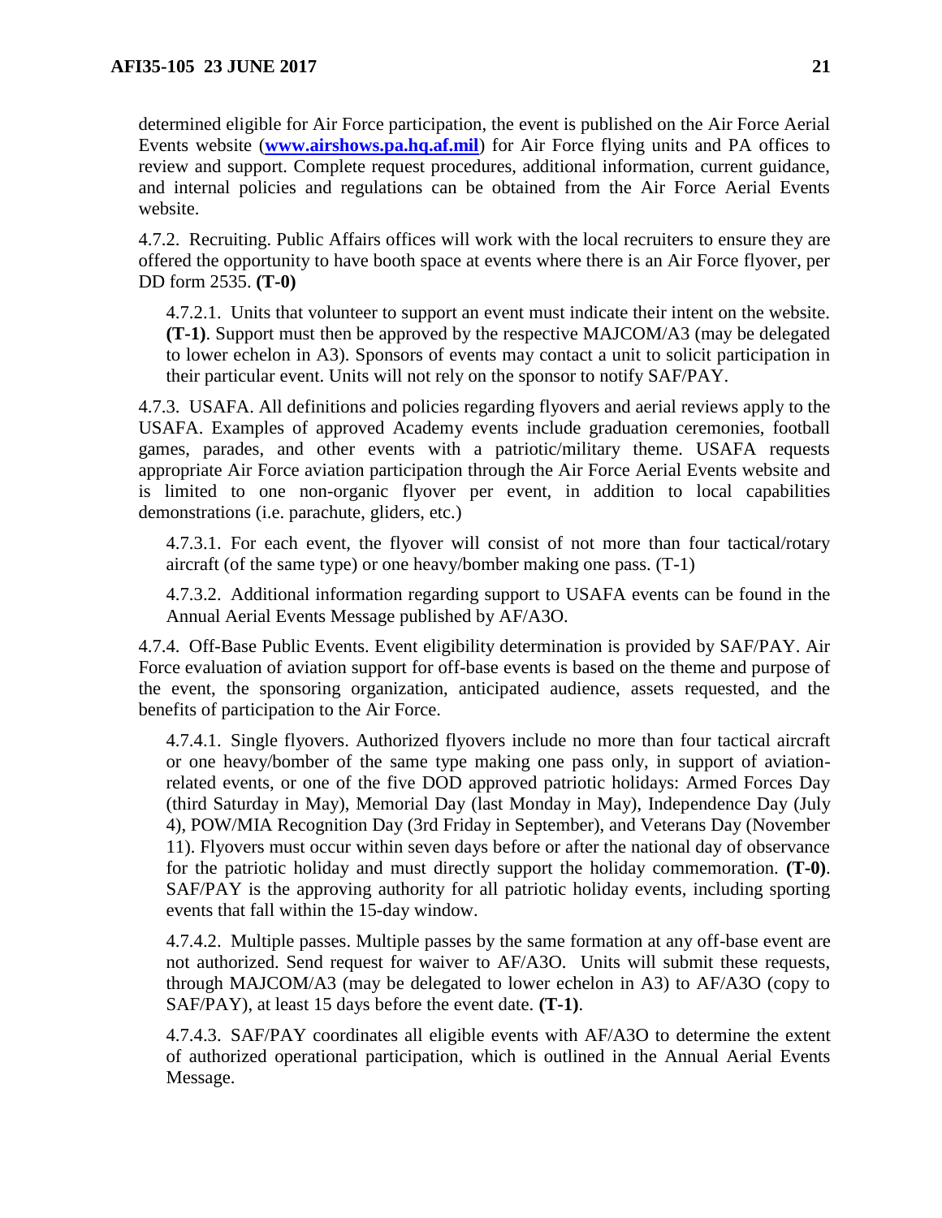determined eligible for Air Force participation, the event is published on the Air Force Aerial Events website (**www.airshows.pa.hq.af.mil**) for Air Force flying units and PA offices to review and support. Complete request procedures, additional information, current guidance, and internal policies and regulations can be obtained from the Air Force Aerial Events website.

4.7.2. Recruiting. Public Affairs offices will work with the local recruiters to ensure they are offered the opportunity to have booth space at events where there is an Air Force flyover, per DD form 2535. **(T-0)**

4.7.2.1. Units that volunteer to support an event must indicate their intent on the website. **(T-1)**. Support must then be approved by the respective MAJCOM/A3 (may be delegated to lower echelon in A3). Sponsors of events may contact a unit to solicit participation in their particular event. Units will not rely on the sponsor to notify SAF/PAY.

4.7.3. USAFA. All definitions and policies regarding flyovers and aerial reviews apply to the USAFA. Examples of approved Academy events include graduation ceremonies, football games, parades, and other events with a patriotic/military theme. USAFA requests appropriate Air Force aviation participation through the Air Force Aerial Events website and is limited to one non-organic flyover per event, in addition to local capabilities demonstrations (i.e. parachute, gliders, etc.)

4.7.3.1. For each event, the flyover will consist of not more than four tactical/rotary aircraft (of the same type) or one heavy/bomber making one pass. (T-1)

4.7.3.2. Additional information regarding support to USAFA events can be found in the Annual Aerial Events Message published by AF/A3O.

4.7.4. Off-Base Public Events. Event eligibility determination is provided by SAF/PAY. Air Force evaluation of aviation support for off-base events is based on the theme and purpose of the event, the sponsoring organization, anticipated audience, assets requested, and the benefits of participation to the Air Force.

4.7.4.1. Single flyovers. Authorized flyovers include no more than four tactical aircraft or one heavy/bomber of the same type making one pass only, in support of aviation-related events, or one of the five DOD approved patriotic holidays: Armed Forces Day (third Saturday in May), Memorial Day (last Monday in May), Independence Day (July 4), POW/MIA Recognition Day (3rd Friday in September), and Veterans Day (November 11). Flyovers must occur within seven days before or after the national day of observance for the patriotic holiday and must directly support the holiday commemoration. **(T-0)**. SAF/PAY is the approving authority for all patriotic holiday events, including sporting events that fall within the 15-day window.

4.7.4.2. Multiple passes. Multiple passes by the same formation at any off-base event are not authorized. Send request for waiver to AF/A3O. Units will submit these requests, through MAJCOM/A3 (may be delegated to lower echelon in A3) to AF/A3O (copy to SAF/PAY), at least 15 days before the event date. **(T-1)**.

4.7.4.3. SAF/PAY coordinates all eligible events with AF/A3O to determine the extent of authorized operational participation, which is outlined in the Annual Aerial Events Message.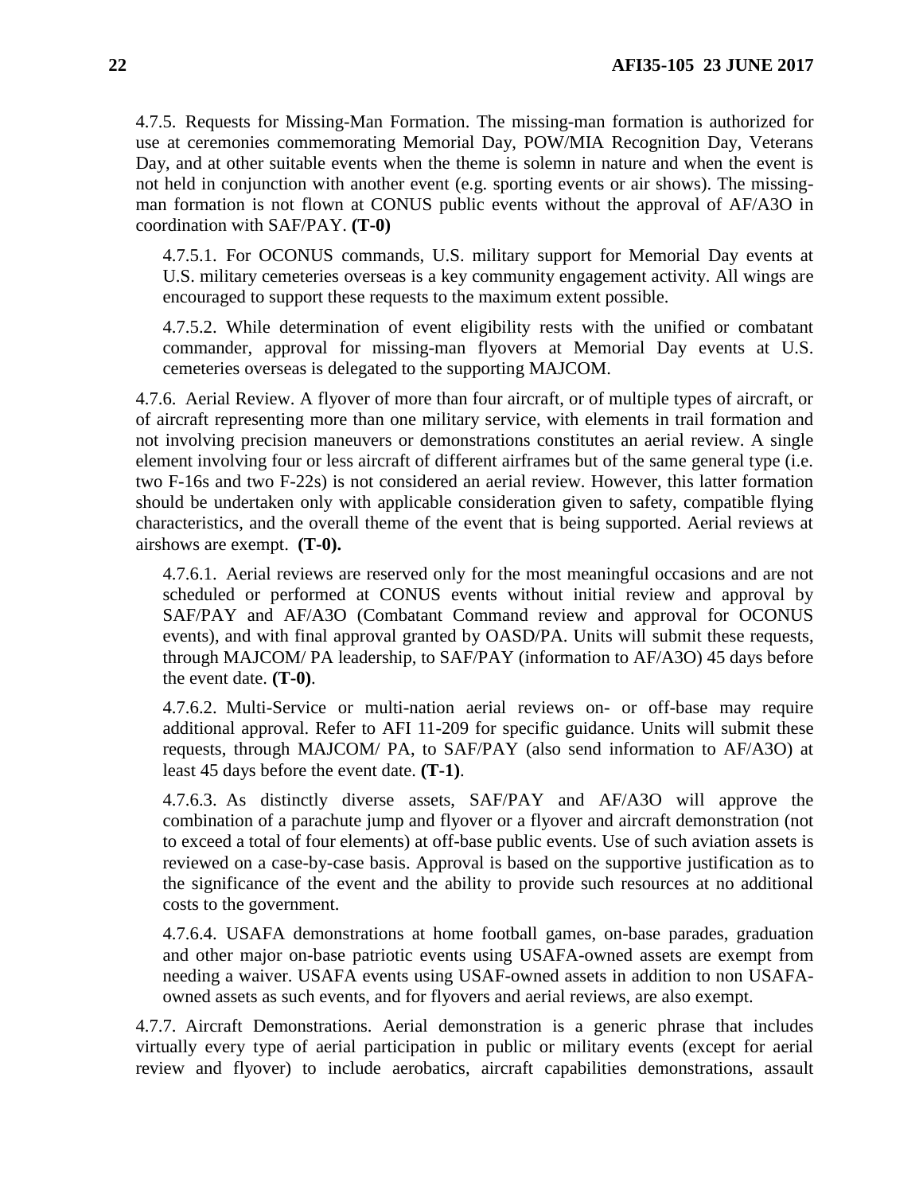4.7.5. Requests for Missing-Man Formation. The missing-man formation is authorized for use at ceremonies commemorating Memorial Day, POW/MIA Recognition Day, Veterans Day, and at other suitable events when the theme is solemn in nature and when the event is not held in conjunction with another event (e.g. sporting events or air shows). The missing-man formation is not flown at CONUS public events without the approval of AF/A3O in coordination with SAF/PAY. **(T-0)**

4.7.5.1. For OCONUS commands, U.S. military support for Memorial Day events at U.S. military cemeteries overseas is a key community engagement activity. All wings are encouraged to support these requests to the maximum extent possible.

4.7.5.2. While determination of event eligibility rests with the unified or combatant commander, approval for missing-man flyovers at Memorial Day events at U.S. cemeteries overseas is delegated to the supporting MAJCOM.

4.7.6. Aerial Review. A flyover of more than four aircraft, or of multiple types of aircraft, or of aircraft representing more than one military service, with elements in trail formation and not involving precision maneuvers or demonstrations constitutes an aerial review. A single element involving four or less aircraft of different airframes but of the same general type (i.e. two F-16s and two F-22s) is not considered an aerial review. However, this latter formation should be undertaken only with applicable consideration given to safety, compatible flying characteristics, and the overall theme of the event that is being supported. Aerial reviews at airshows are exempt. **(T-0).**

4.7.6.1. Aerial reviews are reserved only for the most meaningful occasions and are not scheduled or performed at CONUS events without initial review and approval by SAF/PAY and AF/A3O (Combatant Command review and approval for OCONUS events), and with final approval granted by OASD/PA. Units will submit these requests, through MAJCOM/ PA leadership, to SAF/PAY (information to AF/A3O) 45 days before the event date. **(T-0)**.

4.7.6.2. Multi-Service or multi-nation aerial reviews on- or off-base may require additional approval. Refer to AFI 11-209 for specific guidance. Units will submit these requests, through MAJCOM/ PA, to SAF/PAY (also send information to AF/A3O) at least 45 days before the event date. **(T-1)**.

4.7.6.3. As distinctly diverse assets, SAF/PAY and AF/A3O will approve the combination of a parachute jump and flyover or a flyover and aircraft demonstration (not to exceed a total of four elements) at off-base public events. Use of such aviation assets is reviewed on a case-by-case basis. Approval is based on the supportive justification as to the significance of the event and the ability to provide such resources at no additional costs to the government.

4.7.6.4. USAFA demonstrations at home football games, on-base parades, graduation and other major on-base patriotic events using USAFA-owned assets are exempt from needing a waiver. USAFA events using USAF-owned assets in addition to non USAFA-owned assets as such events, and for flyovers and aerial reviews, are also exempt.

4.7.7. Aircraft Demonstrations. Aerial demonstration is a generic phrase that includes virtually every type of aerial participation in public or military events (except for aerial review and flyover) to include aerobatics, aircraft capabilities demonstrations, assault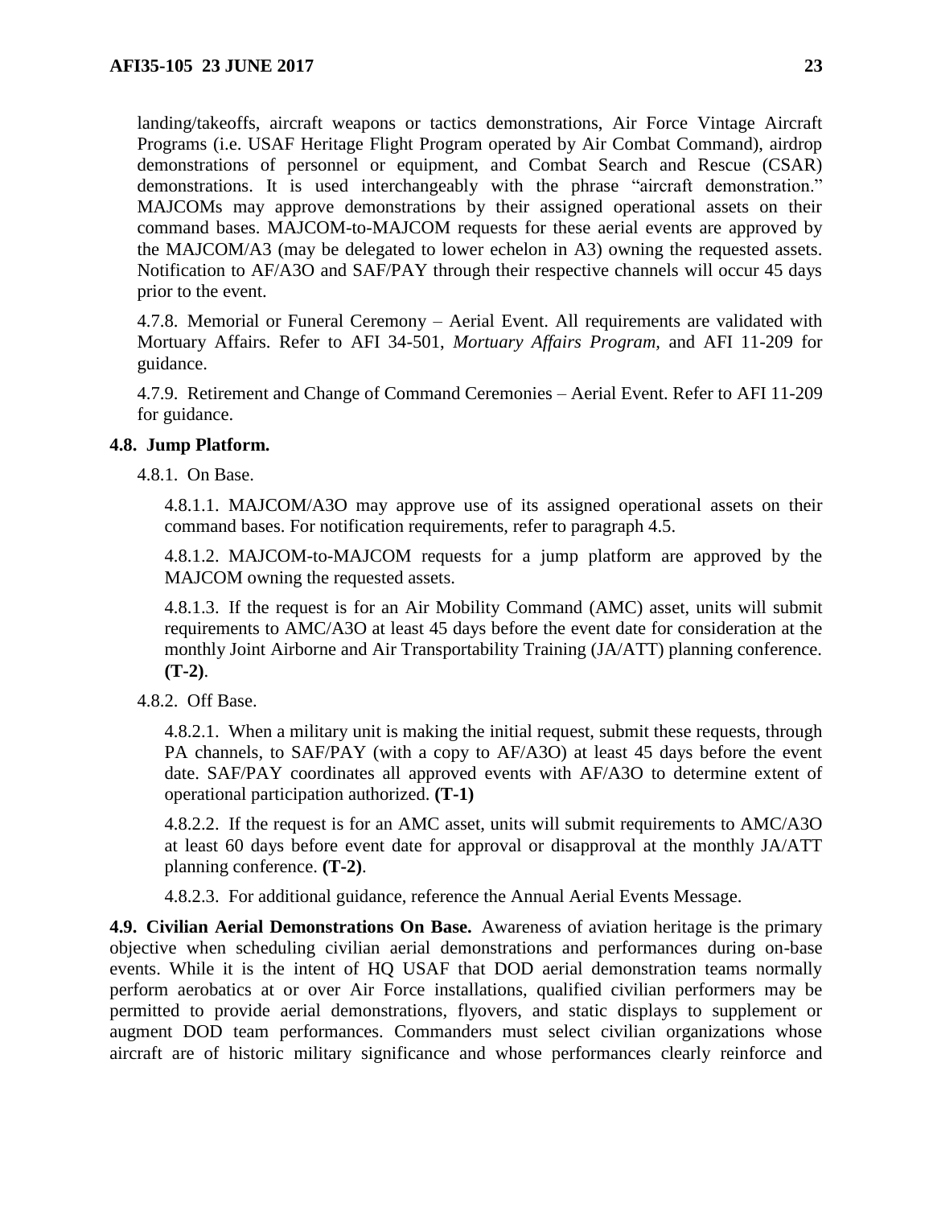landing/takeoffs, aircraft weapons or tactics demonstrations, Air Force Vintage Aircraft Programs (i.e. USAF Heritage Flight Program operated by Air Combat Command), airdrop demonstrations of personnel or equipment, and Combat Search and Rescue (CSAR) demonstrations. It is used interchangeably with the phrase "aircraft demonstration." MAJCOMs may approve demonstrations by their assigned operational assets on their command bases. MAJCOM-to-MAJCOM requests for these aerial events are approved by the MAJCOM/A3 (may be delegated to lower echelon in A3) owning the requested assets. Notification to AF/A3O and SAF/PAY through their respective channels will occur 45 days prior to the event.

4.7.8. Memorial or Funeral Ceremony – Aerial Event. All requirements are validated with Mortuary Affairs. Refer to AFI 34-501, *Mortuary Affairs Program*, and AFI 11-209 for guidance.

4.7.9. Retirement and Change of Command Ceremonies – Aerial Event. Refer to AFI 11-209 for guidance.

**4.8. Jump Platform.**

4.8.1. On Base.

4.8.1.1. MAJCOM/A3O may approve use of its assigned operational assets on their command bases. For notification requirements, refer to paragraph 4.5.

4.8.1.2. MAJCOM-to-MAJCOM requests for a jump platform are approved by the MAJCOM owning the requested assets.

4.8.1.3. If the request is for an Air Mobility Command (AMC) asset, units will submit requirements to AMC/A3O at least 45 days before the event date for consideration at the monthly Joint Airborne and Air Transportability Training (JA/ATT) planning conference. **(T-2)**.

4.8.2. Off Base.

4.8.2.1. When a military unit is making the initial request, submit these requests, through PA channels, to SAF/PAY (with a copy to AF/A3O) at least 45 days before the event date. SAF/PAY coordinates all approved events with AF/A3O to determine extent of operational participation authorized. **(T-1)**

4.8.2.2. If the request is for an AMC asset, units will submit requirements to AMC/A3O at least 60 days before event date for approval or disapproval at the monthly JA/ATT planning conference. **(T-2)**.

4.8.2.3. For additional guidance, reference the Annual Aerial Events Message.

**4.9. Civilian Aerial Demonstrations On Base.** Awareness of aviation heritage is the primary objective when scheduling civilian aerial demonstrations and performances during on-base events. While it is the intent of HQ USAF that DOD aerial demonstration teams normally perform aerobatics at or over Air Force installations, qualified civilian performers may be permitted to provide aerial demonstrations, flyovers, and static displays to supplement or augment DOD team performances. Commanders must select civilian organizations whose aircraft are of historic military significance and whose performances clearly reinforce and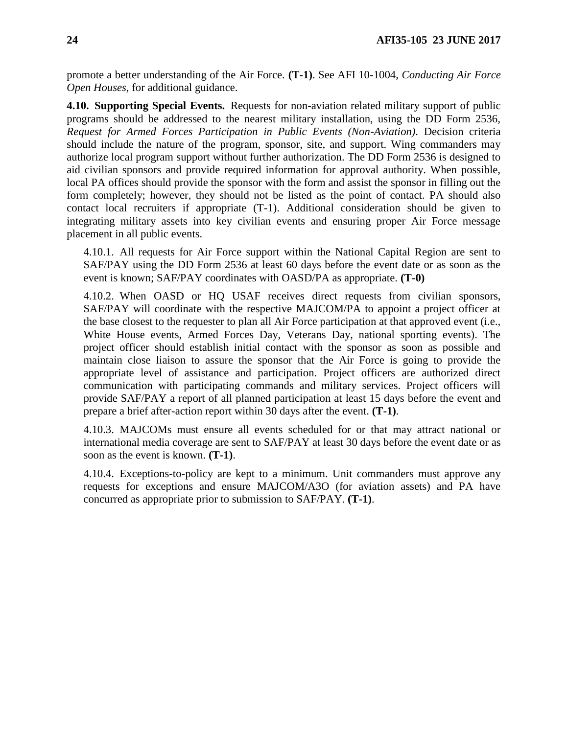promote a better understanding of the Air Force. **(T-1)**. See AFI 10-1004, *Conducting Air Force Open Houses*, for additional guidance.

**4.10. Supporting Special Events.** Requests for non-aviation related military support of public programs should be addressed to the nearest military installation, using the DD Form 2536, *Request for Armed Forces Participation in Public Events (Non-Aviation)*. Decision criteria should include the nature of the program, sponsor, site, and support. Wing commanders may authorize local program support without further authorization. The DD Form 2536 is designed to aid civilian sponsors and provide required information for approval authority. When possible, local PA offices should provide the sponsor with the form and assist the sponsor in filling out the form completely; however, they should not be listed as the point of contact. PA should also contact local recruiters if appropriate (T-1). Additional consideration should be given to integrating military assets into key civilian events and ensuring proper Air Force message placement in all public events.

4.10.1. All requests for Air Force support within the National Capital Region are sent to SAF/PAY using the DD Form 2536 at least 60 days before the event date or as soon as the event is known; SAF/PAY coordinates with OASD/PA as appropriate. **(T-0)**

4.10.2. When OASD or HQ USAF receives direct requests from civilian sponsors, SAF/PAY will coordinate with the respective MAJCOM/PA to appoint a project officer at the base closest to the requester to plan all Air Force participation at that approved event (i.e., White House events, Armed Forces Day, Veterans Day, national sporting events). The project officer should establish initial contact with the sponsor as soon as possible and maintain close liaison to assure the sponsor that the Air Force is going to provide the appropriate level of assistance and participation. Project officers are authorized direct communication with participating commands and military services. Project officers will provide SAF/PAY a report of all planned participation at least 15 days before the event and prepare a brief after-action report within 30 days after the event. **(T-1)**.

4.10.3. MAJCOMs must ensure all events scheduled for or that may attract national or international media coverage are sent to SAF/PAY at least 30 days before the event date or as soon as the event is known. **(T-1)**.

4.10.4. Exceptions-to-policy are kept to a minimum. Unit commanders must approve any requests for exceptions and ensure MAJCOM/A3O (for aviation assets) and PA have concurred as appropriate prior to submission to SAF/PAY. **(T-1)**.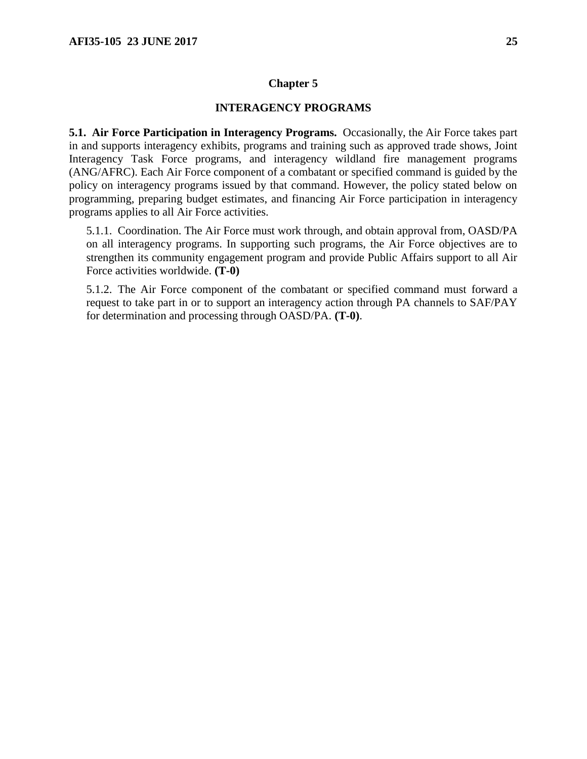# Chapter 5

## INTERAGENCY PROGRAMS

**5.1. Air Force Participation in Interagency Programs.** Occasionally, the Air Force takes part in and supports interagency exhibits, programs and training such as approved trade shows, Joint Interagency Task Force programs, and interagency wildland fire management programs (ANG/AFRC). Each Air Force component of a combatant or specified command is guided by the policy on interagency programs issued by that command. However, the policy stated below on programming, preparing budget estimates, and financing Air Force participation in interagency programs applies to all Air Force activities.

5.1.1. Coordination. The Air Force must work through, and obtain approval from, OASD/PA on all interagency programs. In supporting such programs, the Air Force objectives are to strengthen its community engagement program and provide Public Affairs support to all Air Force activities worldwide. **(T-0)**

5.1.2. The Air Force component of the combatant or specified command must forward a request to take part in or to support an interagency action through PA channels to SAF/PAY for determination and processing through OASD/PA. **(T-0)**.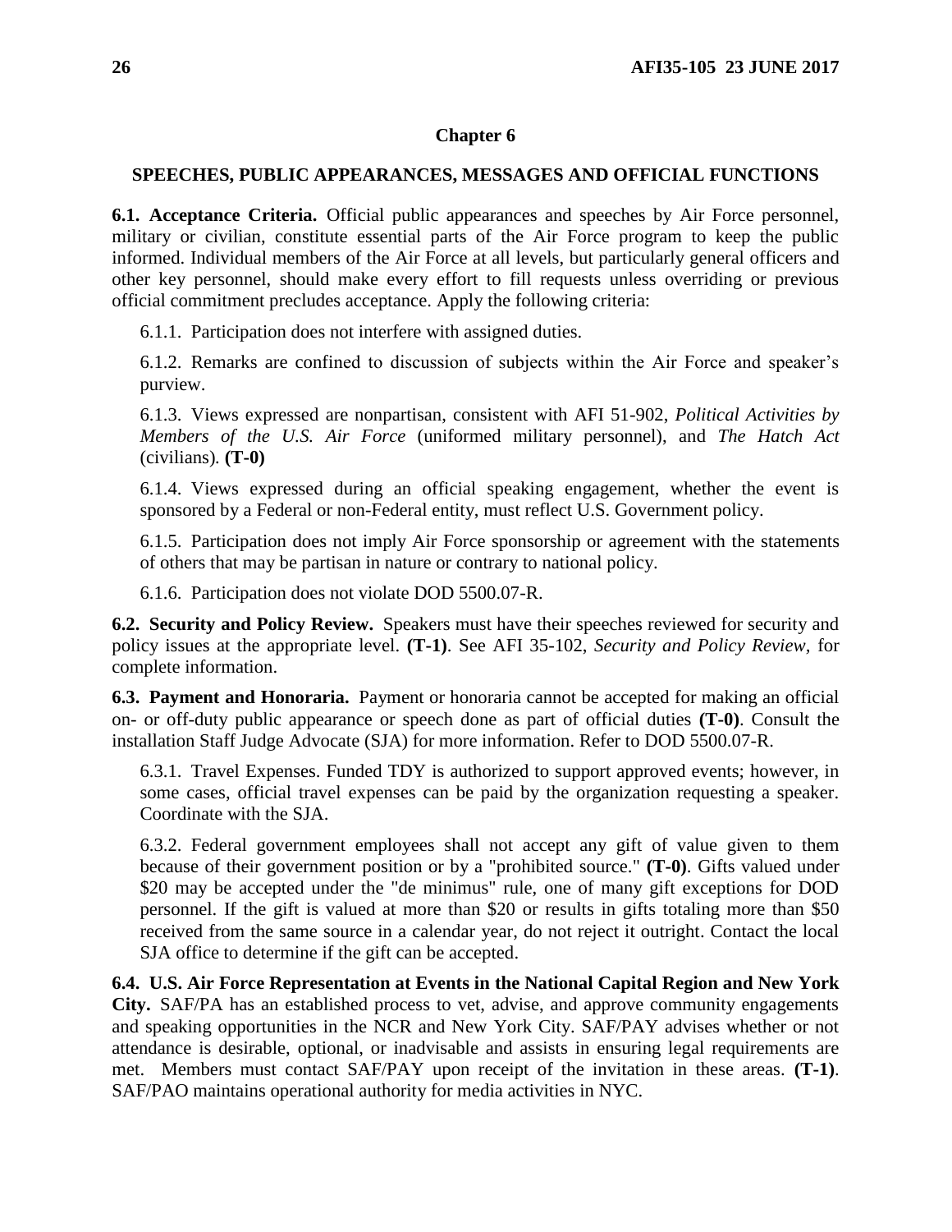# Chapter 6

## SPEECHES, PUBLIC APPEARANCES, MESSAGES AND OFFICIAL FUNCTIONS

**6.1. Acceptance Criteria.** Official public appearances and speeches by Air Force personnel, military or civilian, constitute essential parts of the Air Force program to keep the public informed. Individual members of the Air Force at all levels, but particularly general officers and other key personnel, should make every effort to fill requests unless overriding or previous official commitment precludes acceptance. Apply the following criteria:

6.1.1. Participation does not interfere with assigned duties.

6.1.2. Remarks are confined to discussion of subjects within the Air Force and speaker's purview.

6.1.3. Views expressed are nonpartisan, consistent with AFI 51-902, *Political Activities by Members of the U.S. Air Force* (uniformed military personnel), and *The Hatch Act* (civilians). **(T-0)**

6.1.4. Views expressed during an official speaking engagement, whether the event is sponsored by a Federal or non-Federal entity, must reflect U.S. Government policy.

6.1.5. Participation does not imply Air Force sponsorship or agreement with the statements of others that may be partisan in nature or contrary to national policy.

6.1.6. Participation does not violate DOD 5500.07-R.

**6.2. Security and Policy Review.** Speakers must have their speeches reviewed for security and policy issues at the appropriate level. **(T-1)**. See AFI 35-102, *Security and Policy Review*, for complete information.

**6.3. Payment and Honoraria.** Payment or honoraria cannot be accepted for making an official on- or off-duty public appearance or speech done as part of official duties **(T-0)**. Consult the installation Staff Judge Advocate (SJA) for more information. Refer to DOD 5500.07-R.

6.3.1. Travel Expenses. Funded TDY is authorized to support approved events; however, in some cases, official travel expenses can be paid by the organization requesting a speaker. Coordinate with the SJA.

6.3.2. Federal government employees shall not accept any gift of value given to them because of their government position or by a "prohibited source." **(T-0)**. Gifts valued under $20 may be accepted under the "de minimus" rule, one of many gift exceptions for DOD personnel. If the gift is valued at more than $20 or results in gifts totaling more than $50 received from the same source in a calendar year, do not reject it outright. Contact the local SJA office to determine if the gift can be accepted.

**6.4. U.S. Air Force Representation at Events in the National Capital Region and New York City.** SAF/PA has an established process to vet, advise, and approve community engagements and speaking opportunities in the NCR and New York City. SAF/PAY advises whether or not attendance is desirable, optional, or inadvisable and assists in ensuring legal requirements are met. Members must contact SAF/PAY upon receipt of the invitation in these areas. **(T-1)**. SAF/PAO maintains operational authority for media activities in NYC.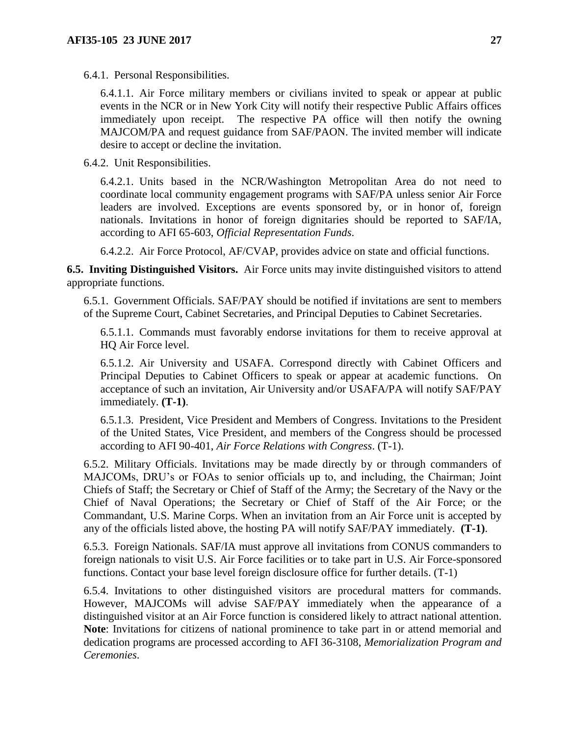6.4.1. Personal Responsibilities.

6.4.1.1. Air Force military members or civilians invited to speak or appear at public events in the NCR or in New York City will notify their respective Public Affairs offices immediately upon receipt. The respective PA office will then notify the owning MAJCOM/PA and request guidance from SAF/PAON. The invited member will indicate desire to accept or decline the invitation.

6.4.2. Unit Responsibilities.

6.4.2.1. Units based in the NCR/Washington Metropolitan Area do not need to coordinate local community engagement programs with SAF/PA unless senior Air Force leaders are involved. Exceptions are events sponsored by, or in honor of, foreign nationals. Invitations in honor of foreign dignitaries should be reported to SAF/IA, according to AFI 65-603, *Official Representation Funds*.

6.4.2.2. Air Force Protocol, AF/CVAP, provides advice on state and official functions.

**6.5. Inviting Distinguished Visitors.** Air Force units may invite distinguished visitors to attend appropriate functions.

6.5.1. Government Officials. SAF/PAY should be notified if invitations are sent to members of the Supreme Court, Cabinet Secretaries, and Principal Deputies to Cabinet Secretaries.

6.5.1.1. Commands must favorably endorse invitations for them to receive approval at HQ Air Force level.

6.5.1.2. Air University and USAFA. Correspond directly with Cabinet Officers and Principal Deputies to Cabinet Officers to speak or appear at academic functions. On acceptance of such an invitation, Air University and/or USAFA/PA will notify SAF/PAY immediately. **(T-1)**.

6.5.1.3. President, Vice President and Members of Congress. Invitations to the President of the United States, Vice President, and members of the Congress should be processed according to AFI 90-401, *Air Force Relations with Congress*. (T-1).

6.5.2. Military Officials. Invitations may be made directly by or through commanders of MAJCOMs, DRU's or FOAs to senior officials up to, and including, the Chairman; Joint Chiefs of Staff; the Secretary or Chief of Staff of the Army; the Secretary of the Navy or the Chief of Naval Operations; the Secretary or Chief of Staff of the Air Force; or the Commandant, U.S. Marine Corps. When an invitation from an Air Force unit is accepted by any of the officials listed above, the hosting PA will notify SAF/PAY immediately. **(T-1)**.

6.5.3. Foreign Nationals. SAF/IA must approve all invitations from CONUS commanders to foreign nationals to visit U.S. Air Force facilities or to take part in U.S. Air Force-sponsored functions. Contact your base level foreign disclosure office for further details. (T-1)

6.5.4. Invitations to other distinguished visitors are procedural matters for commands. However, MAJCOMs will advise SAF/PAY immediately when the appearance of a distinguished visitor at an Air Force function is considered likely to attract national attention. **Note**: Invitations for citizens of national prominence to take part in or attend memorial and dedication programs are processed according to AFI 36-3108, *Memorialization Program and Ceremonies*.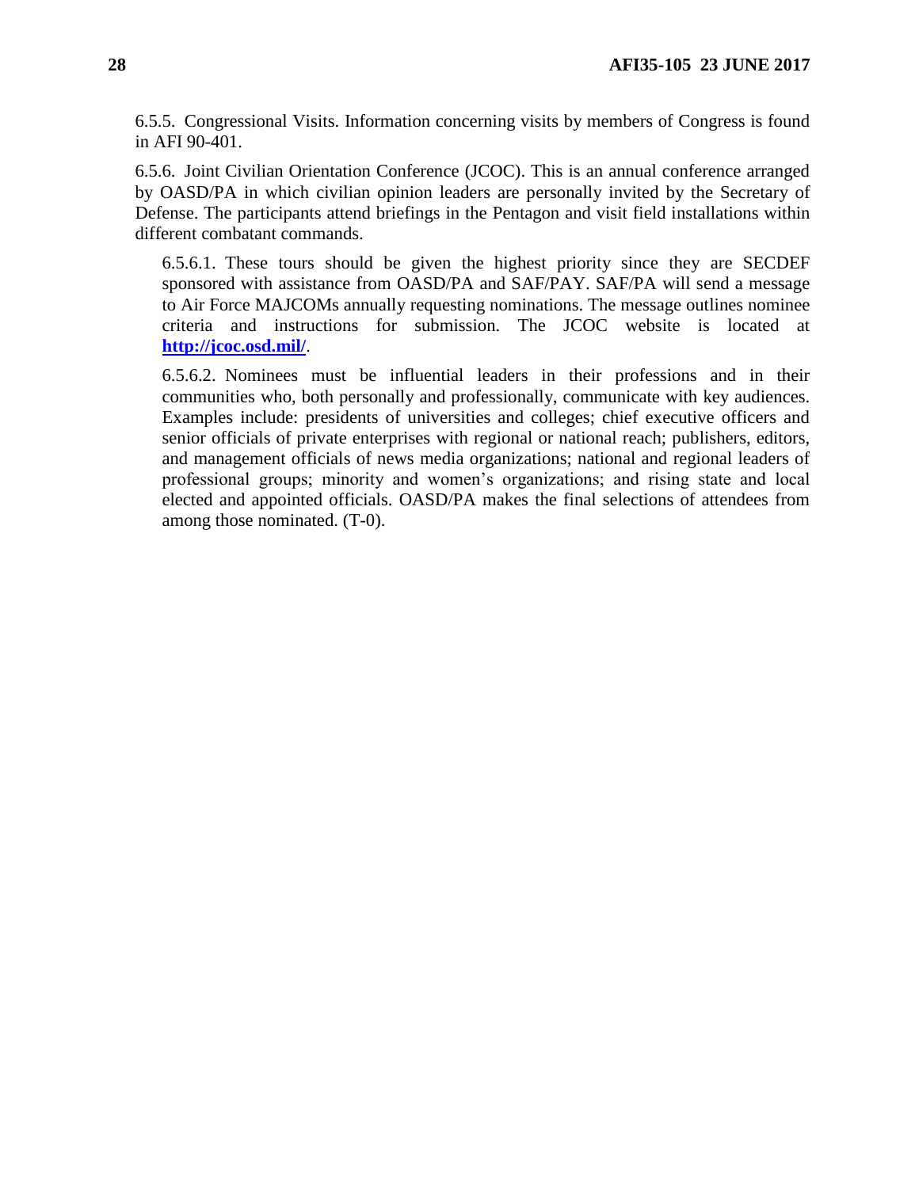6.5.5. Congressional Visits. Information concerning visits by members of Congress is found in AFI 90-401.

6.5.6. Joint Civilian Orientation Conference (JCOC). This is an annual conference arranged by OASD/PA in which civilian opinion leaders are personally invited by the Secretary of Defense. The participants attend briefings in the Pentagon and visit field installations within different combatant commands.

6.5.6.1. These tours should be given the highest priority since they are SECDEF sponsored with assistance from OASD/PA and SAF/PAY. SAF/PA will send a message to Air Force MAJCOMs annually requesting nominations. The message outlines nominee criteria and instructions for submission. The JCOC website is located at **http://jcoc.osd.mil/**.

6.5.6.2. Nominees must be influential leaders in their professions and in their communities who, both personally and professionally, communicate with key audiences. Examples include: presidents of universities and colleges; chief executive officers and senior officials of private enterprises with regional or national reach; publishers, editors, and management officials of news media organizations; national and regional leaders of professional groups; minority and women's organizations; and rising state and local elected and appointed officials. OASD/PA makes the final selections of attendees from among those nominated. (T-0).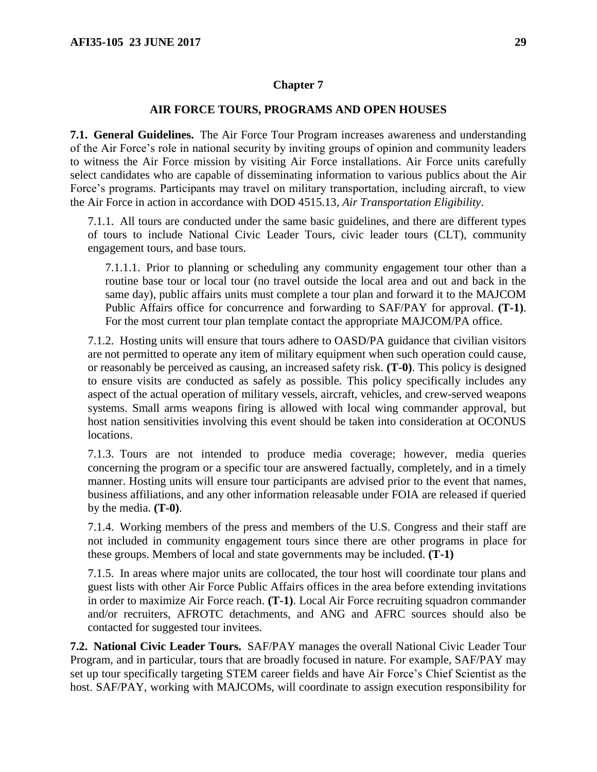## Chapter 7

## AIR FORCE TOURS, PROGRAMS AND OPEN HOUSES

**7.1. General Guidelines.** The Air Force Tour Program increases awareness and understanding of the Air Force's role in national security by inviting groups of opinion and community leaders to witness the Air Force mission by visiting Air Force installations. Air Force units carefully select candidates who are capable of disseminating information to various publics about the Air Force's programs. Participants may travel on military transportation, including aircraft, to view the Air Force in action in accordance with DOD 4515.13, *Air Transportation Eligibility*.

7.1.1. All tours are conducted under the same basic guidelines, and there are different types of tours to include National Civic Leader Tours, civic leader tours (CLT), community engagement tours, and base tours.

7.1.1.1. Prior to planning or scheduling any community engagement tour other than a routine base tour or local tour (no travel outside the local area and out and back in the same day), public affairs units must complete a tour plan and forward it to the MAJCOM Public Affairs office for concurrence and forwarding to SAF/PAY for approval. **(T-1)**. For the most current tour plan template contact the appropriate MAJCOM/PA office.

7.1.2. Hosting units will ensure that tours adhere to OASD/PA guidance that civilian visitors are not permitted to operate any item of military equipment when such operation could cause, or reasonably be perceived as causing, an increased safety risk. **(T-0)**. This policy is designed to ensure visits are conducted as safely as possible. This policy specifically includes any aspect of the actual operation of military vessels, aircraft, vehicles, and crew-served weapons systems. Small arms weapons firing is allowed with local wing commander approval, but host nation sensitivities involving this event should be taken into consideration at OCONUS locations.

7.1.3. Tours are not intended to produce media coverage; however, media queries concerning the program or a specific tour are answered factually, completely, and in a timely manner. Hosting units will ensure tour participants are advised prior to the event that names, business affiliations, and any other information releasable under FOIA are released if queried by the media. **(T-0)**.

7.1.4. Working members of the press and members of the U.S. Congress and their staff are not included in community engagement tours since there are other programs in place for these groups. Members of local and state governments may be included. **(T-1)**

7.1.5. In areas where major units are collocated, the tour host will coordinate tour plans and guest lists with other Air Force Public Affairs offices in the area before extending invitations in order to maximize Air Force reach. **(T-1)**. Local Air Force recruiting squadron commander and/or recruiters, AFROTC detachments, and ANG and AFRC sources should also be contacted for suggested tour invitees.

**7.2. National Civic Leader Tours.** SAF/PAY manages the overall National Civic Leader Tour Program, and in particular, tours that are broadly focused in nature. For example, SAF/PAY may set up tour specifically targeting STEM career fields and have Air Force's Chief Scientist as the host. SAF/PAY, working with MAJCOMs, will coordinate to assign execution responsibility for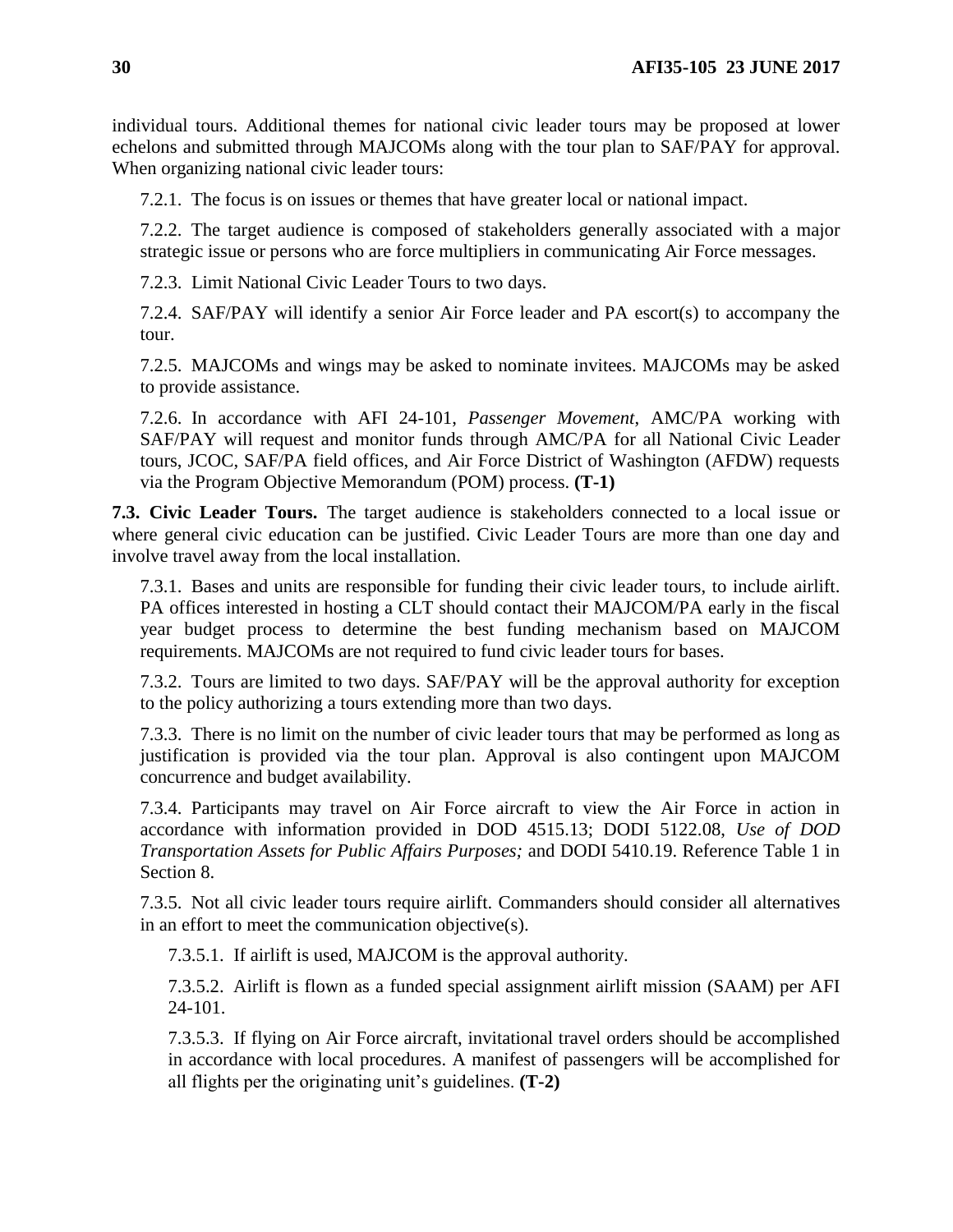individual tours. Additional themes for national civic leader tours may be proposed at lower echelons and submitted through MAJCOMs along with the tour plan to SAF/PAY for approval. When organizing national civic leader tours:

7.2.1. The focus is on issues or themes that have greater local or national impact.

7.2.2. The target audience is composed of stakeholders generally associated with a major strategic issue or persons who are force multipliers in communicating Air Force messages.

7.2.3. Limit National Civic Leader Tours to two days.

7.2.4. SAF/PAY will identify a senior Air Force leader and PA escort(s) to accompany the tour.

7.2.5. MAJCOMs and wings may be asked to nominate invitees. MAJCOMs may be asked to provide assistance.

7.2.6. In accordance with AFI 24-101, *Passenger Movement*, AMC/PA working with SAF/PAY will request and monitor funds through AMC/PA for all National Civic Leader tours, JCOC, SAF/PA field offices, and Air Force District of Washington (AFDW) requests via the Program Objective Memorandum (POM) process. **(T-1)**

**7.3. Civic Leader Tours.** The target audience is stakeholders connected to a local issue or where general civic education can be justified. Civic Leader Tours are more than one day and involve travel away from the local installation.

7.3.1. Bases and units are responsible for funding their civic leader tours, to include airlift. PA offices interested in hosting a CLT should contact their MAJCOM/PA early in the fiscal year budget process to determine the best funding mechanism based on MAJCOM requirements. MAJCOMs are not required to fund civic leader tours for bases.

7.3.2. Tours are limited to two days. SAF/PAY will be the approval authority for exception to the policy authorizing a tours extending more than two days.

7.3.3. There is no limit on the number of civic leader tours that may be performed as long as justification is provided via the tour plan. Approval is also contingent upon MAJCOM concurrence and budget availability.

7.3.4. Participants may travel on Air Force aircraft to view the Air Force in action in accordance with information provided in DOD 4515.13; DODI 5122.08, *Use of DOD Transportation Assets for Public Affairs Purposes;* and DODI 5410.19. Reference Table 1 in Section 8.

7.3.5. Not all civic leader tours require airlift. Commanders should consider all alternatives in an effort to meet the communication objective(s).

7.3.5.1. If airlift is used, MAJCOM is the approval authority.

7.3.5.2. Airlift is flown as a funded special assignment airlift mission (SAAM) per AFI 24-101.

7.3.5.3. If flying on Air Force aircraft, invitational travel orders should be accomplished in accordance with local procedures. A manifest of passengers will be accomplished for all flights per the originating unit's guidelines. **(T-2)**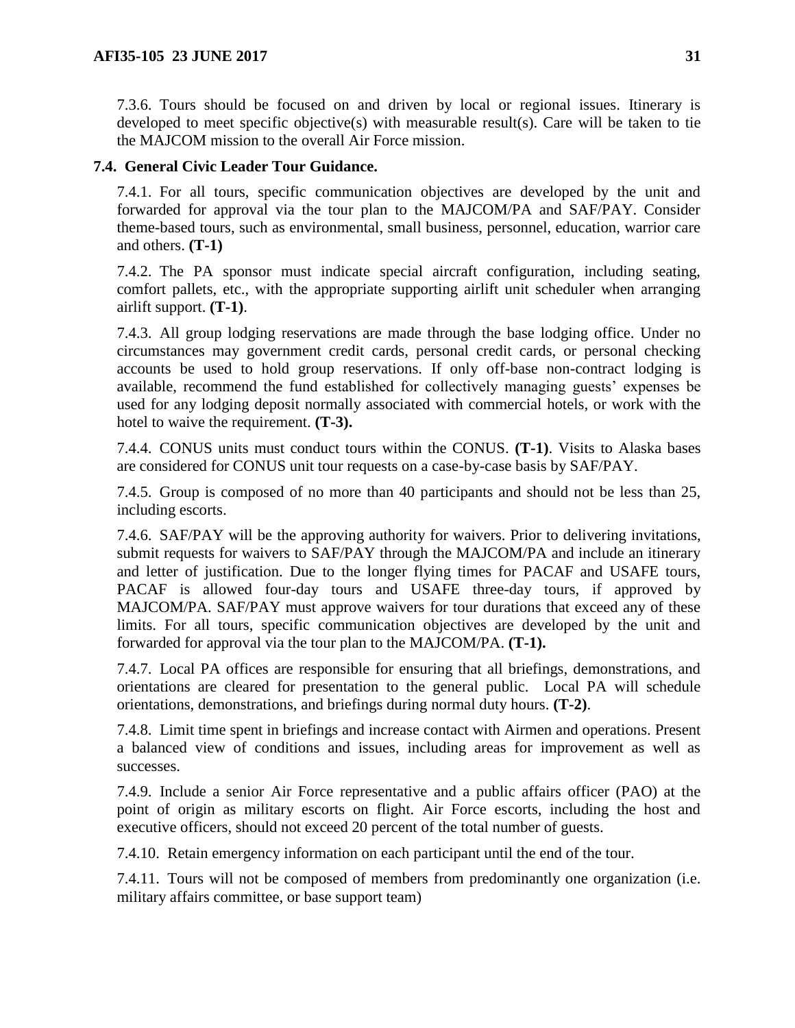7.3.6. Tours should be focused on and driven by local or regional issues. Itinerary is developed to meet specific objective(s) with measurable result(s). Care will be taken to tie the MAJCOM mission to the overall Air Force mission.

**7.4. General Civic Leader Tour Guidance.**

7.4.1. For all tours, specific communication objectives are developed by the unit and forwarded for approval via the tour plan to the MAJCOM/PA and SAF/PAY. Consider theme-based tours, such as environmental, small business, personnel, education, warrior care and others. **(T-1)**

7.4.2. The PA sponsor must indicate special aircraft configuration, including seating, comfort pallets, etc., with the appropriate supporting airlift unit scheduler when arranging airlift support. **(T-1)**.

7.4.3. All group lodging reservations are made through the base lodging office. Under no circumstances may government credit cards, personal credit cards, or personal checking accounts be used to hold group reservations. If only off-base non-contract lodging is available, recommend the fund established for collectively managing guests' expenses be used for any lodging deposit normally associated with commercial hotels, or work with the hotel to waive the requirement. **(T-3).**

7.4.4. CONUS units must conduct tours within the CONUS. **(T-1)**. Visits to Alaska bases are considered for CONUS unit tour requests on a case-by-case basis by SAF/PAY.

7.4.5. Group is composed of no more than 40 participants and should not be less than 25, including escorts.

7.4.6. SAF/PAY will be the approving authority for waivers. Prior to delivering invitations, submit requests for waivers to SAF/PAY through the MAJCOM/PA and include an itinerary and letter of justification. Due to the longer flying times for PACAF and USAFE tours, PACAF is allowed four-day tours and USAFE three-day tours, if approved by MAJCOM/PA. SAF/PAY must approve waivers for tour durations that exceed any of these limits. For all tours, specific communication objectives are developed by the unit and forwarded for approval via the tour plan to the MAJCOM/PA. **(T-1).**

7.4.7. Local PA offices are responsible for ensuring that all briefings, demonstrations, and orientations are cleared for presentation to the general public. Local PA will schedule orientations, demonstrations, and briefings during normal duty hours. **(T-2)**.

7.4.8. Limit time spent in briefings and increase contact with Airmen and operations. Present a balanced view of conditions and issues, including areas for improvement as well as successes.

7.4.9. Include a senior Air Force representative and a public affairs officer (PAO) at the point of origin as military escorts on flight. Air Force escorts, including the host and executive officers, should not exceed 20 percent of the total number of guests.

7.4.10. Retain emergency information on each participant until the end of the tour.

7.4.11. Tours will not be composed of members from predominantly one organization (i.e. military affairs committee, or base support team)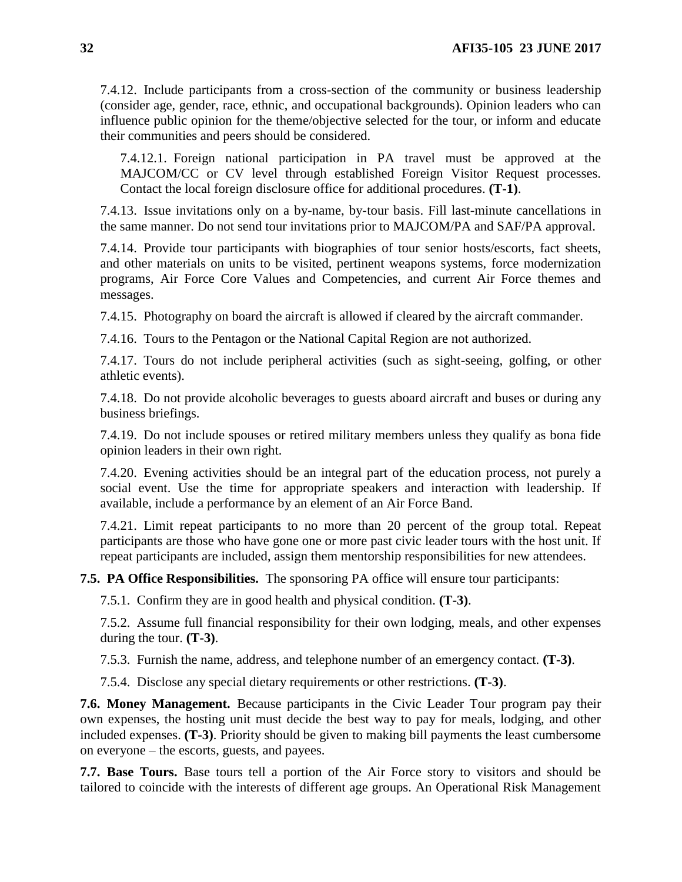7.4.12. Include participants from a cross-section of the community or business leadership (consider age, gender, race, ethnic, and occupational backgrounds). Opinion leaders who can influence public opinion for the theme/objective selected for the tour, or inform and educate their communities and peers should be considered.

7.4.12.1. Foreign national participation in PA travel must be approved at the MAJCOM/CC or CV level through established Foreign Visitor Request processes. Contact the local foreign disclosure office for additional procedures. **(T-1)**.

7.4.13. Issue invitations only on a by-name, by-tour basis. Fill last-minute cancellations in the same manner. Do not send tour invitations prior to MAJCOM/PA and SAF/PA approval.

7.4.14. Provide tour participants with biographies of tour senior hosts/escorts, fact sheets, and other materials on units to be visited, pertinent weapons systems, force modernization programs, Air Force Core Values and Competencies, and current Air Force themes and messages.

7.4.15. Photography on board the aircraft is allowed if cleared by the aircraft commander.

7.4.16. Tours to the Pentagon or the National Capital Region are not authorized.

7.4.17. Tours do not include peripheral activities (such as sight-seeing, golfing, or other athletic events).

7.4.18. Do not provide alcoholic beverages to guests aboard aircraft and buses or during any business briefings.

7.4.19. Do not include spouses or retired military members unless they qualify as bona fide opinion leaders in their own right.

7.4.20. Evening activities should be an integral part of the education process, not purely a social event. Use the time for appropriate speakers and interaction with leadership. If available, include a performance by an element of an Air Force Band.

7.4.21. Limit repeat participants to no more than 20 percent of the group total. Repeat participants are those who have gone one or more past civic leader tours with the host unit. If repeat participants are included, assign them mentorship responsibilities for new attendees.

**7.5. PA Office Responsibilities.** The sponsoring PA office will ensure tour participants:

7.5.1. Confirm they are in good health and physical condition. **(T-3)**.

7.5.2. Assume full financial responsibility for their own lodging, meals, and other expenses during the tour. **(T-3)**.

7.5.3. Furnish the name, address, and telephone number of an emergency contact. **(T-3)**.

7.5.4. Disclose any special dietary requirements or other restrictions. **(T-3)**.

**7.6. Money Management.** Because participants in the Civic Leader Tour program pay their own expenses, the hosting unit must decide the best way to pay for meals, lodging, and other included expenses. **(T-3)**. Priority should be given to making bill payments the least cumbersome on everyone – the escorts, guests, and payees.

**7.7. Base Tours.** Base tours tell a portion of the Air Force story to visitors and should be tailored to coincide with the interests of different age groups. An Operational Risk Management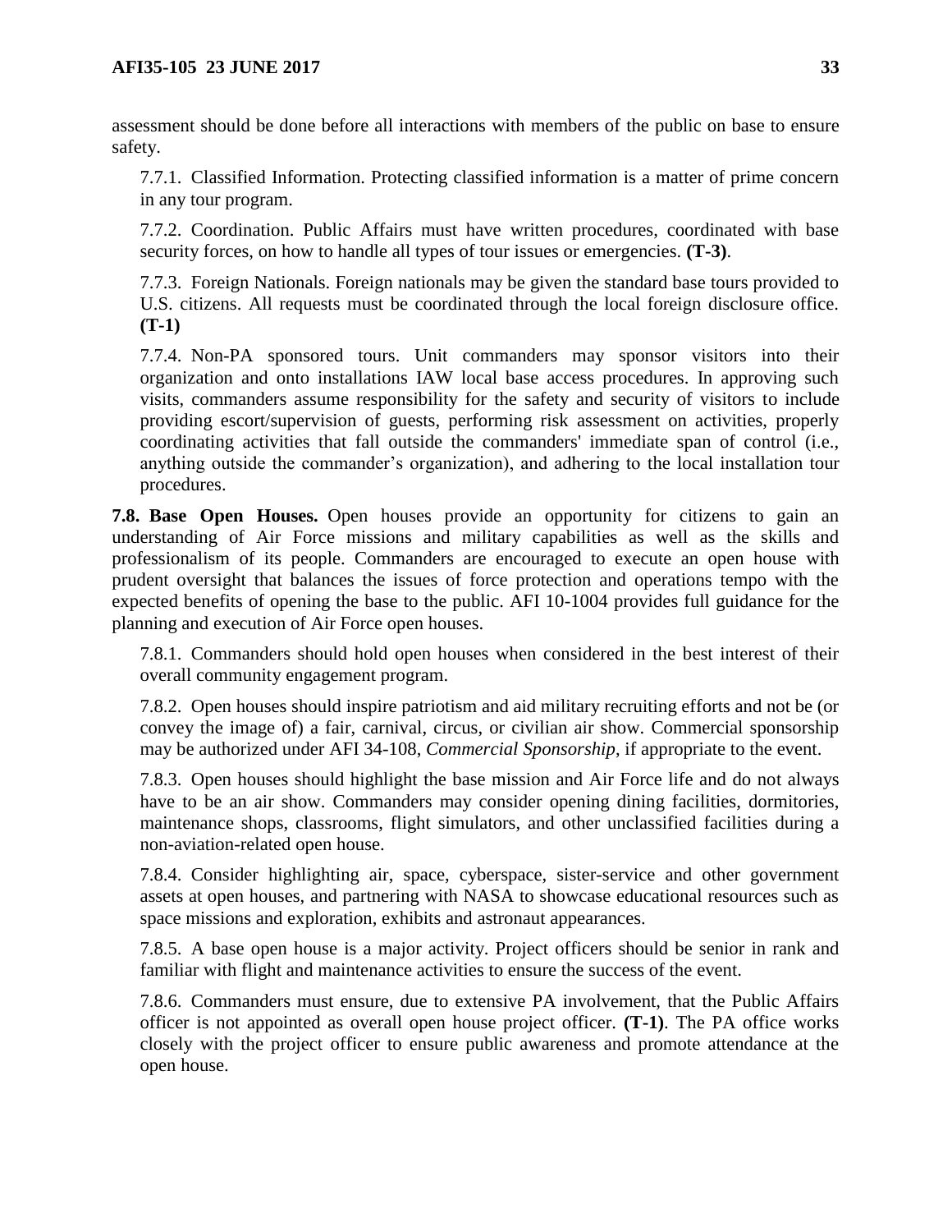assessment should be done before all interactions with members of the public on base to ensure safety.

7.7.1. Classified Information. Protecting classified information is a matter of prime concern in any tour program.

7.7.2. Coordination. Public Affairs must have written procedures, coordinated with base security forces, on how to handle all types of tour issues or emergencies. **(T-3)**.

7.7.3. Foreign Nationals. Foreign nationals may be given the standard base tours provided to U.S. citizens. All requests must be coordinated through the local foreign disclosure office. **(T-1)**

7.7.4. Non-PA sponsored tours. Unit commanders may sponsor visitors into their organization and onto installations IAW local base access procedures. In approving such visits, commanders assume responsibility for the safety and security of visitors to include providing escort/supervision of guests, performing risk assessment on activities, properly coordinating activities that fall outside the commanders' immediate span of control (i.e., anything outside the commander's organization), and adhering to the local installation tour procedures.

**7.8. Base Open Houses.** Open houses provide an opportunity for citizens to gain an understanding of Air Force missions and military capabilities as well as the skills and professionalism of its people. Commanders are encouraged to execute an open house with prudent oversight that balances the issues of force protection and operations tempo with the expected benefits of opening the base to the public. AFI 10-1004 provides full guidance for the planning and execution of Air Force open houses.

7.8.1. Commanders should hold open houses when considered in the best interest of their overall community engagement program.

7.8.2. Open houses should inspire patriotism and aid military recruiting efforts and not be (or convey the image of) a fair, carnival, circus, or civilian air show. Commercial sponsorship may be authorized under AFI 34-108, *Commercial Sponsorship*, if appropriate to the event.

7.8.3. Open houses should highlight the base mission and Air Force life and do not always have to be an air show. Commanders may consider opening dining facilities, dormitories, maintenance shops, classrooms, flight simulators, and other unclassified facilities during a non-aviation-related open house.

7.8.4. Consider highlighting air, space, cyberspace, sister-service and other government assets at open houses, and partnering with NASA to showcase educational resources such as space missions and exploration, exhibits and astronaut appearances.

7.8.5. A base open house is a major activity. Project officers should be senior in rank and familiar with flight and maintenance activities to ensure the success of the event.

7.8.6. Commanders must ensure, due to extensive PA involvement, that the Public Affairs officer is not appointed as overall open house project officer. **(T-1)**. The PA office works closely with the project officer to ensure public awareness and promote attendance at the open house.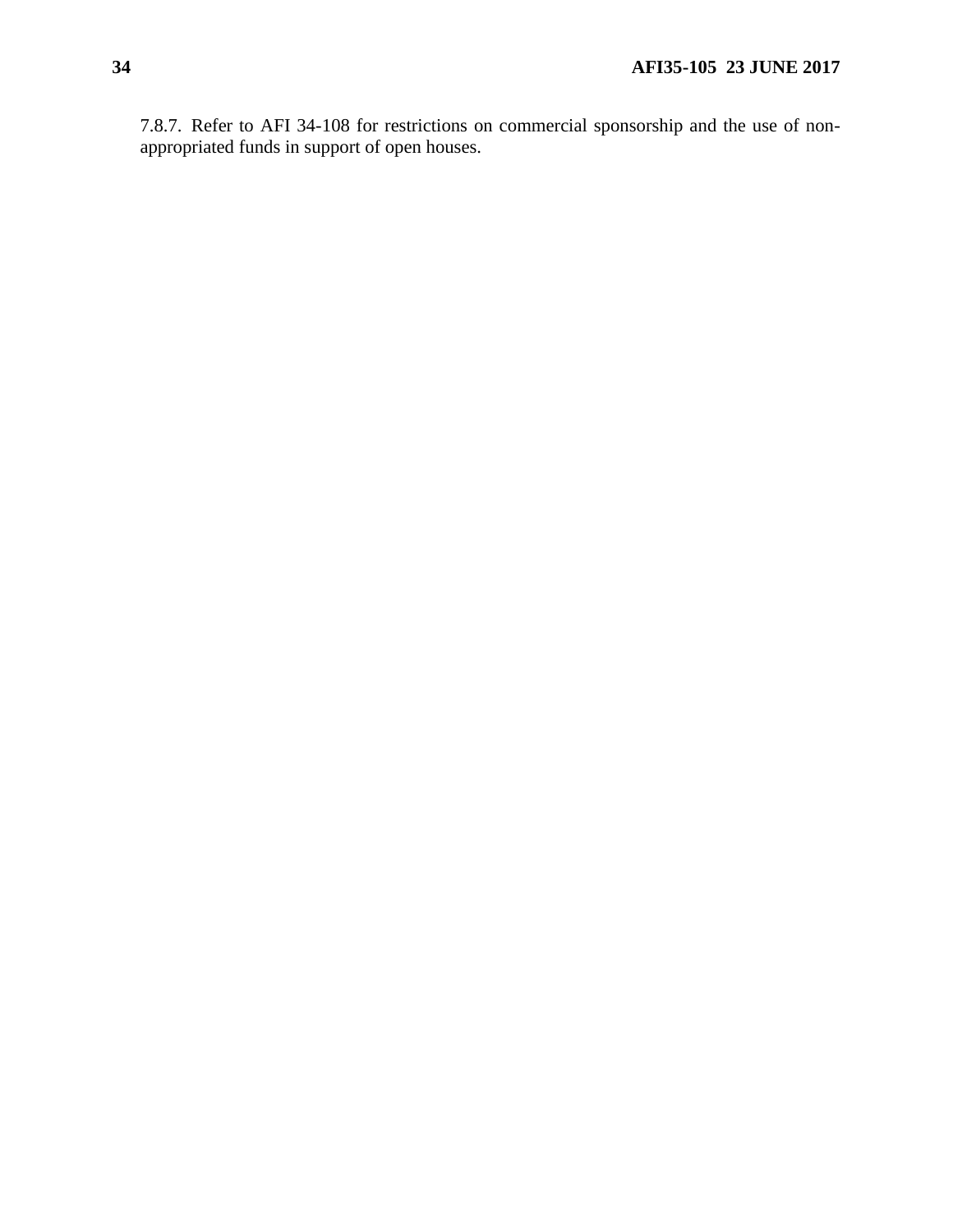7.8.7. Refer to AFI 34-108 for restrictions on commercial sponsorship and the use of non-appropriated funds in support of open houses.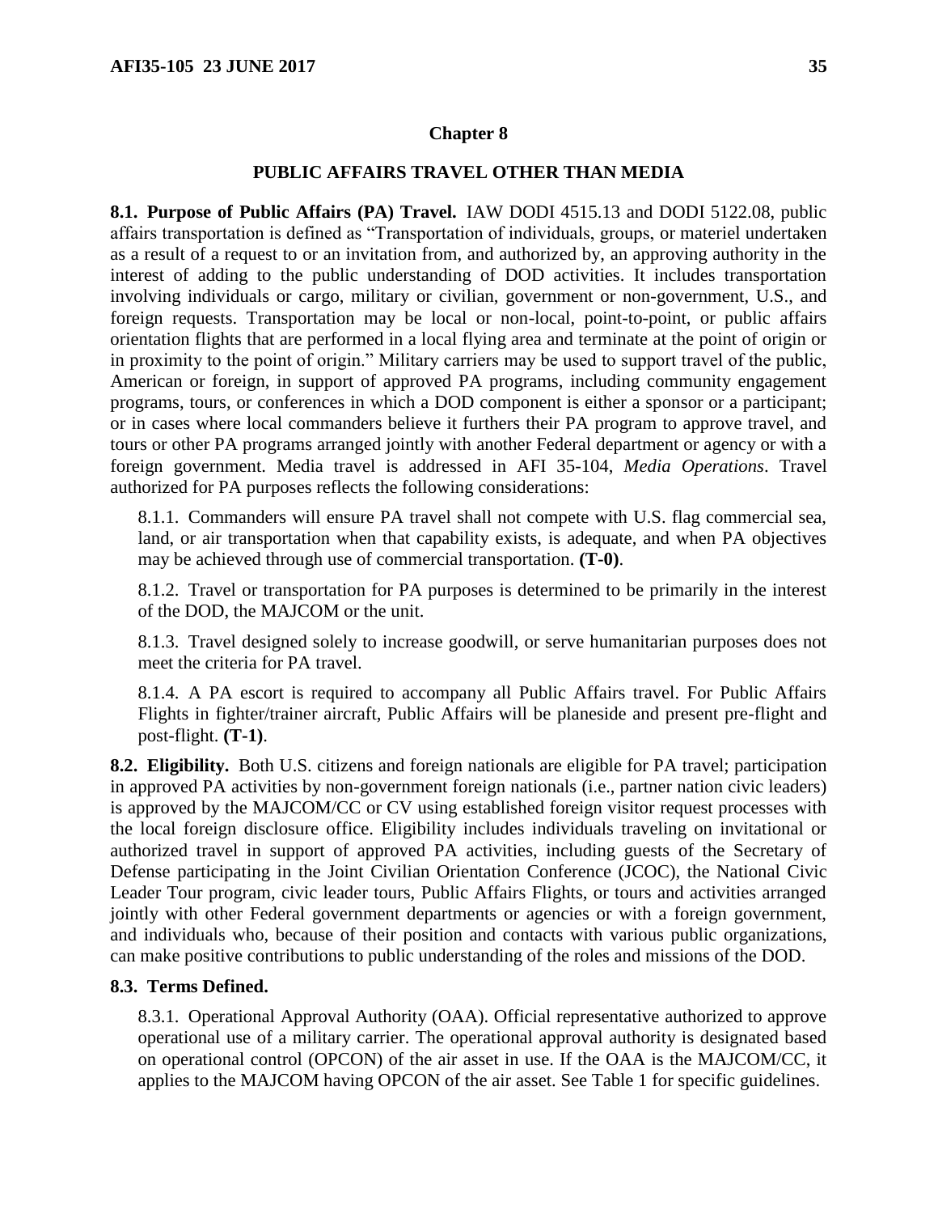## Chapter 8

## PUBLIC AFFAIRS TRAVEL OTHER THAN MEDIA

**8.1. Purpose of Public Affairs (PA) Travel.** IAW DODI 4515.13 and DODI 5122.08, public affairs transportation is defined as "Transportation of individuals, groups, or materiel undertaken as a result of a request to or an invitation from, and authorized by, an approving authority in the interest of adding to the public understanding of DOD activities. It includes transportation involving individuals or cargo, military or civilian, government or non-government, U.S., and foreign requests. Transportation may be local or non-local, point-to-point, or public affairs orientation flights that are performed in a local flying area and terminate at the point of origin or in proximity to the point of origin." Military carriers may be used to support travel of the public, American or foreign, in support of approved PA programs, including community engagement programs, tours, or conferences in which a DOD component is either a sponsor or a participant; or in cases where local commanders believe it furthers their PA program to approve travel, and tours or other PA programs arranged jointly with another Federal department or agency or with a foreign government. Media travel is addressed in AFI 35-104, *Media Operations*. Travel authorized for PA purposes reflects the following considerations:

8.1.1. Commanders will ensure PA travel shall not compete with U.S. flag commercial sea, land, or air transportation when that capability exists, is adequate, and when PA objectives may be achieved through use of commercial transportation. **(T-0)**.

8.1.2. Travel or transportation for PA purposes is determined to be primarily in the interest of the DOD, the MAJCOM or the unit.

8.1.3. Travel designed solely to increase goodwill, or serve humanitarian purposes does not meet the criteria for PA travel.

8.1.4. A PA escort is required to accompany all Public Affairs travel. For Public Affairs Flights in fighter/trainer aircraft, Public Affairs will be planeside and present pre-flight and post-flight. **(T-1)**.

**8.2. Eligibility.** Both U.S. citizens and foreign nationals are eligible for PA travel; participation in approved PA activities by non-government foreign nationals (i.e., partner nation civic leaders) is approved by the MAJCOM/CC or CV using established foreign visitor request processes with the local foreign disclosure office. Eligibility includes individuals traveling on invitational or authorized travel in support of approved PA activities, including guests of the Secretary of Defense participating in the Joint Civilian Orientation Conference (JCOC), the National Civic Leader Tour program, civic leader tours, Public Affairs Flights, or tours and activities arranged jointly with other Federal government departments or agencies or with a foreign government, and individuals who, because of their position and contacts with various public organizations, can make positive contributions to public understanding of the roles and missions of the DOD.

**8.3. Terms Defined.**

8.3.1. Operational Approval Authority (OAA). Official representative authorized to approve operational use of a military carrier. The operational approval authority is designated based on operational control (OPCON) of the air asset in use. If the OAA is the MAJCOM/CC, it applies to the MAJCOM having OPCON of the air asset. See Table 1 for specific guidelines.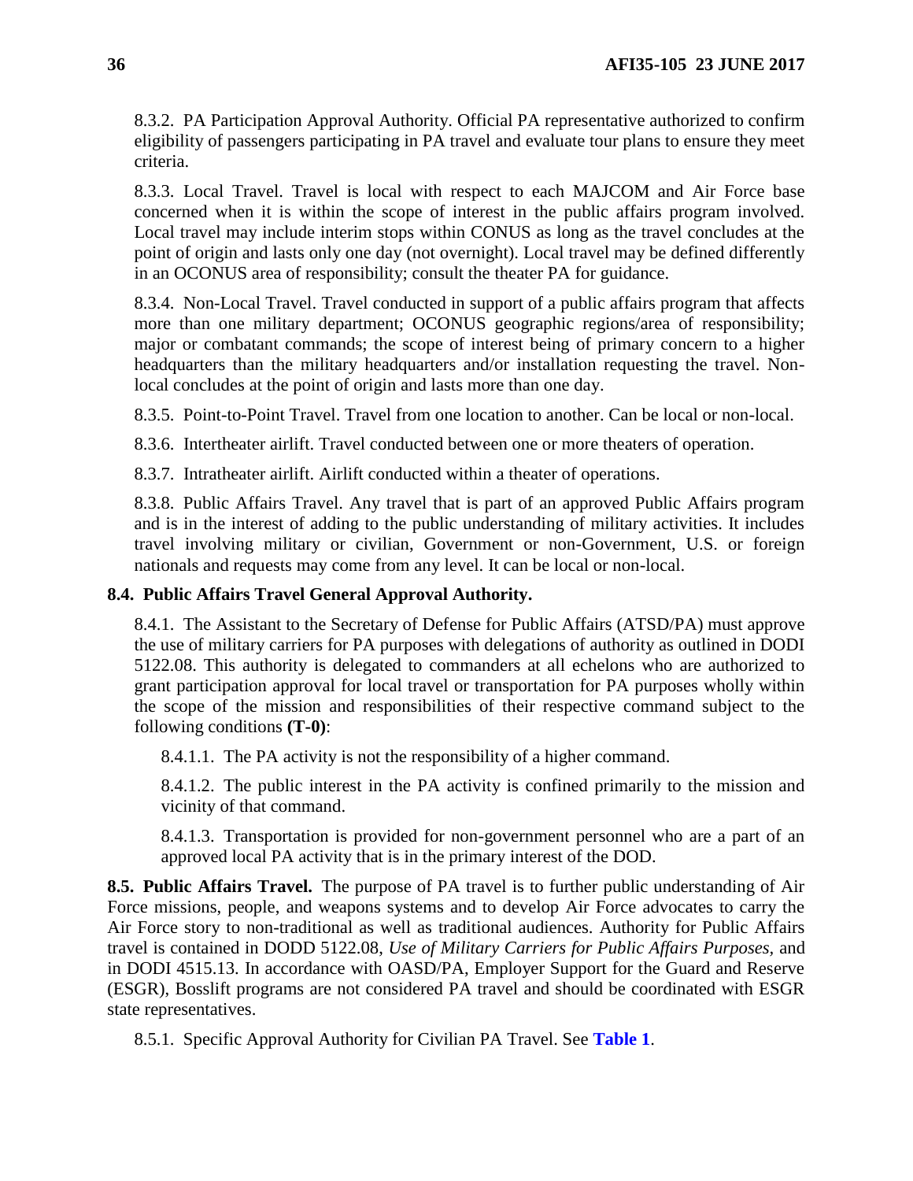8.3.2. PA Participation Approval Authority. Official PA representative authorized to confirm eligibility of passengers participating in PA travel and evaluate tour plans to ensure they meet criteria.

8.3.3. Local Travel. Travel is local with respect to each MAJCOM and Air Force base concerned when it is within the scope of interest in the public affairs program involved. Local travel may include interim stops within CONUS as long as the travel concludes at the point of origin and lasts only one day (not overnight). Local travel may be defined differently in an OCONUS area of responsibility; consult the theater PA for guidance.

8.3.4. Non-Local Travel. Travel conducted in support of a public affairs program that affects more than one military department; OCONUS geographic regions/area of responsibility; major or combatant commands; the scope of interest being of primary concern to a higher headquarters than the military headquarters and/or installation requesting the travel. Non-local concludes at the point of origin and lasts more than one day.

8.3.5. Point-to-Point Travel. Travel from one location to another. Can be local or non-local.

8.3.6. Intertheater airlift. Travel conducted between one or more theaters of operation.

8.3.7. Intratheater airlift. Airlift conducted within a theater of operations.

8.3.8. Public Affairs Travel. Any travel that is part of an approved Public Affairs program and is in the interest of adding to the public understanding of military activities. It includes travel involving military or civilian, Government or non-Government, U.S. or foreign nationals and requests may come from any level. It can be local or non-local.

**8.4. Public Affairs Travel General Approval Authority.**

8.4.1. The Assistant to the Secretary of Defense for Public Affairs (ATSD/PA) must approve the use of military carriers for PA purposes with delegations of authority as outlined in DODI 5122.08. This authority is delegated to commanders at all echelons who are authorized to grant participation approval for local travel or transportation for PA purposes wholly within the scope of the mission and responsibilities of their respective command subject to the following conditions **(T-0)**:

8.4.1.1. The PA activity is not the responsibility of a higher command.

8.4.1.2. The public interest in the PA activity is confined primarily to the mission and vicinity of that command.

8.4.1.3. Transportation is provided for non-government personnel who are a part of an approved local PA activity that is in the primary interest of the DOD.

**8.5. Public Affairs Travel.** The purpose of PA travel is to further public understanding of Air Force missions, people, and weapons systems and to develop Air Force advocates to carry the Air Force story to non-traditional as well as traditional audiences. Authority for Public Affairs travel is contained in DODD 5122.08, *Use of Military Carriers for Public Affairs Purposes,* and in DODI 4515.13. In accordance with OASD/PA, Employer Support for the Guard and Reserve (ESGR), Bosslift programs are not considered PA travel and should be coordinated with ESGR state representatives.

8.5.1. Specific Approval Authority for Civilian PA Travel. See **Table 1**.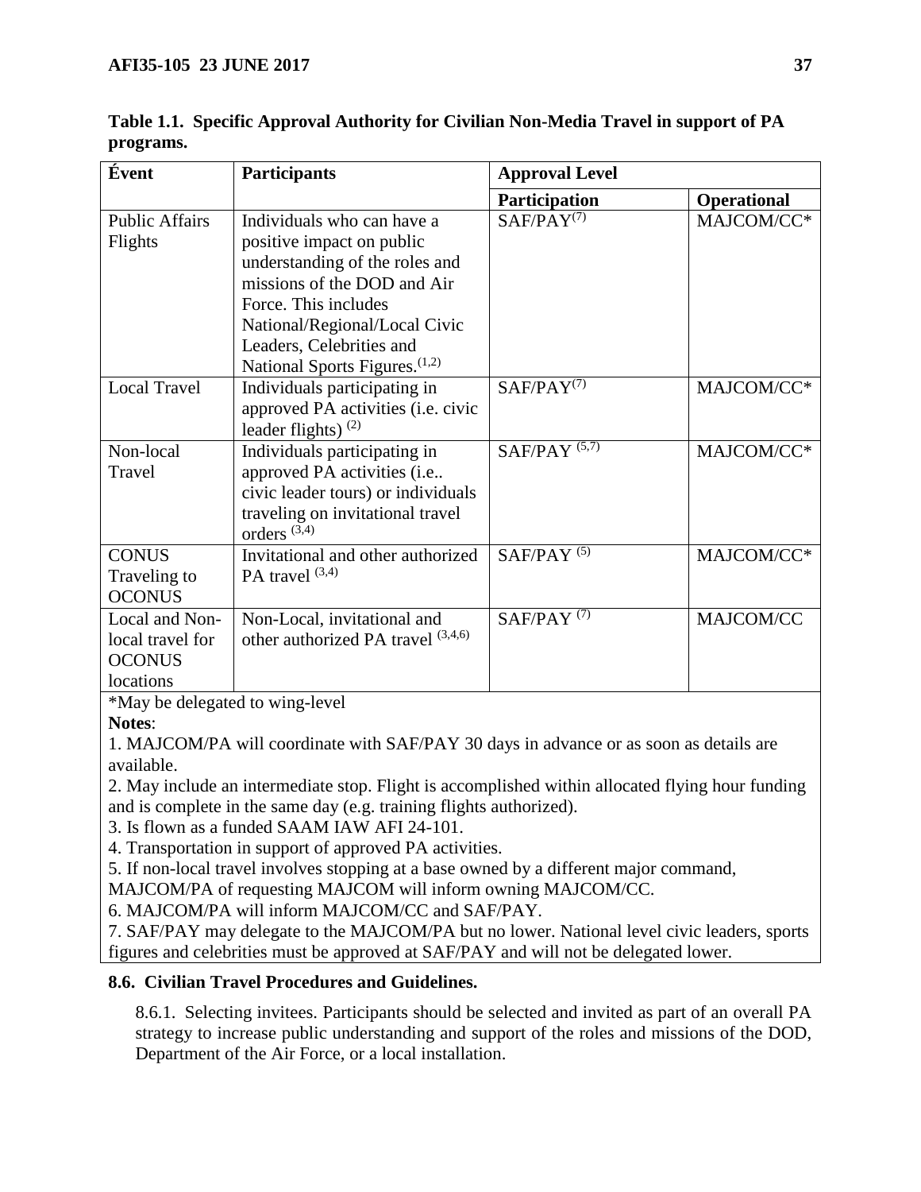**Table 1.1. Specific Approval Authority for Civilian Non-Media Travel in support of PA programs.**

| Évent | Participants | Approval Level | |
|---|---|---|---|
| | | **Participation** | **Operational** |
| Public Affairs Flights | Individuals who can have a positive impact on public understanding of the roles and missions of the DOD and Air Force. This includes National/Regional/Local Civic Leaders, Celebrities and National Sports Figures.(1,2) | SAF/PAY(7) | MAJCOM/CC* |
| Local Travel | Individuals participating in approved PA activities (i.e. civic leader flights) (2) | SAF/PAY(7) | MAJCOM/CC* |
| Non-local Travel | Individuals participating in approved PA activities (i.e.. civic leader tours) or individuals traveling on invitational travel orders (3,4) | SAF/PAY (5,7) | MAJCOM/CC* |
| CONUS Traveling to OCONUS | Invitational and other authorized PA travel (3,4) | SAF/PAY (5) | MAJCOM/CC* |
| Local and Non-local travel for OCONUS locations | Non-Local, invitational and other authorized PA travel (3,4,6) | SAF/PAY (7) | MAJCOM/CC |

*May be delegated to wing-level

**Notes**:

1. MAJCOM/PA will coordinate with SAF/PAY 30 days in advance or as soon as details are available.
2. May include an intermediate stop. Flight is accomplished within allocated flying hour funding and is complete in the same day (e.g. training flights authorized).
3. Is flown as a funded SAAM IAW AFI 24-101.
4. Transportation in support of approved PA activities.
5. If non-local travel involves stopping at a base owned by a different major command, MAJCOM/PA of requesting MAJCOM will inform owning MAJCOM/CC.
6. MAJCOM/PA will inform MAJCOM/CC and SAF/PAY.
7. SAF/PAY may delegate to the MAJCOM/PA but no lower. National level civic leaders, sports figures and celebrities must be approved at SAF/PAY and will not be delegated lower.

**8.6. Civilian Travel Procedures and Guidelines.**

8.6.1. Selecting invitees. Participants should be selected and invited as part of an overall PA strategy to increase public understanding and support of the roles and missions of the DOD, Department of the Air Force, or a local installation.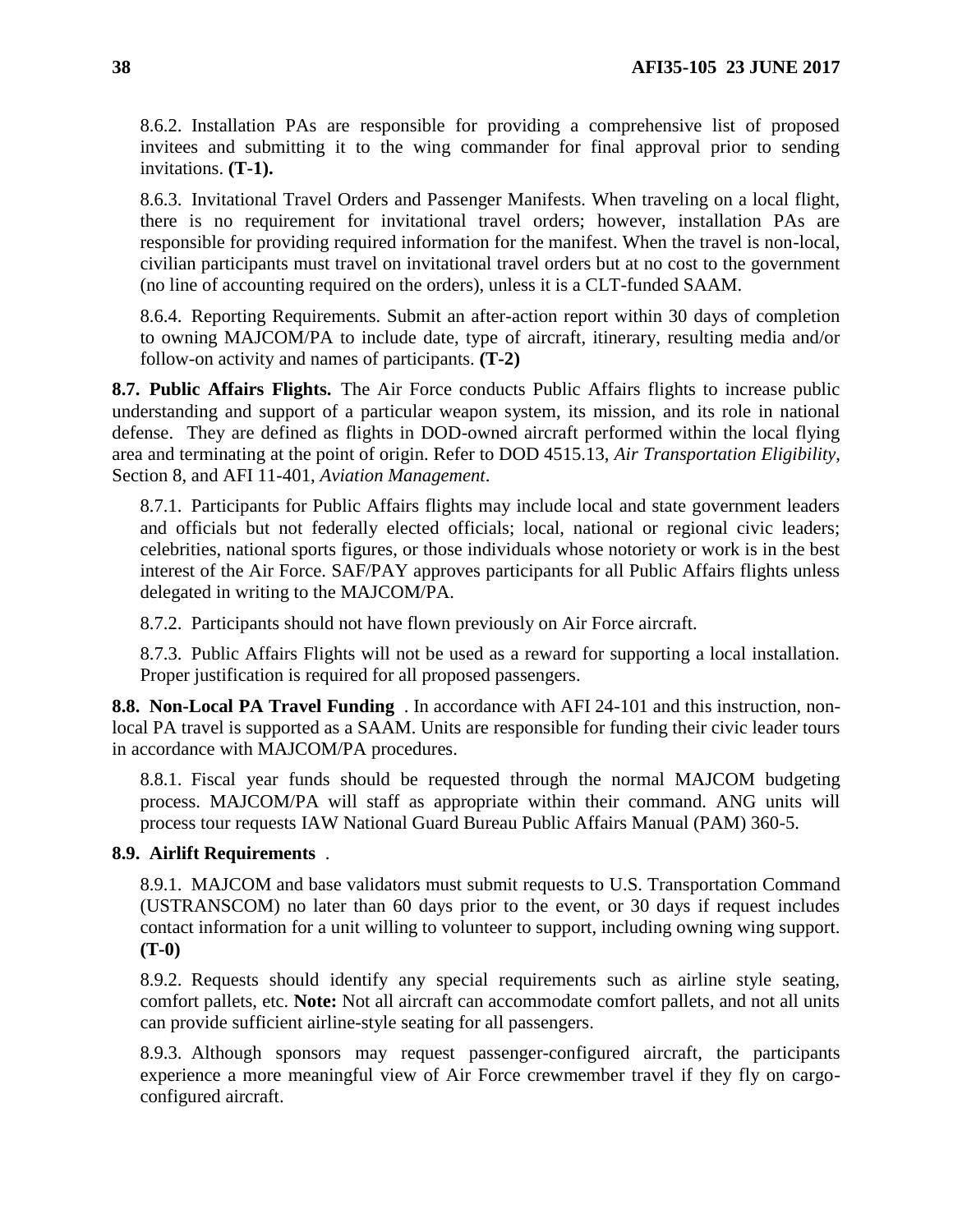8.6.2. Installation PAs are responsible for providing a comprehensive list of proposed invitees and submitting it to the wing commander for final approval prior to sending invitations. **(T-1).**

8.6.3. Invitational Travel Orders and Passenger Manifests. When traveling on a local flight, there is no requirement for invitational travel orders; however, installation PAs are responsible for providing required information for the manifest. When the travel is non-local, civilian participants must travel on invitational travel orders but at no cost to the government (no line of accounting required on the orders), unless it is a CLT-funded SAAM.

8.6.4. Reporting Requirements. Submit an after-action report within 30 days of completion to owning MAJCOM/PA to include date, type of aircraft, itinerary, resulting media and/or follow-on activity and names of participants. **(T-2)**

**8.7. Public Affairs Flights.** The Air Force conducts Public Affairs flights to increase public understanding and support of a particular weapon system, its mission, and its role in national defense. They are defined as flights in DOD-owned aircraft performed within the local flying area and terminating at the point of origin. Refer to DOD 4515.13, *Air Transportation Eligibility*, Section 8, and AFI 11-401, *Aviation Management*.

8.7.1. Participants for Public Affairs flights may include local and state government leaders and officials but not federally elected officials; local, national or regional civic leaders; celebrities, national sports figures, or those individuals whose notoriety or work is in the best interest of the Air Force. SAF/PAY approves participants for all Public Affairs flights unless delegated in writing to the MAJCOM/PA.

8.7.2. Participants should not have flown previously on Air Force aircraft.

8.7.3. Public Affairs Flights will not be used as a reward for supporting a local installation. Proper justification is required for all proposed passengers.

**8.8. Non-Local PA Travel Funding** . In accordance with AFI 24-101 and this instruction, non-local PA travel is supported as a SAAM. Units are responsible for funding their civic leader tours in accordance with MAJCOM/PA procedures.

8.8.1. Fiscal year funds should be requested through the normal MAJCOM budgeting process. MAJCOM/PA will staff as appropriate within their command. ANG units will process tour requests IAW National Guard Bureau Public Affairs Manual (PAM) 360-5.

**8.9. Airlift Requirements** .

8.9.1. MAJCOM and base validators must submit requests to U.S. Transportation Command (USTRANSCOM) no later than 60 days prior to the event, or 30 days if request includes contact information for a unit willing to volunteer to support, including owning wing support. **(T-0)**

8.9.2. Requests should identify any special requirements such as airline style seating, comfort pallets, etc. **Note:** Not all aircraft can accommodate comfort pallets, and not all units can provide sufficient airline-style seating for all passengers.

8.9.3. Although sponsors may request passenger-configured aircraft, the participants experience a more meaningful view of Air Force crewmember travel if they fly on cargo-configured aircraft.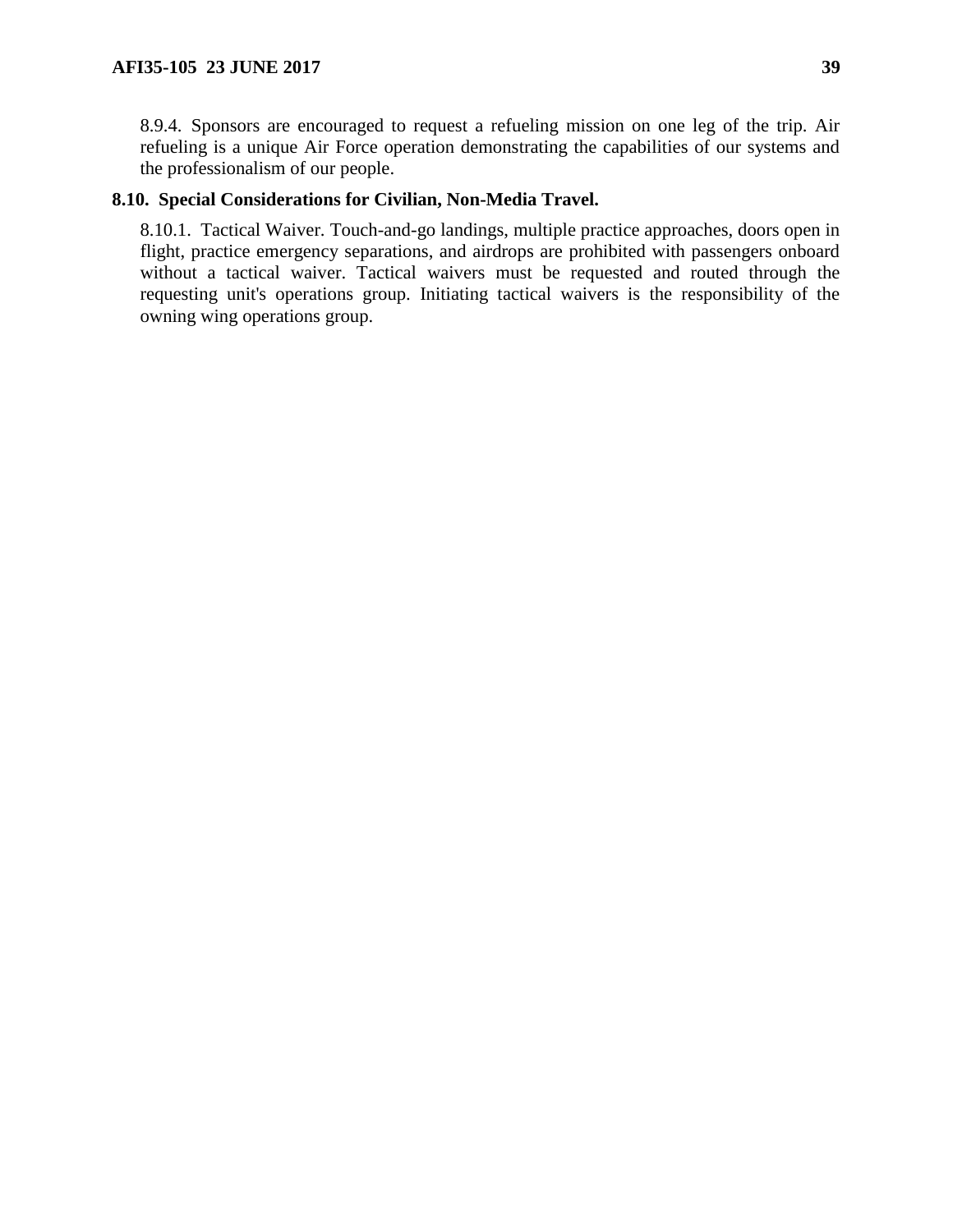8.9.4. Sponsors are encouraged to request a refueling mission on one leg of the trip. Air refueling is a unique Air Force operation demonstrating the capabilities of our systems and the professionalism of our people.

**8.10. Special Considerations for Civilian, Non-Media Travel.**

8.10.1. Tactical Waiver. Touch-and-go landings, multiple practice approaches, doors open in flight, practice emergency separations, and airdrops are prohibited with passengers onboard without a tactical waiver. Tactical waivers must be requested and routed through the requesting unit's operations group. Initiating tactical waivers is the responsibility of the owning wing operations group.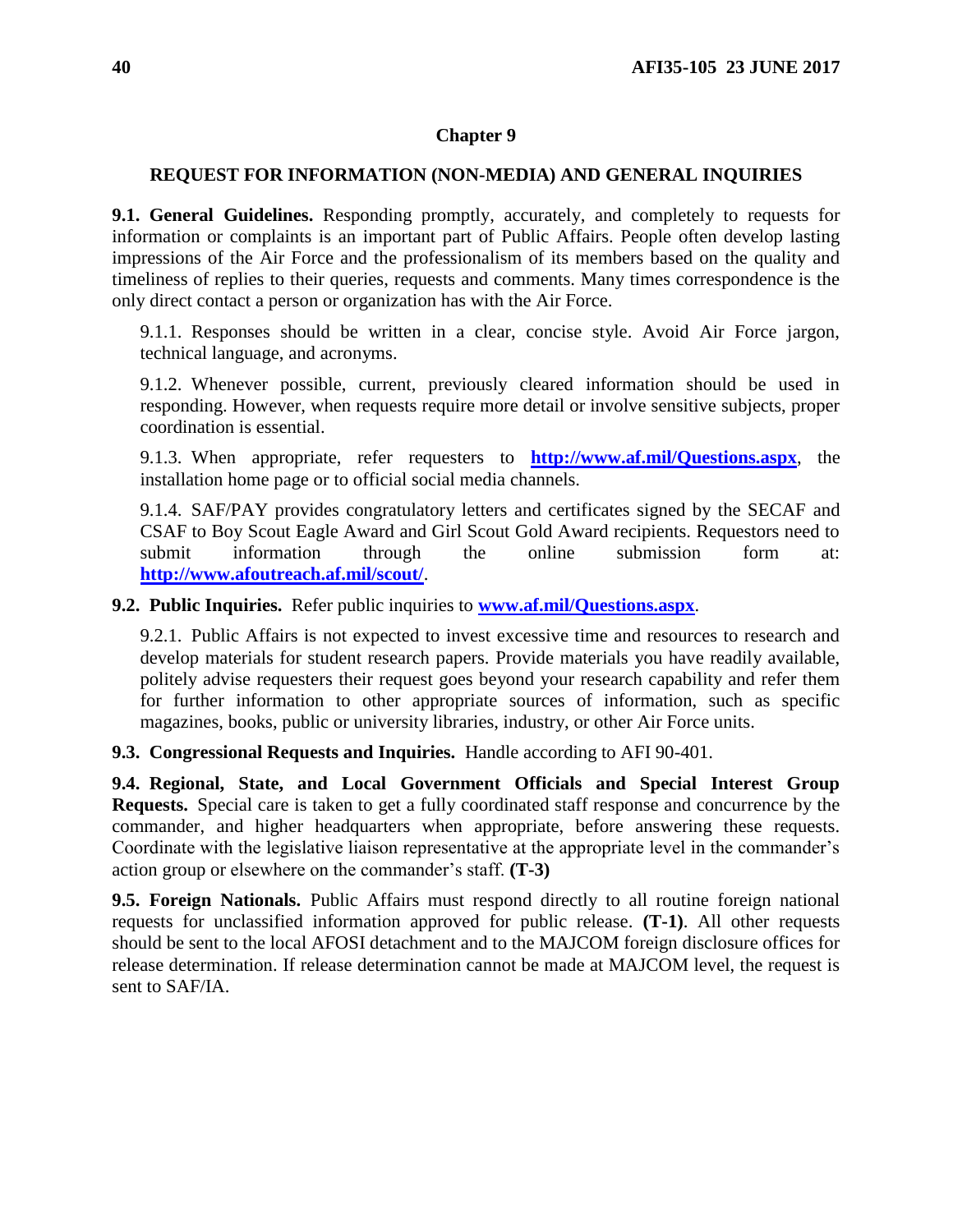# Chapter 9

## REQUEST FOR INFORMATION (NON-MEDIA) AND GENERAL INQUIRIES

**9.1. General Guidelines.** Responding promptly, accurately, and completely to requests for information or complaints is an important part of Public Affairs. People often develop lasting impressions of the Air Force and the professionalism of its members based on the quality and timeliness of replies to their queries, requests and comments. Many times correspondence is the only direct contact a person or organization has with the Air Force.

9.1.1. Responses should be written in a clear, concise style. Avoid Air Force jargon, technical language, and acronyms.

9.1.2. Whenever possible, current, previously cleared information should be used in responding. However, when requests require more detail or involve sensitive subjects, proper coordination is essential.

9.1.3. When appropriate, refer requesters to **http://www.af.mil/Questions.aspx**, the installation home page or to official social media channels.

9.1.4. SAF/PAY provides congratulatory letters and certificates signed by the SECAF and CSAF to Boy Scout Eagle Award and Girl Scout Gold Award recipients. Requestors need to submit information through the online submission form at: **http://www.afoutreach.af.mil/scout/**.

**9.2. Public Inquiries.** Refer public inquiries to **www.af.mil/Questions.aspx**.

9.2.1. Public Affairs is not expected to invest excessive time and resources to research and develop materials for student research papers. Provide materials you have readily available, politely advise requesters their request goes beyond your research capability and refer them for further information to other appropriate sources of information, such as specific magazines, books, public or university libraries, industry, or other Air Force units.

**9.3. Congressional Requests and Inquiries.** Handle according to AFI 90-401.

**9.4. Regional, State, and Local Government Officials and Special Interest Group Requests.** Special care is taken to get a fully coordinated staff response and concurrence by the commander, and higher headquarters when appropriate, before answering these requests. Coordinate with the legislative liaison representative at the appropriate level in the commander's action group or elsewhere on the commander's staff. **(T-3)**

**9.5. Foreign Nationals.** Public Affairs must respond directly to all routine foreign national requests for unclassified information approved for public release. **(T-1)**. All other requests should be sent to the local AFOSI detachment and to the MAJCOM foreign disclosure offices for release determination. If release determination cannot be made at MAJCOM level, the request is sent to SAF/IA.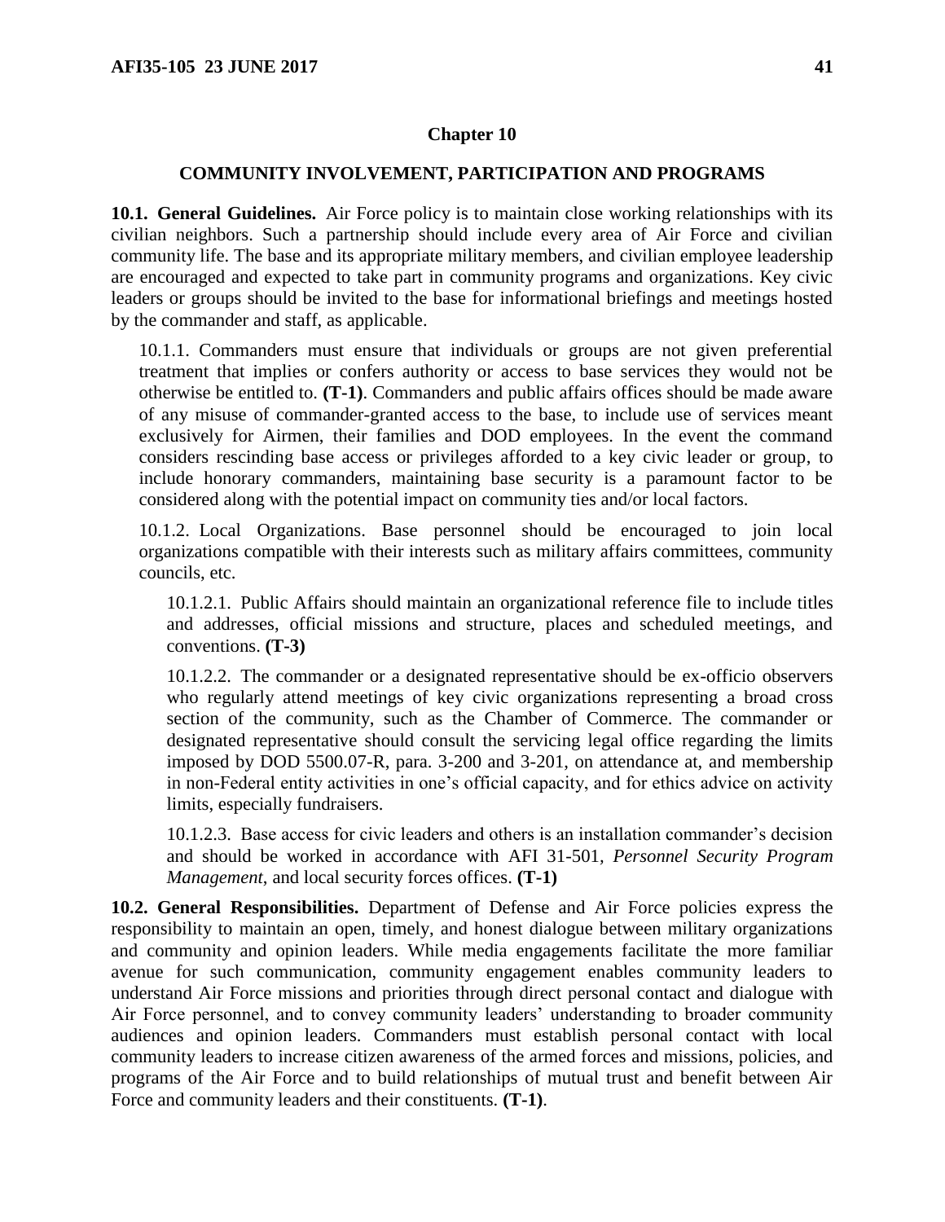## Chapter 10

## COMMUNITY INVOLVEMENT, PARTICIPATION AND PROGRAMS

**10.1. General Guidelines.** Air Force policy is to maintain close working relationships with its civilian neighbors. Such a partnership should include every area of Air Force and civilian community life. The base and its appropriate military members, and civilian employee leadership are encouraged and expected to take part in community programs and organizations. Key civic leaders or groups should be invited to the base for informational briefings and meetings hosted by the commander and staff, as applicable.

10.1.1. Commanders must ensure that individuals or groups are not given preferential treatment that implies or confers authority or access to base services they would not be otherwise be entitled to. **(T-1)**. Commanders and public affairs offices should be made aware of any misuse of commander-granted access to the base, to include use of services meant exclusively for Airmen, their families and DOD employees. In the event the command considers rescinding base access or privileges afforded to a key civic leader or group, to include honorary commanders, maintaining base security is a paramount factor to be considered along with the potential impact on community ties and/or local factors.

10.1.2. Local Organizations. Base personnel should be encouraged to join local organizations compatible with their interests such as military affairs committees, community councils, etc.

10.1.2.1. Public Affairs should maintain an organizational reference file to include titles and addresses, official missions and structure, places and scheduled meetings, and conventions. **(T-3)**

10.1.2.2. The commander or a designated representative should be ex-officio observers who regularly attend meetings of key civic organizations representing a broad cross section of the community, such as the Chamber of Commerce. The commander or designated representative should consult the servicing legal office regarding the limits imposed by DOD 5500.07-R, para. 3-200 and 3-201, on attendance at, and membership in non-Federal entity activities in one's official capacity, and for ethics advice on activity limits, especially fundraisers.

10.1.2.3. Base access for civic leaders and others is an installation commander's decision and should be worked in accordance with AFI 31-501, *Personnel Security Program Management*, and local security forces offices. **(T-1)**

**10.2. General Responsibilities.** Department of Defense and Air Force policies express the responsibility to maintain an open, timely, and honest dialogue between military organizations and community and opinion leaders. While media engagements facilitate the more familiar avenue for such communication, community engagement enables community leaders to understand Air Force missions and priorities through direct personal contact and dialogue with Air Force personnel, and to convey community leaders' understanding to broader community audiences and opinion leaders. Commanders must establish personal contact with local community leaders to increase citizen awareness of the armed forces and missions, policies, and programs of the Air Force and to build relationships of mutual trust and benefit between Air Force and community leaders and their constituents. **(T-1)**.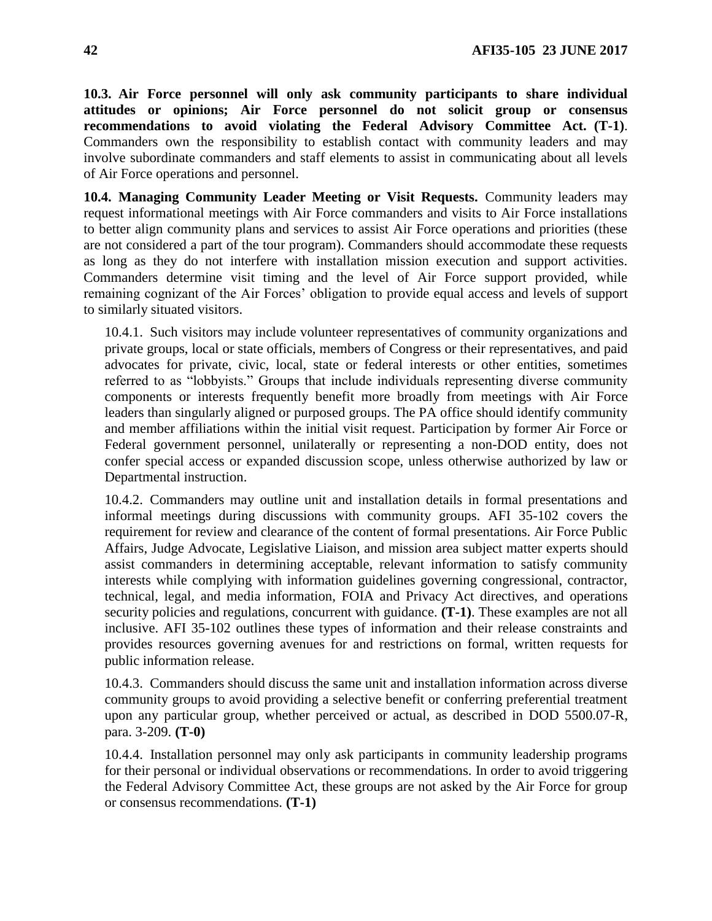**10.3. Air Force personnel will only ask community participants to share individual attitudes or opinions; Air Force personnel do not solicit group or consensus recommendations to avoid violating the Federal Advisory Committee Act. (T-1)**. Commanders own the responsibility to establish contact with community leaders and may involve subordinate commanders and staff elements to assist in communicating about all levels of Air Force operations and personnel.

**10.4. Managing Community Leader Meeting or Visit Requests.** Community leaders may request informational meetings with Air Force commanders and visits to Air Force installations to better align community plans and services to assist Air Force operations and priorities (these are not considered a part of the tour program). Commanders should accommodate these requests as long as they do not interfere with installation mission execution and support activities. Commanders determine visit timing and the level of Air Force support provided, while remaining cognizant of the Air Forces' obligation to provide equal access and levels of support to similarly situated visitors.

10.4.1. Such visitors may include volunteer representatives of community organizations and private groups, local or state officials, members of Congress or their representatives, and paid advocates for private, civic, local, state or federal interests or other entities, sometimes referred to as "lobbyists." Groups that include individuals representing diverse community components or interests frequently benefit more broadly from meetings with Air Force leaders than singularly aligned or purposed groups. The PA office should identify community and member affiliations within the initial visit request. Participation by former Air Force or Federal government personnel, unilaterally or representing a non-DOD entity, does not confer special access or expanded discussion scope, unless otherwise authorized by law or Departmental instruction.

10.4.2. Commanders may outline unit and installation details in formal presentations and informal meetings during discussions with community groups. AFI 35-102 covers the requirement for review and clearance of the content of formal presentations. Air Force Public Affairs, Judge Advocate, Legislative Liaison, and mission area subject matter experts should assist commanders in determining acceptable, relevant information to satisfy community interests while complying with information guidelines governing congressional, contractor, technical, legal, and media information, FOIA and Privacy Act directives, and operations security policies and regulations, concurrent with guidance. **(T-1)**. These examples are not all inclusive. AFI 35-102 outlines these types of information and their release constraints and provides resources governing avenues for and restrictions on formal, written requests for public information release.

10.4.3. Commanders should discuss the same unit and installation information across diverse community groups to avoid providing a selective benefit or conferring preferential treatment upon any particular group, whether perceived or actual, as described in DOD 5500.07-R, para. 3-209. **(T-0)**

10.4.4. Installation personnel may only ask participants in community leadership programs for their personal or individual observations or recommendations. In order to avoid triggering the Federal Advisory Committee Act, these groups are not asked by the Air Force for group or consensus recommendations. **(T-1)**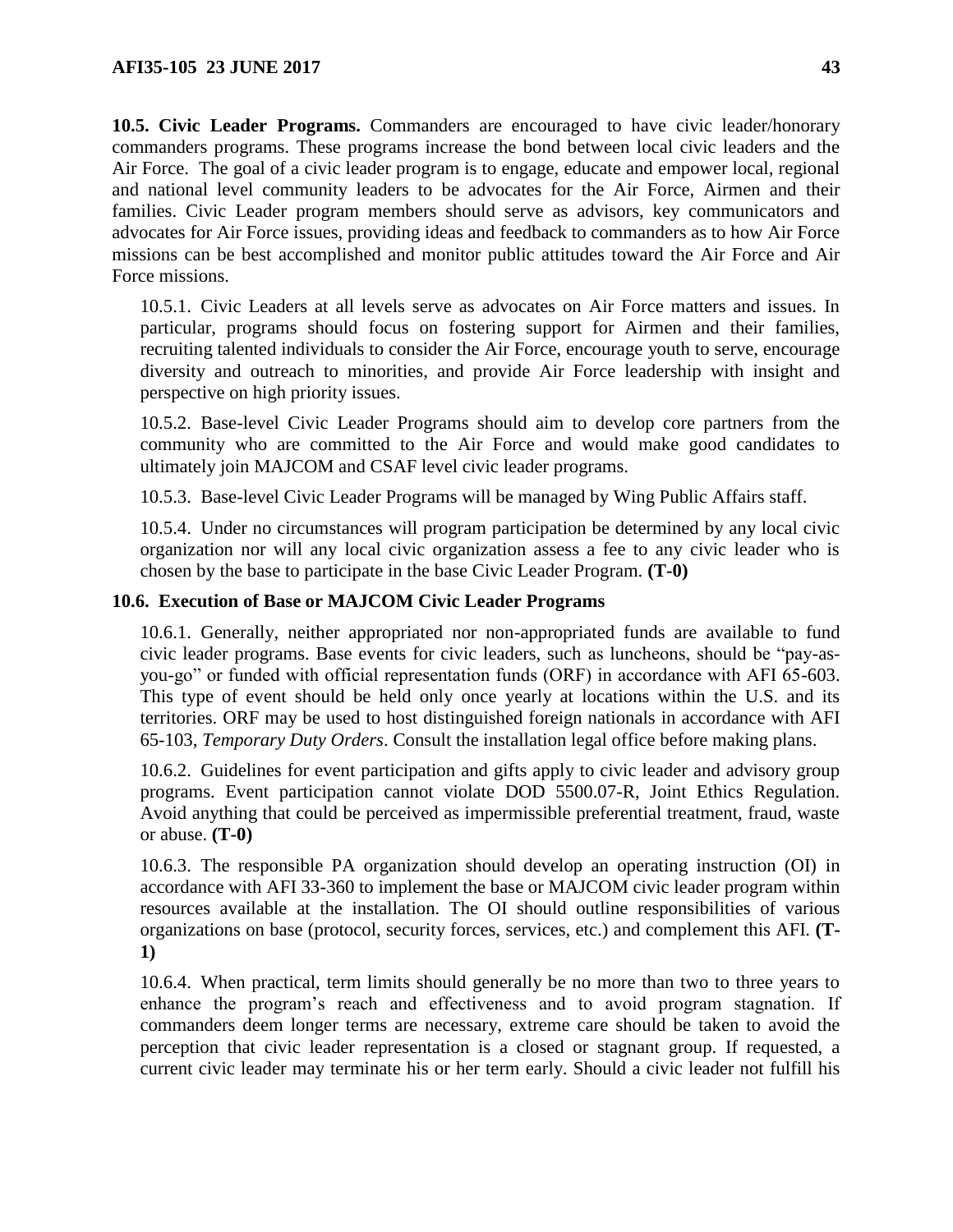**10.5. Civic Leader Programs.** Commanders are encouraged to have civic leader/honorary commanders programs. These programs increase the bond between local civic leaders and the Air Force. The goal of a civic leader program is to engage, educate and empower local, regional and national level community leaders to be advocates for the Air Force, Airmen and their families. Civic Leader program members should serve as advisors, key communicators and advocates for Air Force issues, providing ideas and feedback to commanders as to how Air Force missions can be best accomplished and monitor public attitudes toward the Air Force and Air Force missions.

10.5.1. Civic Leaders at all levels serve as advocates on Air Force matters and issues. In particular, programs should focus on fostering support for Airmen and their families, recruiting talented individuals to consider the Air Force, encourage youth to serve, encourage diversity and outreach to minorities, and provide Air Force leadership with insight and perspective on high priority issues.

10.5.2. Base-level Civic Leader Programs should aim to develop core partners from the community who are committed to the Air Force and would make good candidates to ultimately join MAJCOM and CSAF level civic leader programs.

10.5.3. Base-level Civic Leader Programs will be managed by Wing Public Affairs staff.

10.5.4. Under no circumstances will program participation be determined by any local civic organization nor will any local civic organization assess a fee to any civic leader who is chosen by the base to participate in the base Civic Leader Program. **(T-0)**

**10.6. Execution of Base or MAJCOM Civic Leader Programs**

10.6.1. Generally, neither appropriated nor non-appropriated funds are available to fund civic leader programs. Base events for civic leaders, such as luncheons, should be "pay-as-you-go" or funded with official representation funds (ORF) in accordance with AFI 65-603. This type of event should be held only once yearly at locations within the U.S. and its territories. ORF may be used to host distinguished foreign nationals in accordance with AFI 65-103, *Temporary Duty Orders*. Consult the installation legal office before making plans.

10.6.2. Guidelines for event participation and gifts apply to civic leader and advisory group programs. Event participation cannot violate DOD 5500.07-R, Joint Ethics Regulation. Avoid anything that could be perceived as impermissible preferential treatment, fraud, waste or abuse. **(T-0)**

10.6.3. The responsible PA organization should develop an operating instruction (OI) in accordance with AFI 33-360 to implement the base or MAJCOM civic leader program within resources available at the installation. The OI should outline responsibilities of various organizations on base (protocol, security forces, services, etc.) and complement this AFI. **(T-1)**

10.6.4. When practical, term limits should generally be no more than two to three years to enhance the program's reach and effectiveness and to avoid program stagnation. If commanders deem longer terms are necessary, extreme care should be taken to avoid the perception that civic leader representation is a closed or stagnant group. If requested, a current civic leader may terminate his or her term early. Should a civic leader not fulfill his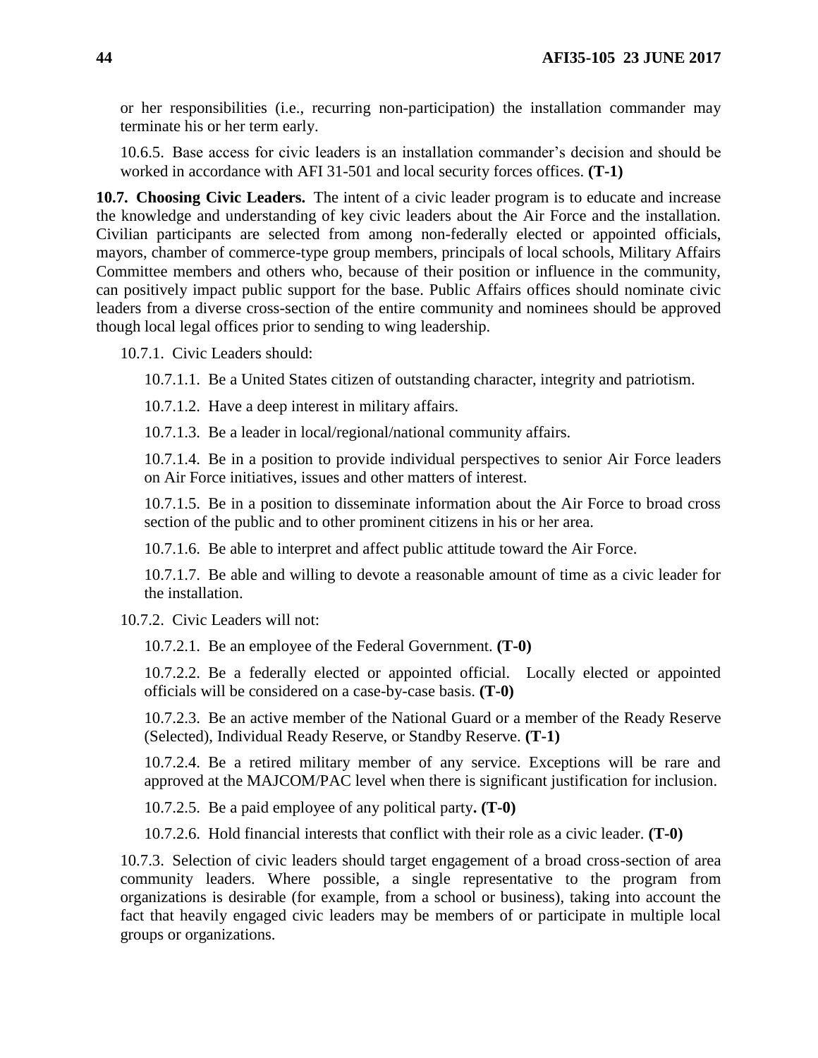or her responsibilities (i.e., recurring non-participation) the installation commander may terminate his or her term early.

10.6.5. Base access for civic leaders is an installation commander's decision and should be worked in accordance with AFI 31-501 and local security forces offices. **(T-1)**

**10.7. Choosing Civic Leaders.** The intent of a civic leader program is to educate and increase the knowledge and understanding of key civic leaders about the Air Force and the installation. Civilian participants are selected from among non-federally elected or appointed officials, mayors, chamber of commerce-type group members, principals of local schools, Military Affairs Committee members and others who, because of their position or influence in the community, can positively impact public support for the base. Public Affairs offices should nominate civic leaders from a diverse cross-section of the entire community and nominees should be approved though local legal offices prior to sending to wing leadership.

10.7.1. Civic Leaders should:

10.7.1.1. Be a United States citizen of outstanding character, integrity and patriotism.

10.7.1.2. Have a deep interest in military affairs.

10.7.1.3. Be a leader in local/regional/national community affairs.

10.7.1.4. Be in a position to provide individual perspectives to senior Air Force leaders on Air Force initiatives, issues and other matters of interest.

10.7.1.5. Be in a position to disseminate information about the Air Force to broad cross section of the public and to other prominent citizens in his or her area.

10.7.1.6. Be able to interpret and affect public attitude toward the Air Force.

10.7.1.7. Be able and willing to devote a reasonable amount of time as a civic leader for the installation.

10.7.2. Civic Leaders will not:

10.7.2.1. Be an employee of the Federal Government. **(T-0)**

10.7.2.2. Be a federally elected or appointed official. Locally elected or appointed officials will be considered on a case-by-case basis. **(T-0)**

10.7.2.3. Be an active member of the National Guard or a member of the Ready Reserve (Selected), Individual Ready Reserve, or Standby Reserve. **(T-1)**

10.7.2.4. Be a retired military member of any service. Exceptions will be rare and approved at the MAJCOM/PAC level when there is significant justification for inclusion.

10.7.2.5. Be a paid employee of any political party**. (T-0)**

10.7.2.6. Hold financial interests that conflict with their role as a civic leader. **(T-0)**

10.7.3. Selection of civic leaders should target engagement of a broad cross-section of area community leaders. Where possible, a single representative to the program from organizations is desirable (for example, from a school or business), taking into account the fact that heavily engaged civic leaders may be members of or participate in multiple local groups or organizations.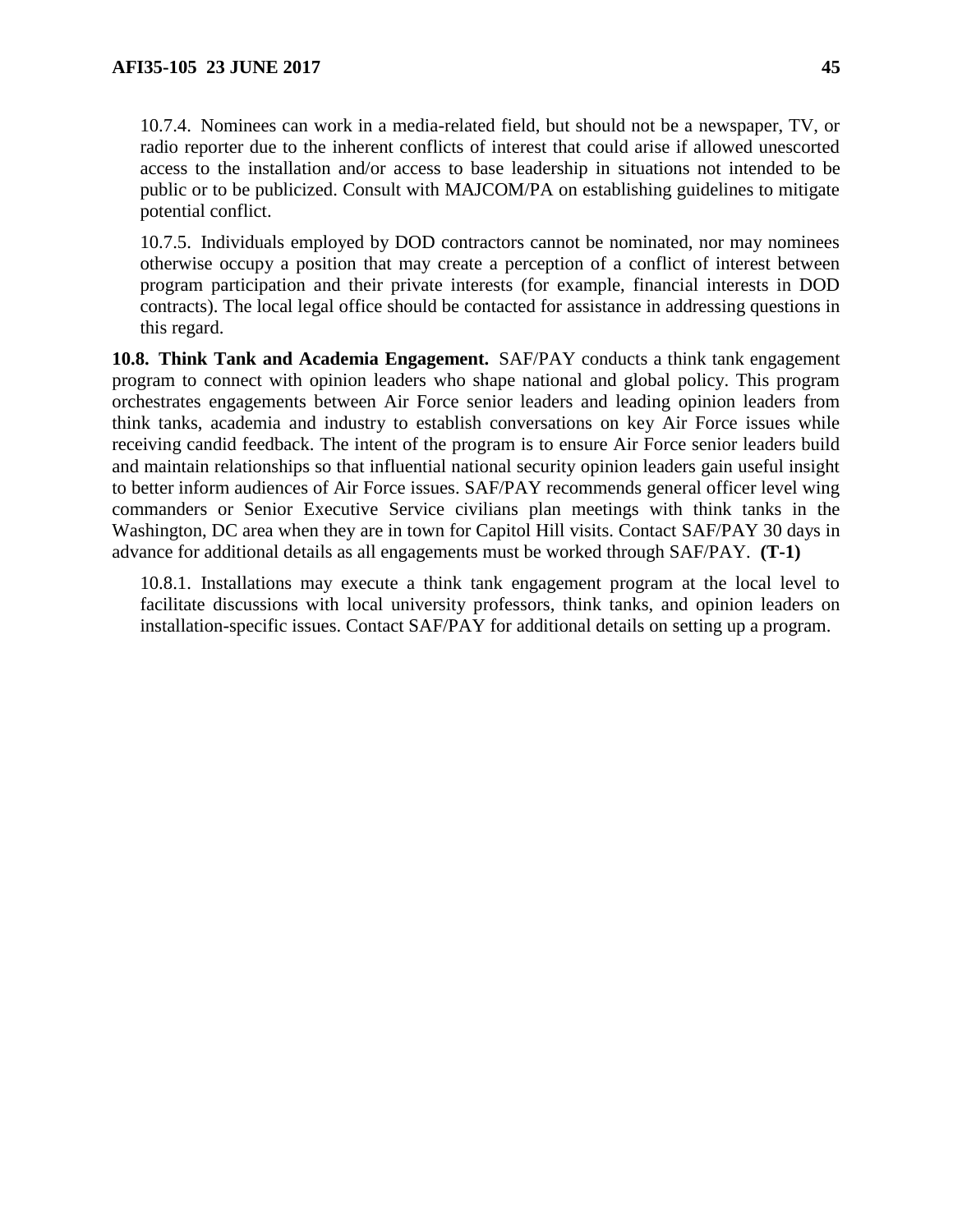10.7.4. Nominees can work in a media-related field, but should not be a newspaper, TV, or radio reporter due to the inherent conflicts of interest that could arise if allowed unescorted access to the installation and/or access to base leadership in situations not intended to be public or to be publicized. Consult with MAJCOM/PA on establishing guidelines to mitigate potential conflict.

10.7.5. Individuals employed by DOD contractors cannot be nominated, nor may nominees otherwise occupy a position that may create a perception of a conflict of interest between program participation and their private interests (for example, financial interests in DOD contracts). The local legal office should be contacted for assistance in addressing questions in this regard.

**10.8. Think Tank and Academia Engagement.** SAF/PAY conducts a think tank engagement program to connect with opinion leaders who shape national and global policy. This program orchestrates engagements between Air Force senior leaders and leading opinion leaders from think tanks, academia and industry to establish conversations on key Air Force issues while receiving candid feedback. The intent of the program is to ensure Air Force senior leaders build and maintain relationships so that influential national security opinion leaders gain useful insight to better inform audiences of Air Force issues. SAF/PAY recommends general officer level wing commanders or Senior Executive Service civilians plan meetings with think tanks in the Washington, DC area when they are in town for Capitol Hill visits. Contact SAF/PAY 30 days in advance for additional details as all engagements must be worked through SAF/PAY. **(T-1)**

10.8.1. Installations may execute a think tank engagement program at the local level to facilitate discussions with local university professors, think tanks, and opinion leaders on installation-specific issues. Contact SAF/PAY for additional details on setting up a program.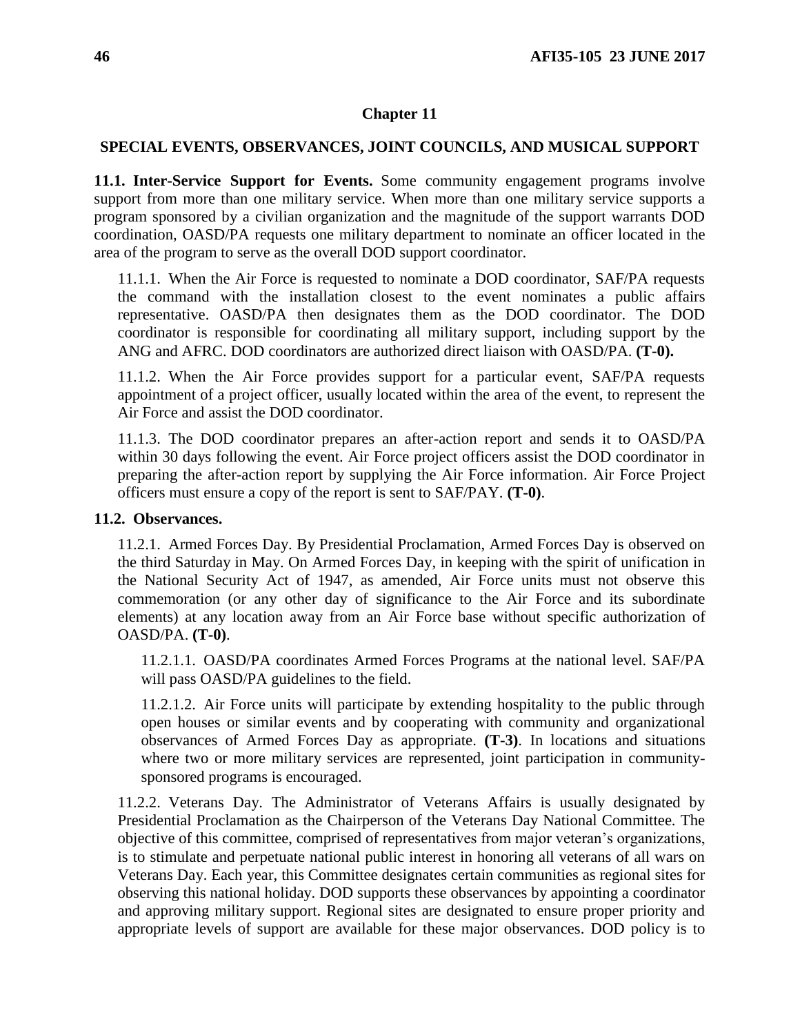## Chapter 11

## SPECIAL EVENTS, OBSERVANCES, JOINT COUNCILS, AND MUSICAL SUPPORT

**11.1. Inter-Service Support for Events.** Some community engagement programs involve support from more than one military service. When more than one military service supports a program sponsored by a civilian organization and the magnitude of the support warrants DOD coordination, OASD/PA requests one military department to nominate an officer located in the area of the program to serve as the overall DOD support coordinator.

11.1.1. When the Air Force is requested to nominate a DOD coordinator, SAF/PA requests the command with the installation closest to the event nominates a public affairs representative. OASD/PA then designates them as the DOD coordinator. The DOD coordinator is responsible for coordinating all military support, including support by the ANG and AFRC. DOD coordinators are authorized direct liaison with OASD/PA. **(T-0).**

11.1.2. When the Air Force provides support for a particular event, SAF/PA requests appointment of a project officer, usually located within the area of the event, to represent the Air Force and assist the DOD coordinator.

11.1.3. The DOD coordinator prepares an after-action report and sends it to OASD/PA within 30 days following the event. Air Force project officers assist the DOD coordinator in preparing the after-action report by supplying the Air Force information. Air Force Project officers must ensure a copy of the report is sent to SAF/PAY. **(T-0)**.

**11.2. Observances.**

11.2.1. Armed Forces Day. By Presidential Proclamation, Armed Forces Day is observed on the third Saturday in May. On Armed Forces Day, in keeping with the spirit of unification in the National Security Act of 1947, as amended, Air Force units must not observe this commemoration (or any other day of significance to the Air Force and its subordinate elements) at any location away from an Air Force base without specific authorization of OASD/PA. **(T-0)**.

11.2.1.1. OASD/PA coordinates Armed Forces Programs at the national level. SAF/PA will pass OASD/PA guidelines to the field.

11.2.1.2. Air Force units will participate by extending hospitality to the public through open houses or similar events and by cooperating with community and organizational observances of Armed Forces Day as appropriate. **(T-3)**. In locations and situations where two or more military services are represented, joint participation in community-sponsored programs is encouraged.

11.2.2. Veterans Day. The Administrator of Veterans Affairs is usually designated by Presidential Proclamation as the Chairperson of the Veterans Day National Committee. The objective of this committee, comprised of representatives from major veteran's organizations, is to stimulate and perpetuate national public interest in honoring all veterans of all wars on Veterans Day. Each year, this Committee designates certain communities as regional sites for observing this national holiday. DOD supports these observances by appointing a coordinator and approving military support. Regional sites are designated to ensure proper priority and appropriate levels of support are available for these major observances. DOD policy is to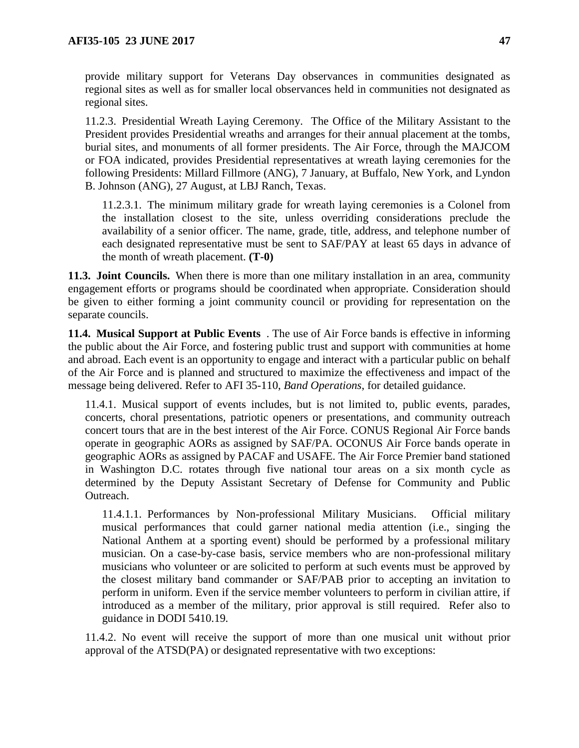provide military support for Veterans Day observances in communities designated as regional sites as well as for smaller local observances held in communities not designated as regional sites.

11.2.3. Presidential Wreath Laying Ceremony. The Office of the Military Assistant to the President provides Presidential wreaths and arranges for their annual placement at the tombs, burial sites, and monuments of all former presidents. The Air Force, through the MAJCOM or FOA indicated, provides Presidential representatives at wreath laying ceremonies for the following Presidents: Millard Fillmore (ANG), 7 January, at Buffalo, New York, and Lyndon B. Johnson (ANG), 27 August, at LBJ Ranch, Texas.

11.2.3.1. The minimum military grade for wreath laying ceremonies is a Colonel from the installation closest to the site, unless overriding considerations preclude the availability of a senior officer. The name, grade, title, address, and telephone number of each designated representative must be sent to SAF/PAY at least 65 days in advance of the month of wreath placement. **(T-0)**

**11.3. Joint Councils.** When there is more than one military installation in an area, community engagement efforts or programs should be coordinated when appropriate. Consideration should be given to either forming a joint community council or providing for representation on the separate councils.

**11.4. Musical Support at Public Events** . The use of Air Force bands is effective in informing the public about the Air Force, and fostering public trust and support with communities at home and abroad. Each event is an opportunity to engage and interact with a particular public on behalf of the Air Force and is planned and structured to maximize the effectiveness and impact of the message being delivered. Refer to AFI 35-110, *Band Operations*, for detailed guidance.

11.4.1. Musical support of events includes, but is not limited to, public events, parades, concerts, choral presentations, patriotic openers or presentations, and community outreach concert tours that are in the best interest of the Air Force. CONUS Regional Air Force bands operate in geographic AORs as assigned by SAF/PA. OCONUS Air Force bands operate in geographic AORs as assigned by PACAF and USAFE. The Air Force Premier band stationed in Washington D.C. rotates through five national tour areas on a six month cycle as determined by the Deputy Assistant Secretary of Defense for Community and Public Outreach.

11.4.1.1. Performances by Non-professional Military Musicians. Official military musical performances that could garner national media attention (i.e., singing the National Anthem at a sporting event) should be performed by a professional military musician. On a case-by-case basis, service members who are non-professional military musicians who volunteer or are solicited to perform at such events must be approved by the closest military band commander or SAF/PAB prior to accepting an invitation to perform in uniform. Even if the service member volunteers to perform in civilian attire, if introduced as a member of the military, prior approval is still required. Refer also to guidance in DODI 5410.19.

11.4.2. No event will receive the support of more than one musical unit without prior approval of the ATSD(PA) or designated representative with two exceptions: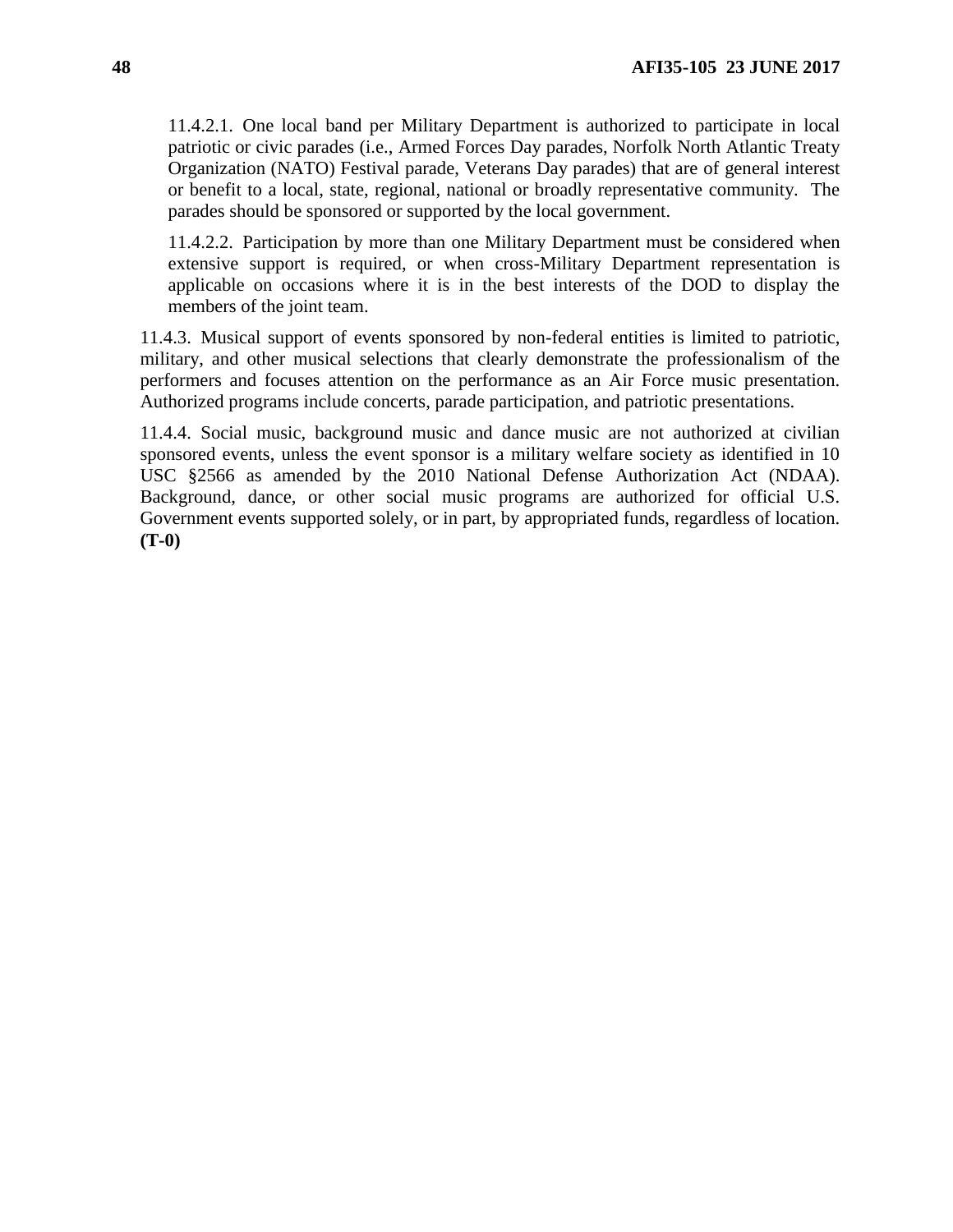11.4.2.1. One local band per Military Department is authorized to participate in local patriotic or civic parades (i.e., Armed Forces Day parades, Norfolk North Atlantic Treaty Organization (NATO) Festival parade, Veterans Day parades) that are of general interest or benefit to a local, state, regional, national or broadly representative community. The parades should be sponsored or supported by the local government.

11.4.2.2. Participation by more than one Military Department must be considered when extensive support is required, or when cross-Military Department representation is applicable on occasions where it is in the best interests of the DOD to display the members of the joint team.

11.4.3. Musical support of events sponsored by non-federal entities is limited to patriotic, military, and other musical selections that clearly demonstrate the professionalism of the performers and focuses attention on the performance as an Air Force music presentation. Authorized programs include concerts, parade participation, and patriotic presentations.

11.4.4. Social music, background music and dance music are not authorized at civilian sponsored events, unless the event sponsor is a military welfare society as identified in 10 USC §2566 as amended by the 2010 National Defense Authorization Act (NDAA). Background, dance, or other social music programs are authorized for official U.S. Government events supported solely, or in part, by appropriated funds, regardless of location. **(T-0)**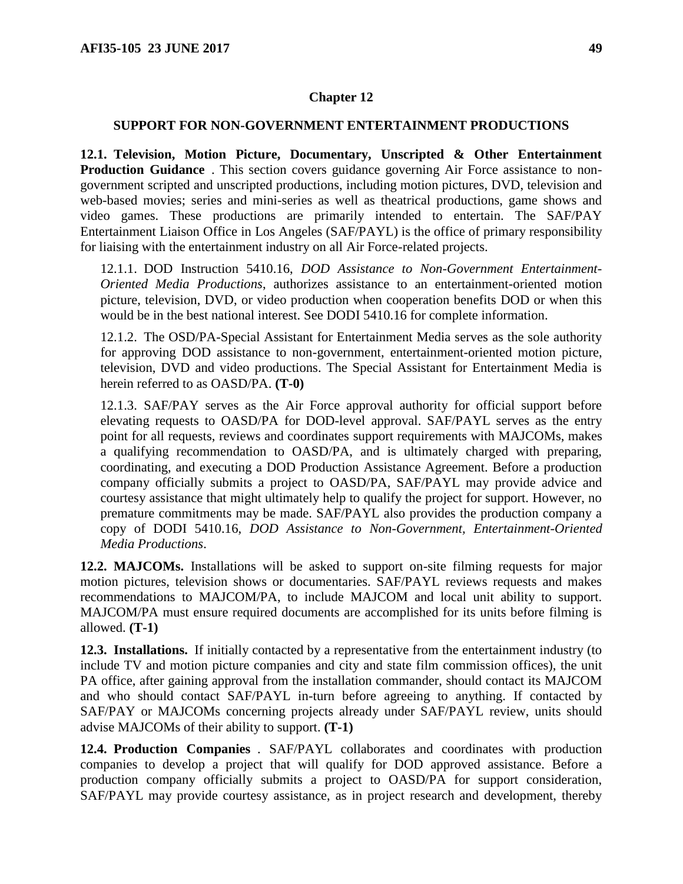## Chapter 12

## SUPPORT FOR NON-GOVERNMENT ENTERTAINMENT PRODUCTIONS

**12.1. Television, Motion Picture, Documentary, Unscripted & Other Entertainment Production Guidance** . This section covers guidance governing Air Force assistance to non-government scripted and unscripted productions, including motion pictures, DVD, television and web-based movies; series and mini-series as well as theatrical productions, game shows and video games. These productions are primarily intended to entertain. The SAF/PAY Entertainment Liaison Office in Los Angeles (SAF/PAYL) is the office of primary responsibility for liaising with the entertainment industry on all Air Force-related projects.

12.1.1. DOD Instruction 5410.16, *DOD Assistance to Non-Government Entertainment-Oriented Media Productions*, authorizes assistance to an entertainment-oriented motion picture, television, DVD, or video production when cooperation benefits DOD or when this would be in the best national interest. See DODI 5410.16 for complete information.

12.1.2. The OSD/PA-Special Assistant for Entertainment Media serves as the sole authority for approving DOD assistance to non-government, entertainment-oriented motion picture, television, DVD and video productions. The Special Assistant for Entertainment Media is herein referred to as OASD/PA. **(T-0)**

12.1.3. SAF/PAY serves as the Air Force approval authority for official support before elevating requests to OASD/PA for DOD-level approval. SAF/PAYL serves as the entry point for all requests, reviews and coordinates support requirements with MAJCOMs, makes a qualifying recommendation to OASD/PA, and is ultimately charged with preparing, coordinating, and executing a DOD Production Assistance Agreement. Before a production company officially submits a project to OASD/PA, SAF/PAYL may provide advice and courtesy assistance that might ultimately help to qualify the project for support. However, no premature commitments may be made. SAF/PAYL also provides the production company a copy of DODI 5410.16, *DOD Assistance to Non-Government, Entertainment-Oriented Media Productions*.

**12.2. MAJCOMs.** Installations will be asked to support on-site filming requests for major motion pictures, television shows or documentaries. SAF/PAYL reviews requests and makes recommendations to MAJCOM/PA, to include MAJCOM and local unit ability to support. MAJCOM/PA must ensure required documents are accomplished for its units before filming is allowed. **(T-1)**

**12.3. Installations.** If initially contacted by a representative from the entertainment industry (to include TV and motion picture companies and city and state film commission offices), the unit PA office, after gaining approval from the installation commander, should contact its MAJCOM and who should contact SAF/PAYL in-turn before agreeing to anything. If contacted by SAF/PAY or MAJCOMs concerning projects already under SAF/PAYL review, units should advise MAJCOMs of their ability to support. **(T-1)**

**12.4. Production Companies** . SAF/PAYL collaborates and coordinates with production companies to develop a project that will qualify for DOD approved assistance. Before a production company officially submits a project to OASD/PA for support consideration, SAF/PAYL may provide courtesy assistance, as in project research and development, thereby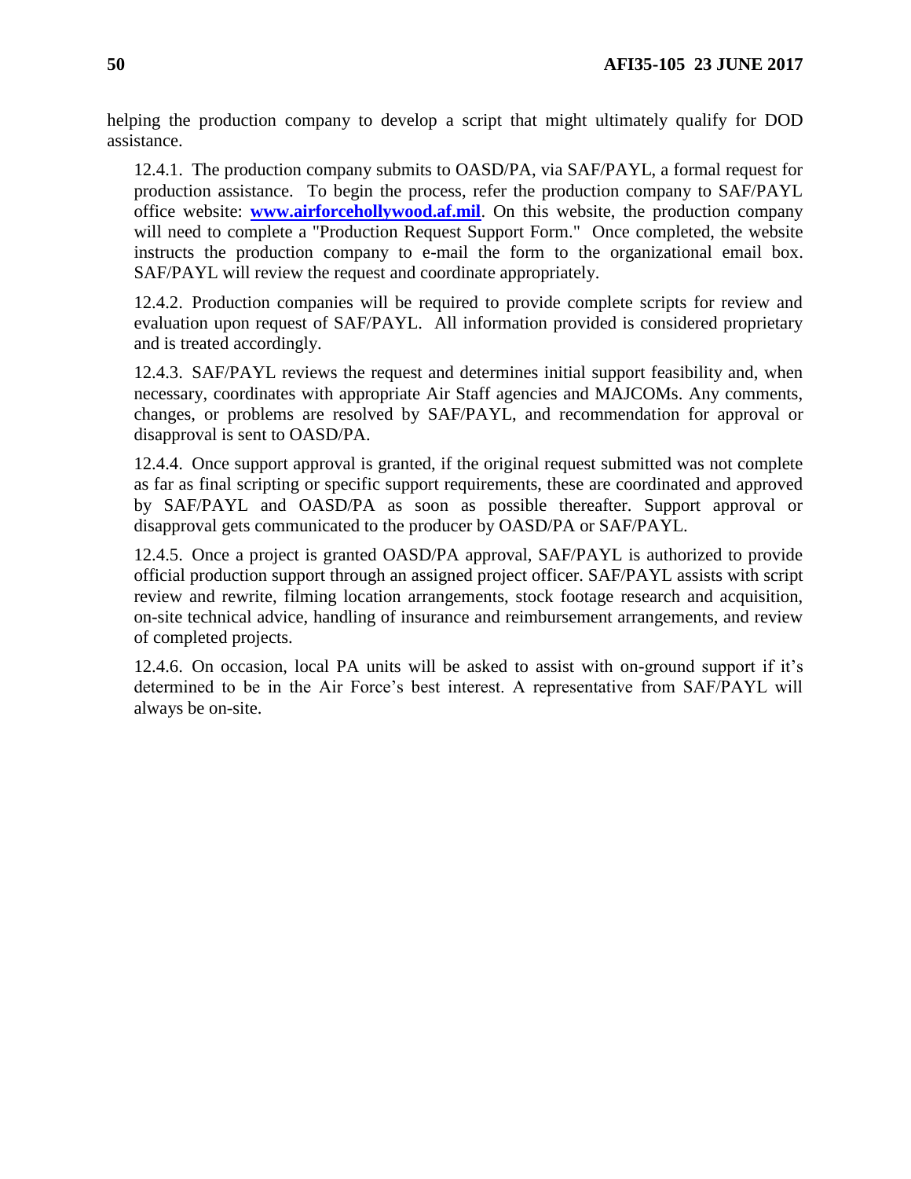helping the production company to develop a script that might ultimately qualify for DOD assistance.

12.4.1. The production company submits to OASD/PA, via SAF/PAYL, a formal request for production assistance. To begin the process, refer the production company to SAF/PAYL office website: **www.airforcehollywood.af.mil**. On this website, the production company will need to complete a "Production Request Support Form." Once completed, the website instructs the production company to e-mail the form to the organizational email box. SAF/PAYL will review the request and coordinate appropriately.

12.4.2. Production companies will be required to provide complete scripts for review and evaluation upon request of SAF/PAYL. All information provided is considered proprietary and is treated accordingly.

12.4.3. SAF/PAYL reviews the request and determines initial support feasibility and, when necessary, coordinates with appropriate Air Staff agencies and MAJCOMs. Any comments, changes, or problems are resolved by SAF/PAYL, and recommendation for approval or disapproval is sent to OASD/PA.

12.4.4. Once support approval is granted, if the original request submitted was not complete as far as final scripting or specific support requirements, these are coordinated and approved by SAF/PAYL and OASD/PA as soon as possible thereafter. Support approval or disapproval gets communicated to the producer by OASD/PA or SAF/PAYL.

12.4.5. Once a project is granted OASD/PA approval, SAF/PAYL is authorized to provide official production support through an assigned project officer. SAF/PAYL assists with script review and rewrite, filming location arrangements, stock footage research and acquisition, on-site technical advice, handling of insurance and reimbursement arrangements, and review of completed projects.

12.4.6. On occasion, local PA units will be asked to assist with on-ground support if it's determined to be in the Air Force's best interest. A representative from SAF/PAYL will always be on-site.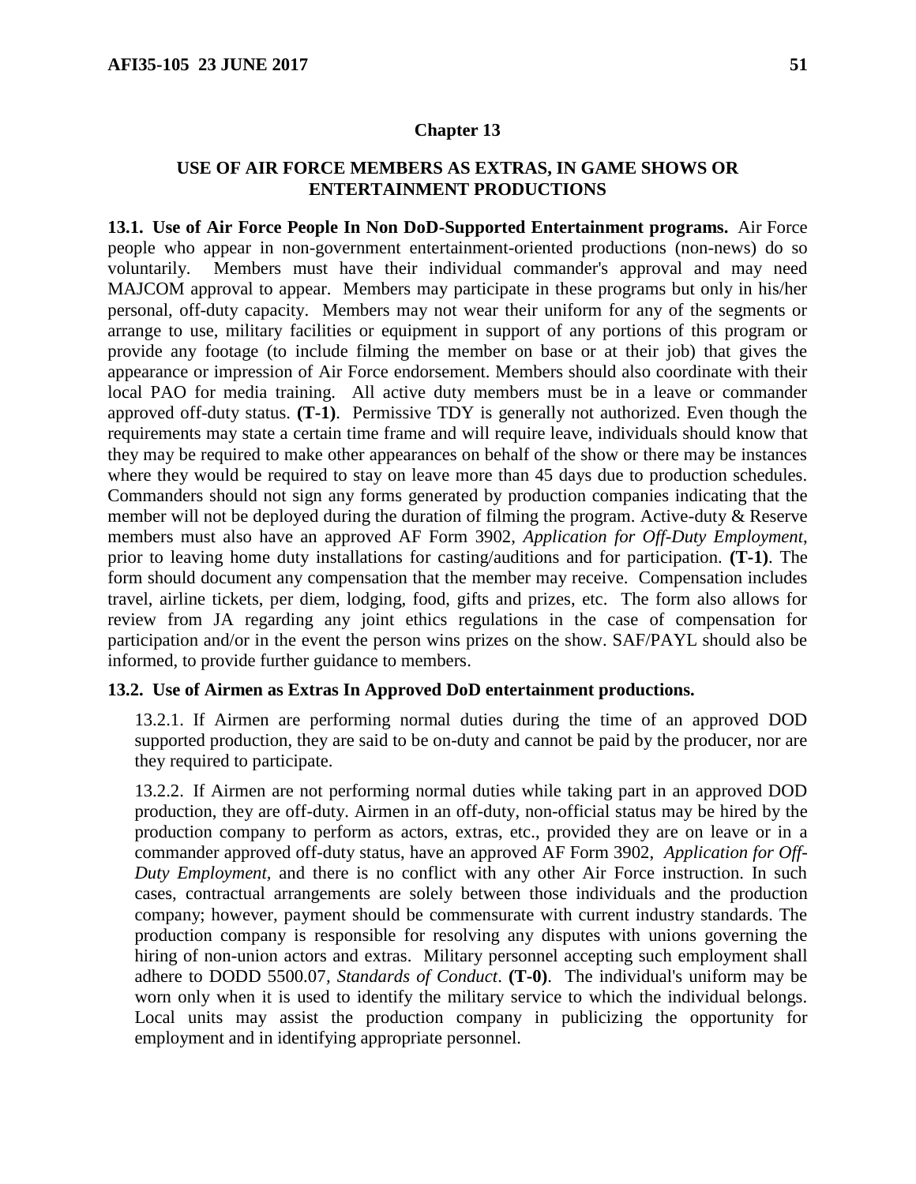# Chapter 13

## USE OF AIR FORCE MEMBERS AS EXTRAS, IN GAME SHOWS OR ENTERTAINMENT PRODUCTIONS

**13.1. Use of Air Force People In Non DoD-Supported Entertainment programs.** Air Force people who appear in non-government entertainment-oriented productions (non-news) do so voluntarily. Members must have their individual commander's approval and may need MAJCOM approval to appear. Members may participate in these programs but only in his/her personal, off-duty capacity. Members may not wear their uniform for any of the segments or arrange to use, military facilities or equipment in support of any portions of this program or provide any footage (to include filming the member on base or at their job) that gives the appearance or impression of Air Force endorsement. Members should also coordinate with their local PAO for media training. All active duty members must be in a leave or commander approved off-duty status. **(T-1)**. Permissive TDY is generally not authorized. Even though the requirements may state a certain time frame and will require leave, individuals should know that they may be required to make other appearances on behalf of the show or there may be instances where they would be required to stay on leave more than 45 days due to production schedules. Commanders should not sign any forms generated by production companies indicating that the member will not be deployed during the duration of filming the program. Active-duty & Reserve members must also have an approved AF Form 3902, *Application for Off-Duty Employment*, prior to leaving home duty installations for casting/auditions and for participation. **(T-1)**. The form should document any compensation that the member may receive. Compensation includes travel, airline tickets, per diem, lodging, food, gifts and prizes, etc. The form also allows for review from JA regarding any joint ethics regulations in the case of compensation for participation and/or in the event the person wins prizes on the show. SAF/PAYL should also be informed, to provide further guidance to members.

**13.2. Use of Airmen as Extras In Approved DoD entertainment productions.**

13.2.1. If Airmen are performing normal duties during the time of an approved DOD supported production, they are said to be on-duty and cannot be paid by the producer, nor are they required to participate.

13.2.2. If Airmen are not performing normal duties while taking part in an approved DOD production, they are off-duty. Airmen in an off-duty, non-official status may be hired by the production company to perform as actors, extras, etc., provided they are on leave or in a commander approved off-duty status, have an approved AF Form 3902, *Application for Off-Duty Employment,* and there is no conflict with any other Air Force instruction. In such cases, contractual arrangements are solely between those individuals and the production company; however, payment should be commensurate with current industry standards. The production company is responsible for resolving any disputes with unions governing the hiring of non-union actors and extras. Military personnel accepting such employment shall adhere to DODD 5500.07, *Standards of Conduct*. **(T-0)**. The individual's uniform may be worn only when it is used to identify the military service to which the individual belongs. Local units may assist the production company in publicizing the opportunity for employment and in identifying appropriate personnel.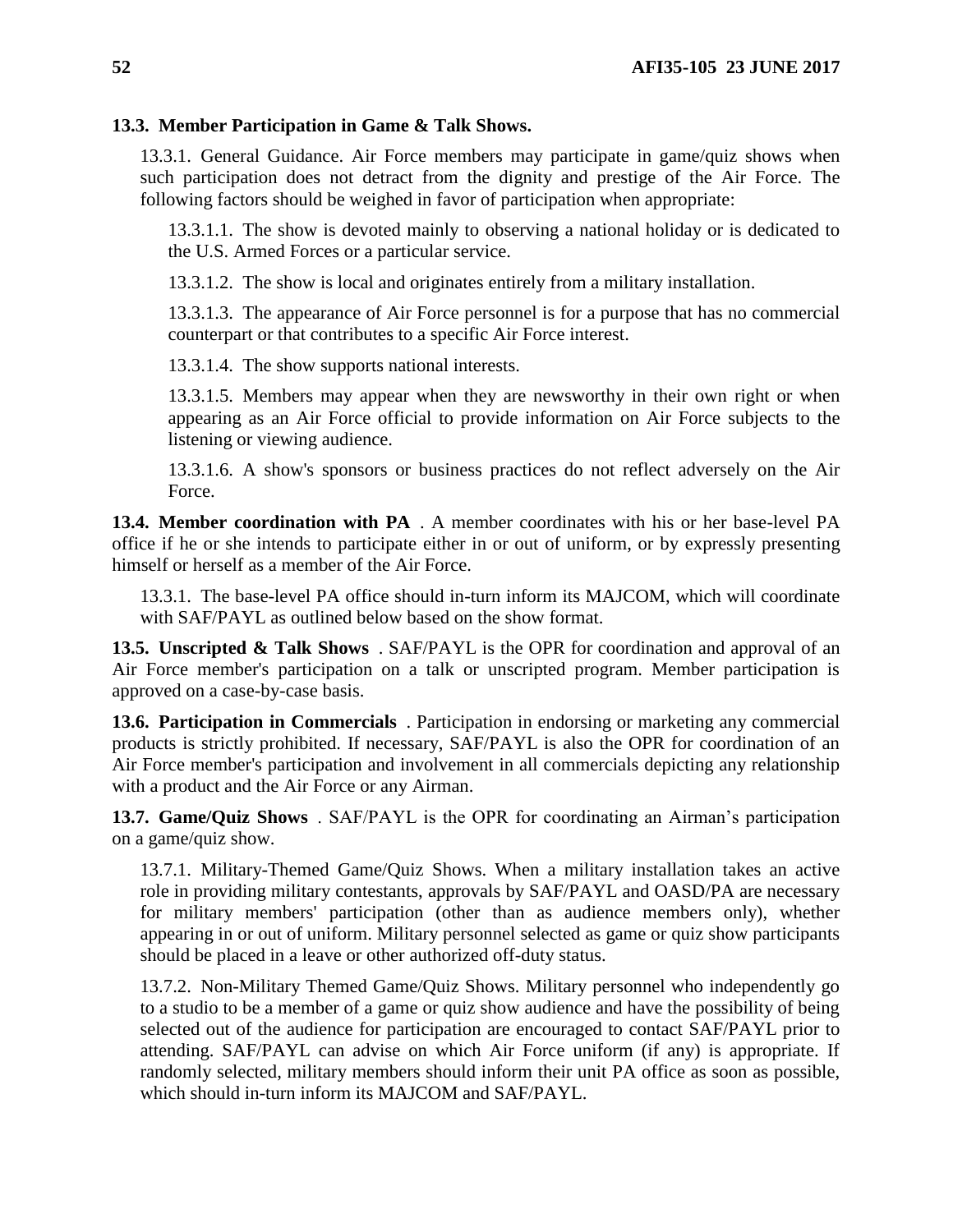**13.3. Member Participation in Game & Talk Shows.**

13.3.1. General Guidance. Air Force members may participate in game/quiz shows when such participation does not detract from the dignity and prestige of the Air Force. The following factors should be weighed in favor of participation when appropriate:

13.3.1.1. The show is devoted mainly to observing a national holiday or is dedicated to the U.S. Armed Forces or a particular service.

13.3.1.2. The show is local and originates entirely from a military installation.

13.3.1.3. The appearance of Air Force personnel is for a purpose that has no commercial counterpart or that contributes to a specific Air Force interest.

13.3.1.4. The show supports national interests.

13.3.1.5. Members may appear when they are newsworthy in their own right or when appearing as an Air Force official to provide information on Air Force subjects to the listening or viewing audience.

13.3.1.6. A show's sponsors or business practices do not reflect adversely on the Air Force.

**13.4. Member coordination with PA** . A member coordinates with his or her base-level PA office if he or she intends to participate either in or out of uniform, or by expressly presenting himself or herself as a member of the Air Force.

13.3.1. The base-level PA office should in-turn inform its MAJCOM, which will coordinate with SAF/PAYL as outlined below based on the show format.

**13.5. Unscripted & Talk Shows** . SAF/PAYL is the OPR for coordination and approval of an Air Force member's participation on a talk or unscripted program. Member participation is approved on a case-by-case basis.

**13.6. Participation in Commercials** . Participation in endorsing or marketing any commercial products is strictly prohibited. If necessary, SAF/PAYL is also the OPR for coordination of an Air Force member's participation and involvement in all commercials depicting any relationship with a product and the Air Force or any Airman.

**13.7. Game/Quiz Shows** . SAF/PAYL is the OPR for coordinating an Airman's participation on a game/quiz show.

13.7.1. Military-Themed Game/Quiz Shows. When a military installation takes an active role in providing military contestants, approvals by SAF/PAYL and OASD/PA are necessary for military members' participation (other than as audience members only), whether appearing in or out of uniform. Military personnel selected as game or quiz show participants should be placed in a leave or other authorized off-duty status.

13.7.2. Non-Military Themed Game/Quiz Shows. Military personnel who independently go to a studio to be a member of a game or quiz show audience and have the possibility of being selected out of the audience for participation are encouraged to contact SAF/PAYL prior to attending. SAF/PAYL can advise on which Air Force uniform (if any) is appropriate. If randomly selected, military members should inform their unit PA office as soon as possible, which should in-turn inform its MAJCOM and SAF/PAYL.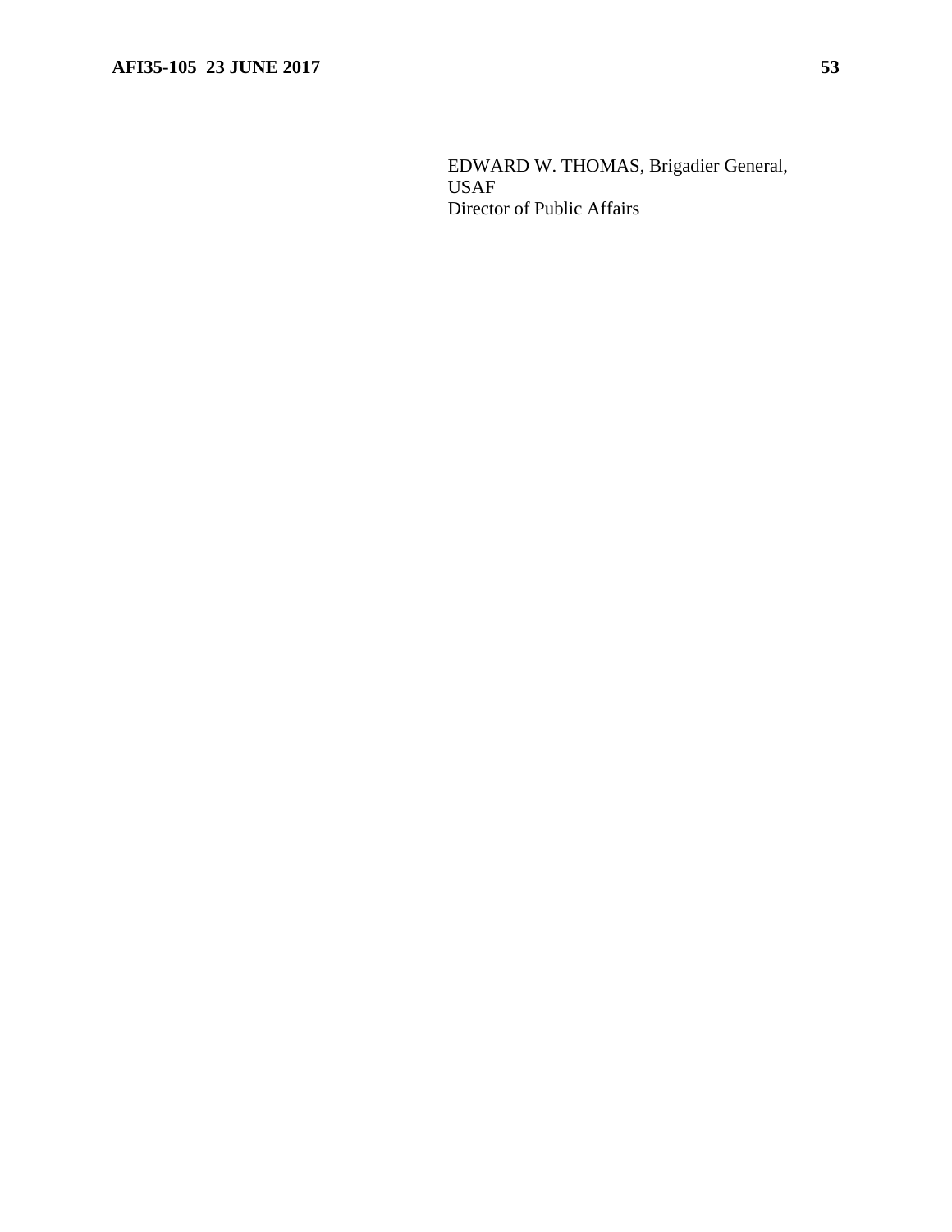EDWARD W. THOMAS, Brigadier General,
USAF
Director of Public Affairs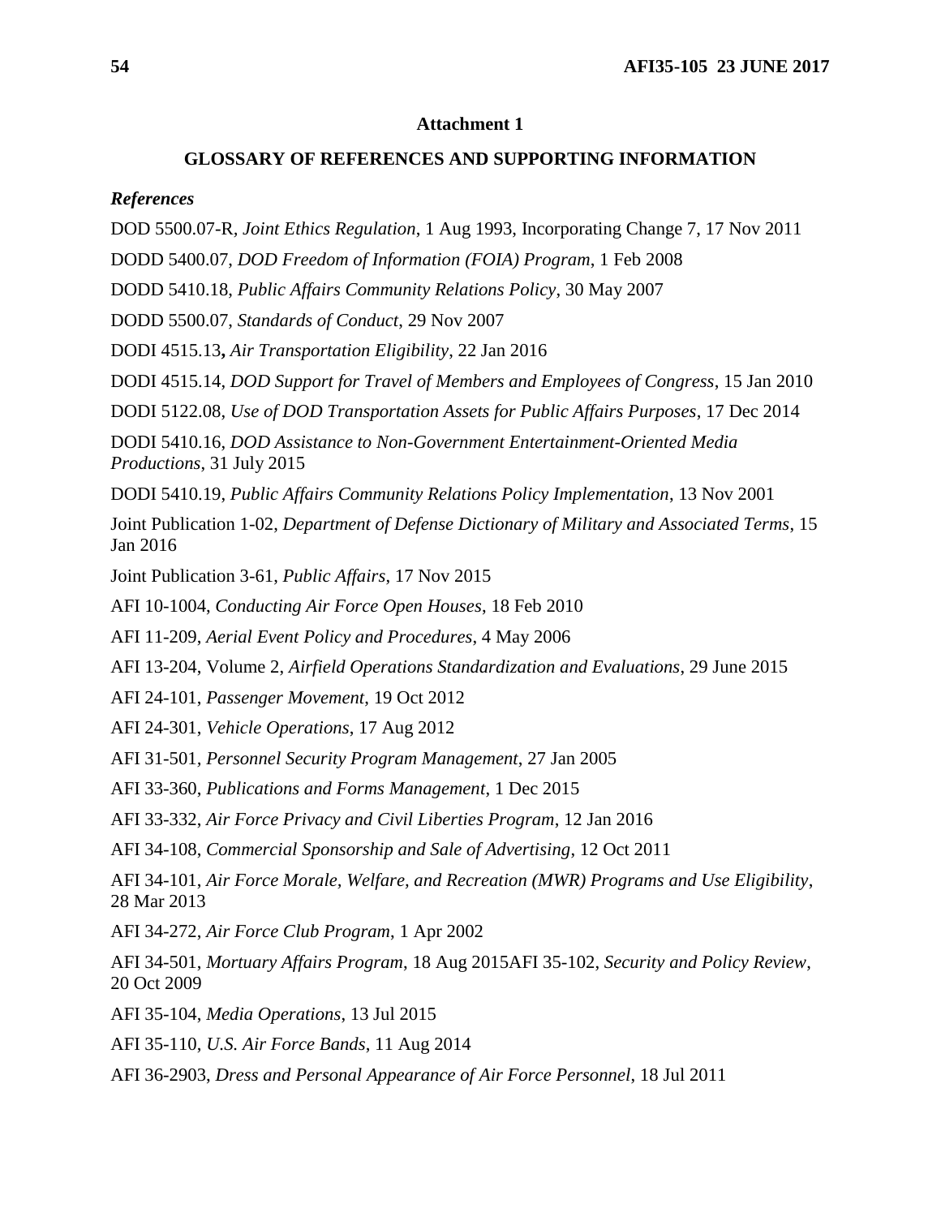## Attachment 1

## GLOSSARY OF REFERENCES AND SUPPORTING INFORMATION

### *References*

DOD 5500.07-R, *Joint Ethics Regulation*, 1 Aug 1993, Incorporating Change 7, 17 Nov 2011

DODD 5400.07, *DOD Freedom of Information (FOIA) Program*, 1 Feb 2008

DODD 5410.18, *Public Affairs Community Relations Policy*, 30 May 2007

DODD 5500.07, *Standards of Conduct*, 29 Nov 2007

DODI 4515.13**,** *Air Transportation Eligibility*, 22 Jan 2016

DODI 4515.14, *DOD Support for Travel of Members and Employees of Congress*, 15 Jan 2010

DODI 5122.08, *Use of DOD Transportation Assets for Public Affairs Purposes*, 17 Dec 2014

DODI 5410.16, *DOD Assistance to Non-Government Entertainment-Oriented Media Productions*, 31 July 2015

DODI 5410.19, *Public Affairs Community Relations Policy Implementation*, 13 Nov 2001

Joint Publication 1-02, *Department of Defense Dictionary of Military and Associated Terms*, 15 Jan 2016

Joint Publication 3-61, *Public Affairs*, 17 Nov 2015

AFI 10-1004, *Conducting Air Force Open Houses*, 18 Feb 2010

AFI 11-209, *Aerial Event Policy and Procedures*, 4 May 2006

AFI 13-204, Volume 2, *Airfield Operations Standardization and Evaluations*, 29 June 2015

AFI 24-101, *Passenger Movement*, 19 Oct 2012

AFI 24-301, *Vehicle Operations*, 17 Aug 2012

AFI 31-501, *Personnel Security Program Management*, 27 Jan 2005

AFI 33-360, *Publications and Forms Management*, 1 Dec 2015

AFI 33-332, *Air Force Privacy and Civil Liberties Program*, 12 Jan 2016

AFI 34-108, *Commercial Sponsorship and Sale of Advertising*, 12 Oct 2011

AFI 34-101, *Air Force Morale, Welfare, and Recreation (MWR) Programs and Use Eligibility*, 28 Mar 2013

AFI 34-272, *Air Force Club Program*, 1 Apr 2002

AFI 34-501, *Mortuary Affairs Program*, 18 Aug 2015AFI 35-102, *Security and Policy Review*, 20 Oct 2009

AFI 35-104, *Media Operations*, 13 Jul 2015

AFI 35-110, *U.S. Air Force Bands*, 11 Aug 2014

AFI 36-2903, *Dress and Personal Appearance of Air Force Personnel*, 18 Jul 2011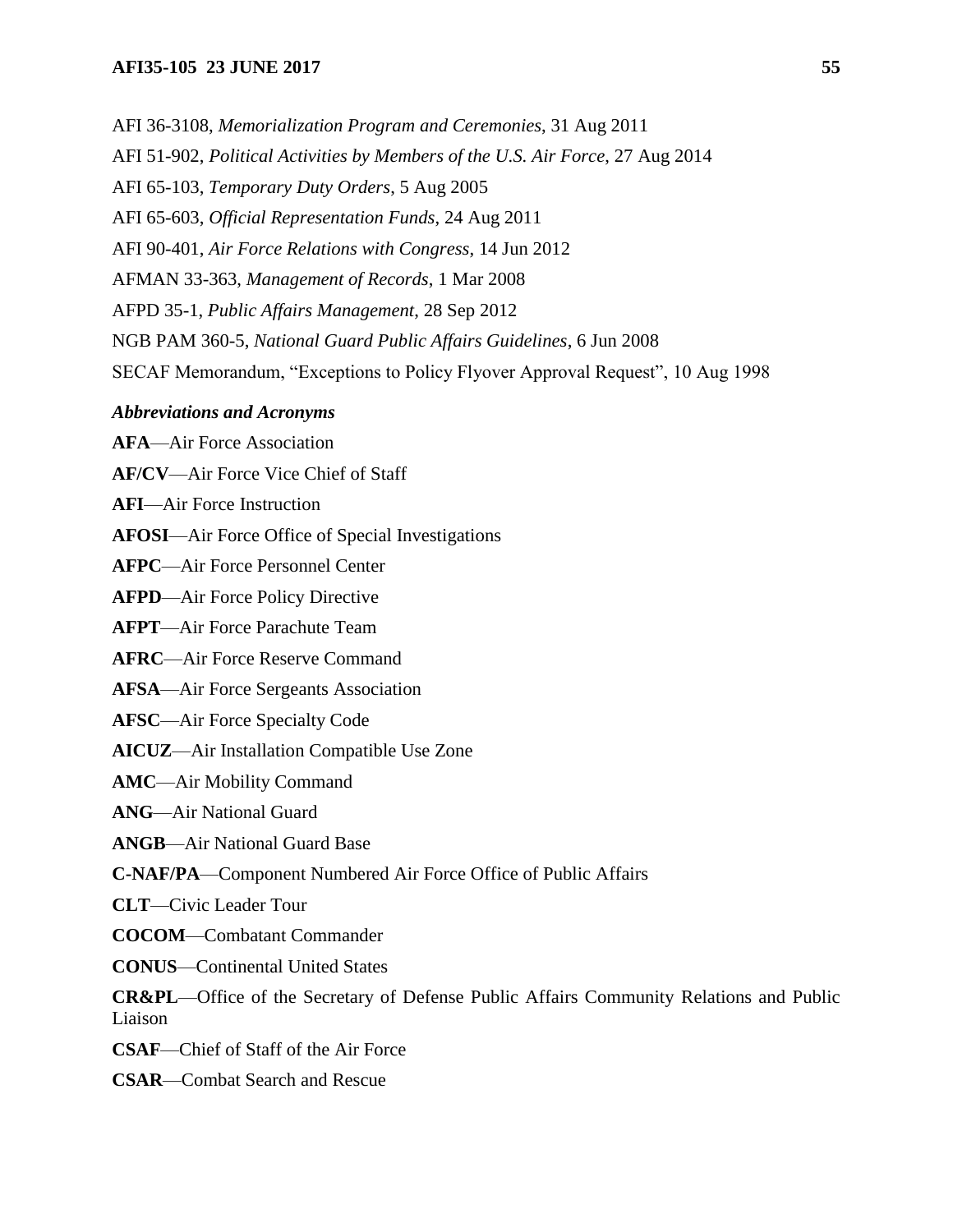AFI 36-3108, *Memorialization Program and Ceremonies*, 31 Aug 2011

AFI 51-902, *Political Activities by Members of the U.S. Air Force*, 27 Aug 2014

AFI 65-103, *Temporary Duty Orders*, 5 Aug 2005

AFI 65-603, *Official Representation Funds*, 24 Aug 2011

AFI 90-401, *Air Force Relations with Congress*, 14 Jun 2012

AFMAN 33-363, *Management of Records*, 1 Mar 2008

AFPD 35-1, *Public Affairs Management*, 28 Sep 2012

NGB PAM 360-5, *National Guard Public Affairs Guidelines*, 6 Jun 2008

SECAF Memorandum, "Exceptions to Policy Flyover Approval Request", 10 Aug 1998

***Abbreviations and Acronyms***

**AFA**—Air Force Association

**AF/CV**—Air Force Vice Chief of Staff

**AFI**—Air Force Instruction

**AFOSI**—Air Force Office of Special Investigations

**AFPC**—Air Force Personnel Center

**AFPD**—Air Force Policy Directive

**AFPT**—Air Force Parachute Team

**AFRC**—Air Force Reserve Command

**AFSA**—Air Force Sergeants Association

**AFSC**—Air Force Specialty Code

**AICUZ**—Air Installation Compatible Use Zone

**AMC**—Air Mobility Command

**ANG**—Air National Guard

**ANGB**—Air National Guard Base

**C-NAF/PA**—Component Numbered Air Force Office of Public Affairs

**CLT**—Civic Leader Tour

**COCOM**—Combatant Commander

**CONUS**—Continental United States

**CR&PL**—Office of the Secretary of Defense Public Affairs Community Relations and Public Liaison

**CSAF**—Chief of Staff of the Air Force

**CSAR**—Combat Search and Rescue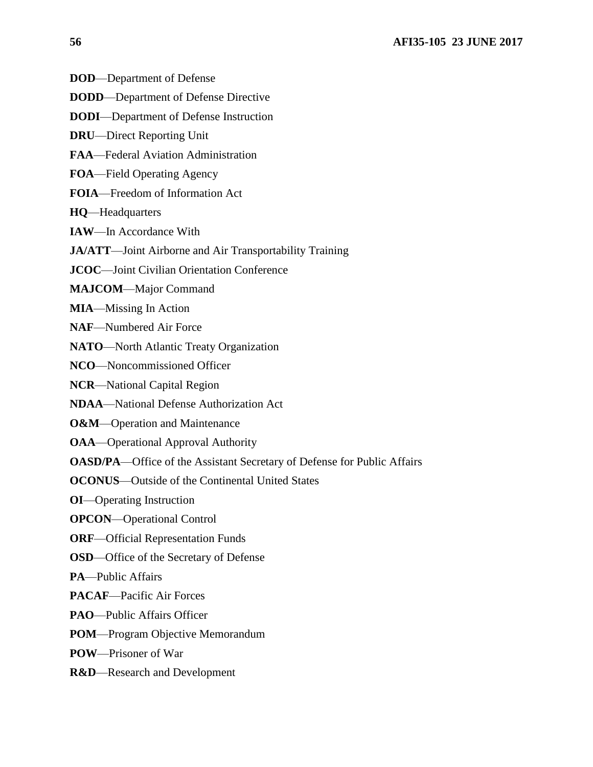**DOD**—Department of Defense

**DODD**—Department of Defense Directive

**DODI**—Department of Defense Instruction

**DRU**—Direct Reporting Unit

**FAA**—Federal Aviation Administration

**FOA**—Field Operating Agency

**FOIA**—Freedom of Information Act

**HQ**—Headquarters

**IAW**—In Accordance With

**JA/ATT**—Joint Airborne and Air Transportability Training

**JCOC**—Joint Civilian Orientation Conference

**MAJCOM**—Major Command

**MIA**—Missing In Action

**NAF**—Numbered Air Force

**NATO**—North Atlantic Treaty Organization

**NCO**—Noncommissioned Officer

**NCR**—National Capital Region

**NDAA**—National Defense Authorization Act

**O&M**—Operation and Maintenance

**OAA**—Operational Approval Authority

**OASD/PA**—Office of the Assistant Secretary of Defense for Public Affairs

**OCONUS**—Outside of the Continental United States

**OI**—Operating Instruction

**OPCON**—Operational Control

**ORF**—Official Representation Funds

**OSD**—Office of the Secretary of Defense

**PA**—Public Affairs

**PACAF**—Pacific Air Forces

**PAO**—Public Affairs Officer

**POM**—Program Objective Memorandum

**POW**—Prisoner of War

**R&D**—Research and Development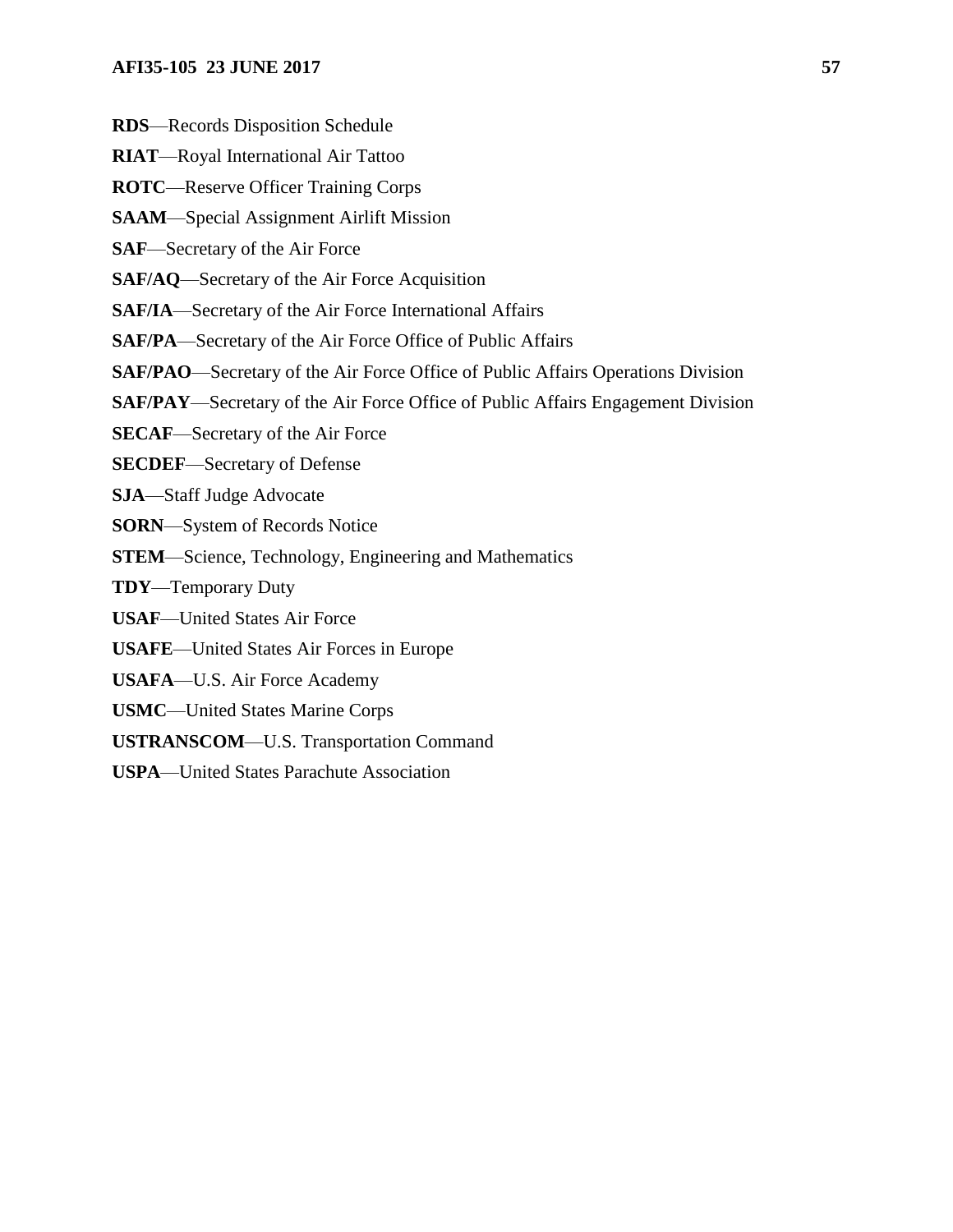**RDS**—Records Disposition Schedule

**RIAT**—Royal International Air Tattoo

**ROTC**—Reserve Officer Training Corps

**SAAM**—Special Assignment Airlift Mission

**SAF**—Secretary of the Air Force

**SAF/AQ**—Secretary of the Air Force Acquisition

**SAF/IA**—Secretary of the Air Force International Affairs

**SAF/PA**—Secretary of the Air Force Office of Public Affairs

**SAF/PAO**—Secretary of the Air Force Office of Public Affairs Operations Division

**SAF/PAY**—Secretary of the Air Force Office of Public Affairs Engagement Division

**SECAF**—Secretary of the Air Force

**SECDEF**—Secretary of Defense

**SJA**—Staff Judge Advocate

**SORN**—System of Records Notice

**STEM**—Science, Technology, Engineering and Mathematics

**TDY**—Temporary Duty

**USAF**—United States Air Force

**USAFE**—United States Air Forces in Europe

**USAFA**—U.S. Air Force Academy

**USMC**—United States Marine Corps

**USTRANSCOM**—U.S. Transportation Command

**USPA**—United States Parachute Association